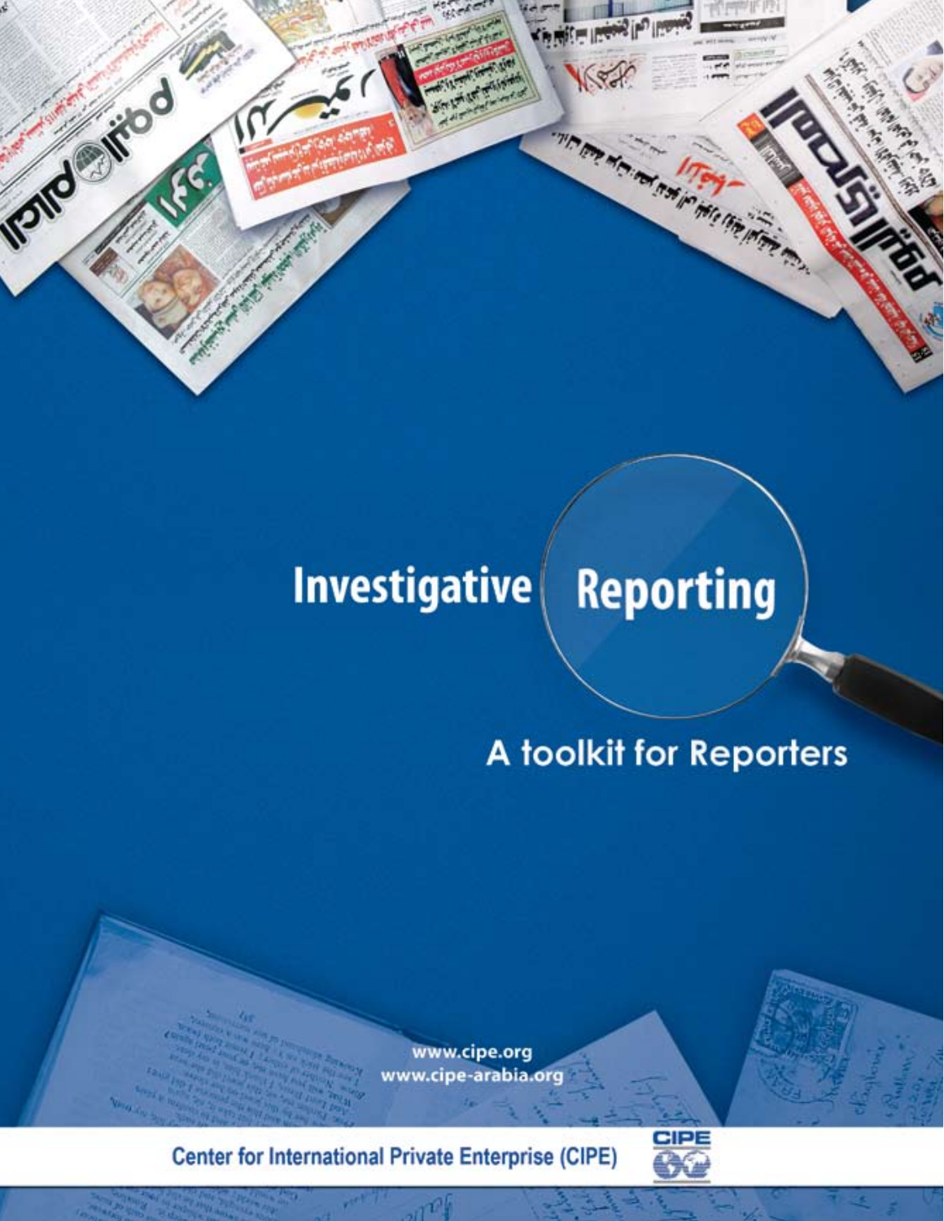# Investigative Reporting

## A toolkit for Reporters

www.cipe.org
www.cipe-arabia.org

Center for International Private Enterprise (CIPE)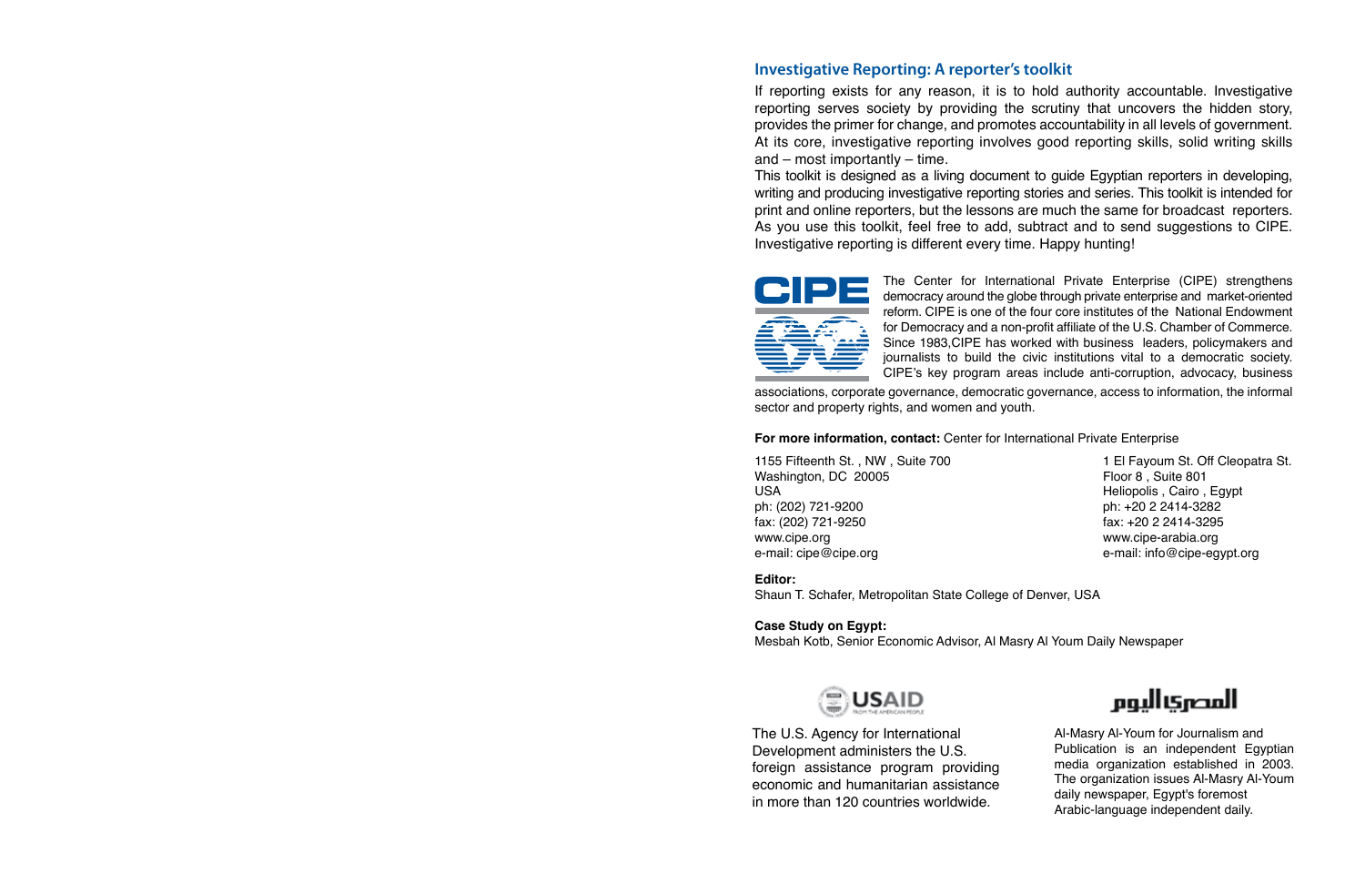## Investigative Reporting: A reporter's toolkit

If reporting exists for any reason, it is to hold authority accountable. Investigative reporting serves society by providing the scrutiny that uncovers the hidden story, provides the primer for change, and promotes accountability in all levels of government. At its core, investigative reporting involves good reporting skills, solid writing skills and – most importantly – time.

This toolkit is designed as a living document to guide Egyptian reporters in developing, writing and producing investigative reporting stories and series. This toolkit is intended for print and online reporters, but the lessons are much the same for broadcast reporters. As you use this toolkit, feel free to add, subtract and to send suggestions to CIPE. Investigative reporting is different every time. Happy hunting!

CIPE

The Center for International Private Enterprise (CIPE) strengthens democracy around the globe through private enterprise and market-oriented reform. CIPE is one of the four core institutes of the National Endowment for Democracy and a non-profit affiliate of the U.S. Chamber of Commerce. Since 1983,CIPE has worked with business leaders, policymakers and journalists to build the civic institutions vital to a democratic society. CIPE's key program areas include anti-corruption, advocacy, business associations, corporate governance, democratic governance, access to information, the informal sector and property rights, and women and youth.

**For more information, contact:** Center for International Private Enterprise

1155 Fifteenth St. , NW , Suite 700
Washington, DC 20005
USA
ph: (202) 721-9200
fax: (202) 721-9250
www.cipe.org
e-mail: cipe@cipe.org

1 El Fayoum St. Off Cleopatra St.
Floor 8 , Suite 801
Heliopolis , Cairo , Egypt
ph: +20 2 2414-3282
fax: +20 2 2414-3295
www.cipe-arabia.org
e-mail: info@cipe-egypt.org

**Editor:**
Shaun T. Schafer, Metropolitan State College of Denver, USA

**Case Study on Egypt:**
Mesbah Kotb, Senior Economic Advisor, Al Masry Al Youm Daily Newspaper

USAID
FROM THE AMERICAN PEOPLE

The U.S. Agency for International Development administers the U.S. foreign assistance program providing economic and humanitarian assistance in more than 120 countries worldwide.

المصري اليوم

Al-Masry Al-Youm for Journalism and Publication is an independent Egyptian media organization established in 2003. The organization issues Al-Masry Al-Youm daily newspaper, Egypt's foremost Arabic-language independent daily.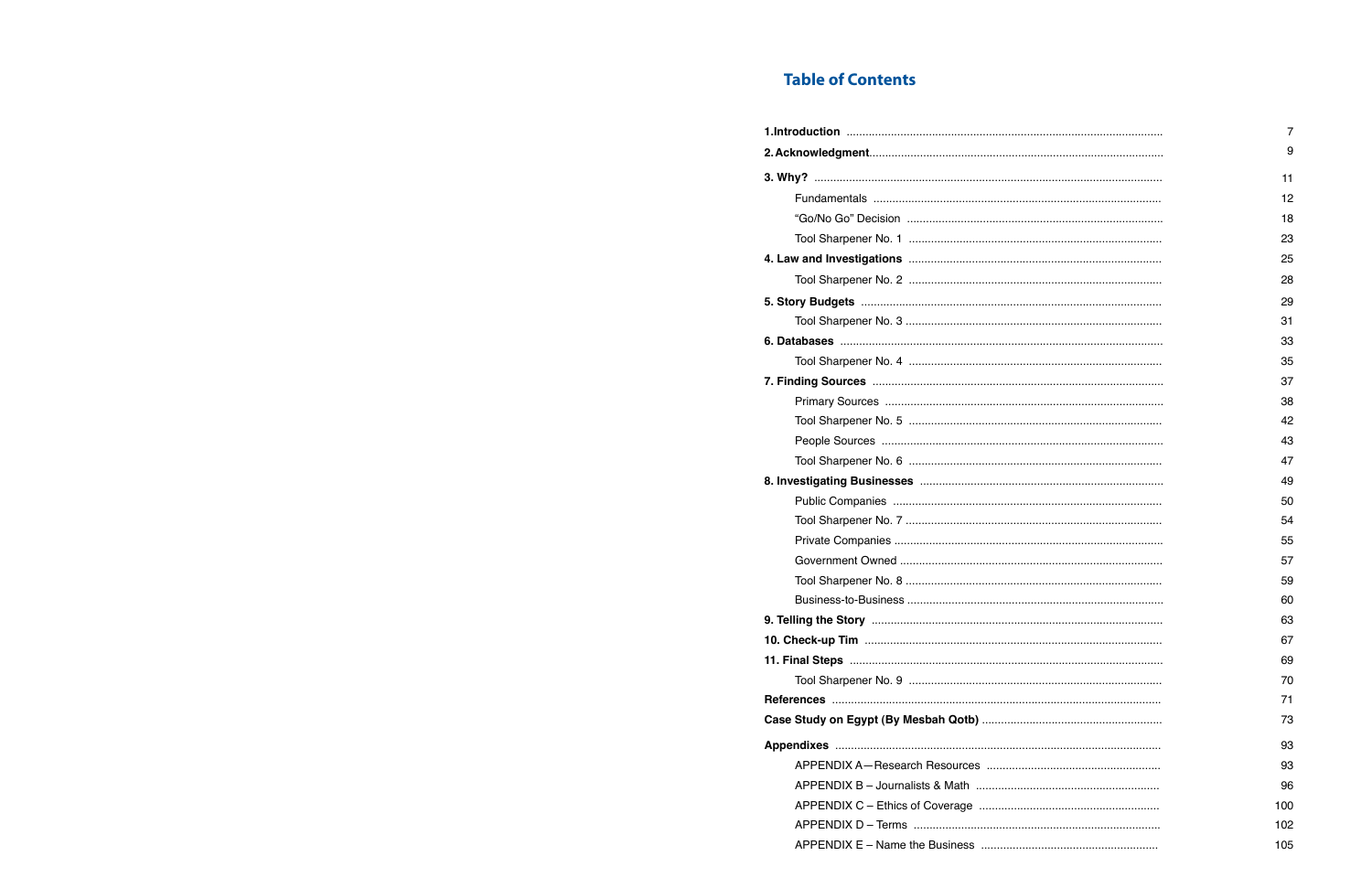# Table of Contents

| | |
|---|---|
| **1.Introduction** | 7 |
| **2. Acknowledgment** | 9 |
| **3. Why?** | 11 |
| Fundamentals | 12 |
| “Go/No Go” Decision | 18 |
| Tool Sharpener No. 1 | 23 |
| **4. Law and Investigations** | 25 |
| Tool Sharpener No. 2 | 28 |
| **5. Story Budgets** | 29 |
| Tool Sharpener No. 3 | 31 |
| **6. Databases** | 33 |
| Tool Sharpener No. 4 | 35 |
| **7. Finding Sources** | 37 |
| Primary Sources | 38 |
| Tool Sharpener No. 5 | 42 |
| People Sources | 43 |
| Tool Sharpener No. 6 | 47 |
| **8. Investigating Businesses** | 49 |
| Public Companies | 50 |
| Tool Sharpener No. 7 | 54 |
| Private Companies | 55 |
| Government Owned | 57 |
| Tool Sharpener No. 8 | 59 |
| Business-to-Business | 60 |
| **9. Telling the Story** | 63 |
| **10. Check-up Tim** | 67 |
| **11. Final Steps** | 69 |
| Tool Sharpener No. 9 | 70 |
| **References** | 71 |
| **Case Study on Egypt (By Mesbah Qotb)** | 73 |
| **Appendixes** | 93 |
| APPENDIX A—Research Resources | 93 |
| APPENDIX B – Journalists & Math | 96 |
| APPENDIX C – Ethics of Coverage | 100 |
| APPENDIX D – Terms | 102 |
| APPENDIX E – Name the Business | 105 |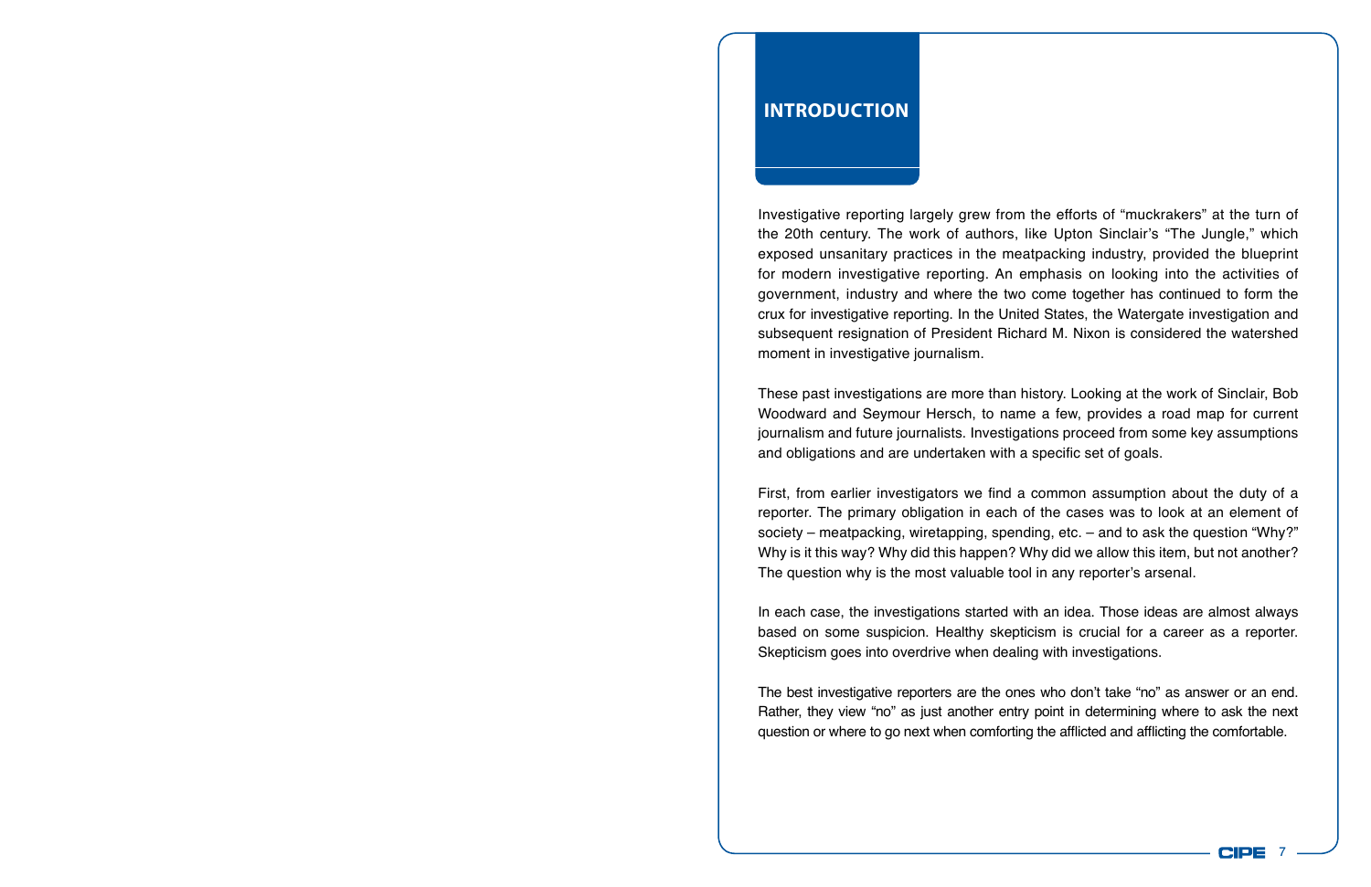# INTRODUCTION

Investigative reporting largely grew from the efforts of "muckrakers" at the turn of the 20th century. The work of authors, like Upton Sinclair's "The Jungle," which exposed unsanitary practices in the meatpacking industry, provided the blueprint for modern investigative reporting. An emphasis on looking into the activities of government, industry and where the two come together has continued to form the crux for investigative reporting. In the United States, the Watergate investigation and subsequent resignation of President Richard M. Nixon is considered the watershed moment in investigative journalism.

These past investigations are more than history. Looking at the work of Sinclair, Bob Woodward and Seymour Hersch, to name a few, provides a road map for current journalism and future journalists. Investigations proceed from some key assumptions and obligations and are undertaken with a specific set of goals.

First, from earlier investigators we find a common assumption about the duty of a reporter. The primary obligation in each of the cases was to look at an element of society – meatpacking, wiretapping, spending, etc. – and to ask the question "Why?" Why is it this way? Why did this happen? Why did we allow this item, but not another? The question why is the most valuable tool in any reporter's arsenal.

In each case, the investigations started with an idea. Those ideas are almost always based on some suspicion. Healthy skepticism is crucial for a career as a reporter. Skepticism goes into overdrive when dealing with investigations.

The best investigative reporters are the ones who don't take "no" as answer or an end. Rather, they view "no" as just another entry point in determining where to ask the next question or where to go next when comforting the afflicted and afflicting the comfortable.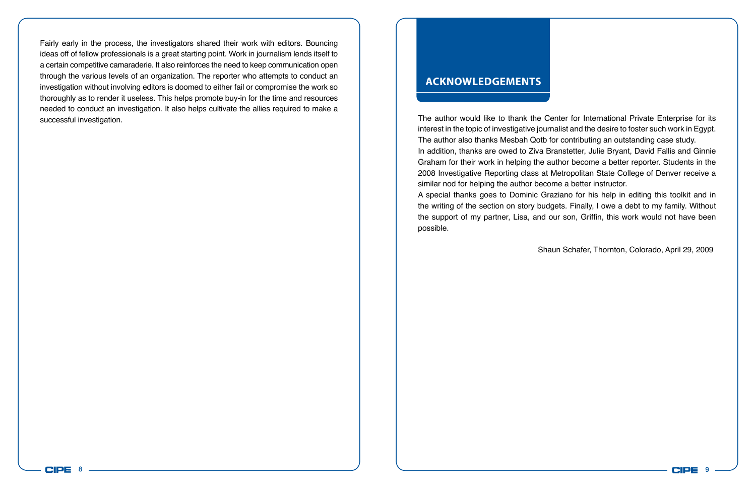Fairly early in the process, the investigators shared their work with editors. Bouncing ideas off of fellow professionals is a great starting point. Work in journalism lends itself to a certain competitive camaraderie. It also reinforces the need to keep communication open through the various levels of an organization. The reporter who attempts to conduct an investigation without involving editors is doomed to either fail or compromise the work so thoroughly as to render it useless. This helps promote buy-in for the time and resources needed to conduct an investigation. It also helps cultivate the allies required to make a successful investigation.

# ACKNOWLEDGEMENTS

The author would like to thank the Center for International Private Enterprise for its interest in the topic of investigative journalist and the desire to foster such work in Egypt. The author also thanks Mesbah Qotb for contributing an outstanding case study.

In addition, thanks are owed to Ziva Branstetter, Julie Bryant, David Fallis and Ginnie Graham for their work in helping the author become a better reporter. Students in the 2008 Investigative Reporting class at Metropolitan State College of Denver receive a similar nod for helping the author become a better instructor.

A special thanks goes to Dominic Graziano for his help in editing this toolkit and in the writing of the section on story budgets. Finally, I owe a debt to my family. Without the support of my partner, Lisa, and our son, Griffin, this work would not have been possible.

Shaun Schafer, Thornton, Colorado, April 29, 2009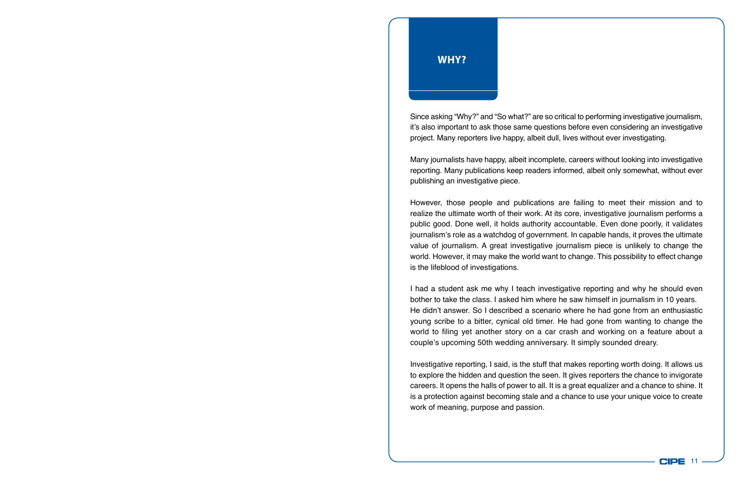## WHY?

Since asking "Why?" and "So what?" are so critical to performing investigative journalism, it's also important to ask those same questions before even considering an investigative project. Many reporters live happy, albeit dull, lives without ever investigating.

Many journalists have happy, albeit incomplete, careers without looking into investigative reporting. Many publications keep readers informed, albeit only somewhat, without ever publishing an investigative piece.

However, those people and publications are failing to meet their mission and to realize the ultimate worth of their work. At its core, investigative journalism performs a public good. Done well, it holds authority accountable. Even done poorly, it validates journalism's role as a watchdog of government. In capable hands, it proves the ultimate value of journalism. A great investigative journalism piece is unlikely to change the world. However, it may make the world want to change. This possibility to effect change is the lifeblood of investigations.

I had a student ask me why I teach investigative reporting and why he should even bother to take the class. I asked him where he saw himself in journalism in 10 years. He didn't answer. So I described a scenario where he had gone from an enthusiastic young scribe to a bitter, cynical old timer. He had gone from wanting to change the world to filing yet another story on a car crash and working on a feature about a couple's upcoming 50th wedding anniversary. It simply sounded dreary.

Investigative reporting, I said, is the stuff that makes reporting worth doing. It allows us to explore the hidden and question the seen. It gives reporters the chance to invigorate careers. It opens the halls of power to all. It is a great equalizer and a chance to shine. It is a protection against becoming stale and a chance to use your unique voice to create work of meaning, purpose and passion.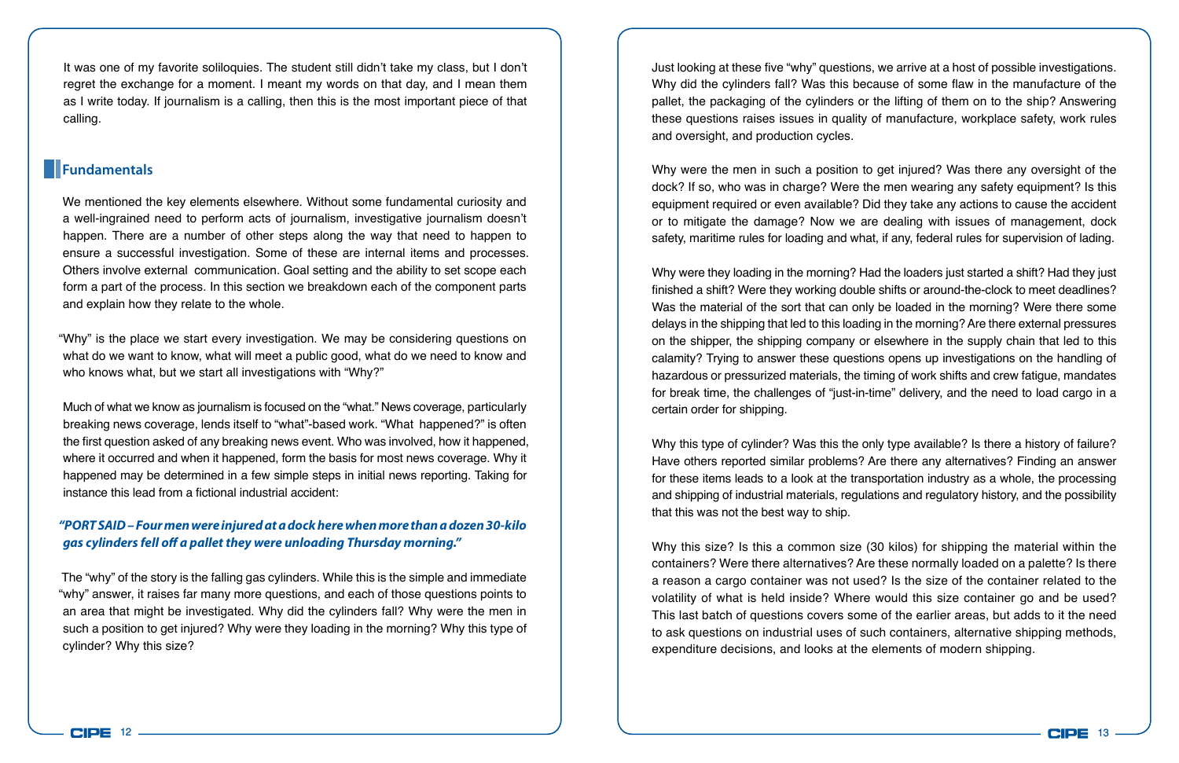It was one of my favorite soliloquies. The student still didn't take my class, but I don't regret the exchange for a moment. I meant my words on that day, and I mean them as I write today. If journalism is a calling, then this is the most important piece of that calling.

## Fundamentals

We mentioned the key elements elsewhere. Without some fundamental curiosity and a well-ingrained need to perform acts of journalism, investigative journalism doesn't happen. There are a number of other steps along the way that need to happen to ensure a successful investigation. Some of these are internal items and processes. Others involve external communication. Goal setting and the ability to set scope each form a part of the process. In this section we breakdown each of the component parts and explain how they relate to the whole.

"Why" is the place we start every investigation. We may be considering questions on what do we want to know, what will meet a public good, what do we need to know and who knows what, but we start all investigations with "Why?"

Much of what we know as journalism is focused on the "what." News coverage, particularly breaking news coverage, lends itself to "what"-based work. "What happened?" is often the first question asked of any breaking news event. Who was involved, how it happened, where it occurred and when it happened, form the basis for most news coverage. Why it happened may be determined in a few simple steps in initial news reporting. Taking for instance this lead from a fictional industrial accident:

***"PORT SAID – Four men were injured at a dock here when more than a dozen 30-kilo gas cylinders fell off a pallet they were unloading Thursday morning."***

The "why" of the story is the falling gas cylinders. While this is the simple and immediate "why" answer, it raises far many more questions, and each of those questions points to an area that might be investigated. Why did the cylinders fall? Why were the men in such a position to get injured? Why were they loading in the morning? Why this type of cylinder? Why this size?

Just looking at these five "why" questions, we arrive at a host of possible investigations. Why did the cylinders fall? Was this because of some flaw in the manufacture of the pallet, the packaging of the cylinders or the lifting of them on to the ship? Answering these questions raises issues in quality of manufacture, workplace safety, work rules and oversight, and production cycles.

Why were the men in such a position to get injured? Was there any oversight of the dock? If so, who was in charge? Were the men wearing any safety equipment? Is this equipment required or even available? Did they take any actions to cause the accident or to mitigate the damage? Now we are dealing with issues of management, dock safety, maritime rules for loading and what, if any, federal rules for supervision of lading.

Why were they loading in the morning? Had the loaders just started a shift? Had they just finished a shift? Were they working double shifts or around-the-clock to meet deadlines? Was the material of the sort that can only be loaded in the morning? Were there some delays in the shipping that led to this loading in the morning? Are there external pressures on the shipper, the shipping company or elsewhere in the supply chain that led to this calamity? Trying to answer these questions opens up investigations on the handling of hazardous or pressurized materials, the timing of work shifts and crew fatigue, mandates for break time, the challenges of "just-in-time" delivery, and the need to load cargo in a certain order for shipping.

Why this type of cylinder? Was this the only type available? Is there a history of failure? Have others reported similar problems? Are there any alternatives? Finding an answer for these items leads to a look at the transportation industry as a whole, the processing and shipping of industrial materials, regulations and regulatory history, and the possibility that this was not the best way to ship.

Why this size? Is this a common size (30 kilos) for shipping the material within the containers? Were there alternatives? Are these normally loaded on a palette? Is there a reason a cargo container was not used? Is the size of the container related to the volatility of what is held inside? Where would this size container go and be used? This last batch of questions covers some of the earlier areas, but adds to it the need to ask questions on industrial uses of such containers, alternative shipping methods, expenditure decisions, and looks at the elements of modern shipping.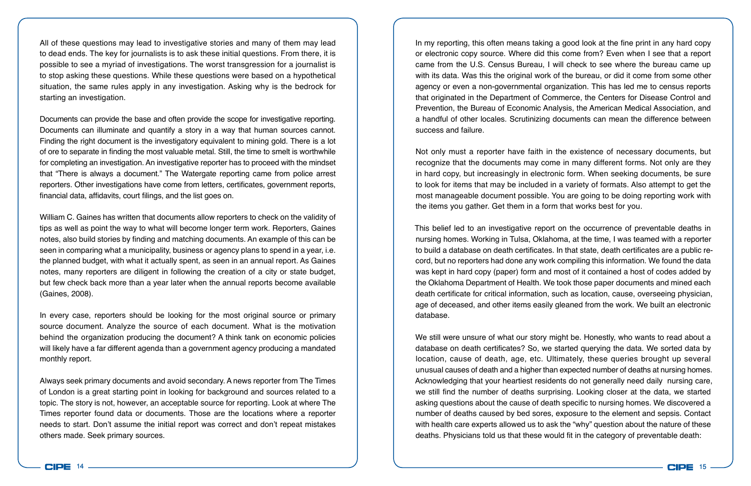All of these questions may lead to investigative stories and many of them may lead to dead ends. The key for journalists is to ask these initial questions. From there, it is possible to see a myriad of investigations. The worst transgression for a journalist is to stop asking these questions. While these questions were based on a hypothetical situation, the same rules apply in any investigation. Asking why is the bedrock for starting an investigation.

Documents can provide the base and often provide the scope for investigative reporting. Documents can illuminate and quantify a story in a way that human sources cannot. Finding the right document is the investigatory equivalent to mining gold. There is a lot of ore to separate in finding the most valuable metal. Still, the time to smelt is worthwhile for completing an investigation. An investigative reporter has to proceed with the mindset that "There is always a document." The Watergate reporting came from police arrest reporters. Other investigations have come from letters, certificates, government reports, financial data, affidavits, court filings, and the list goes on.

William C. Gaines has written that documents allow reporters to check on the validity of tips as well as point the way to what will become longer term work. Reporters, Gaines notes, also build stories by finding and matching documents. An example of this can be seen in comparing what a municipality, business or agency plans to spend in a year, i.e. the planned budget, with what it actually spent, as seen in an annual report. As Gaines notes, many reporters are diligent in following the creation of a city or state budget, but few check back more than a year later when the annual reports become available (Gaines, 2008).

In every case, reporters should be looking for the most original source or primary source document. Analyze the source of each document. What is the motivation behind the organization producing the document? A think tank on economic policies will likely have a far different agenda than a government agency producing a mandated monthly report.

Always seek primary documents and avoid secondary. A news reporter from The Times of London is a great starting point in looking for background and sources related to a topic. The story is not, however, an acceptable source for reporting. Look at where The Times reporter found data or documents. Those are the locations where a reporter needs to start. Don't assume the initial report was correct and don't repeat mistakes others made. Seek primary sources.

In my reporting, this often means taking a good look at the fine print in any hard copy or electronic copy source. Where did this come from? Even when I see that a report came from the U.S. Census Bureau, I will check to see where the bureau came up with its data. Was this the original work of the bureau, or did it come from some other agency or even a non-governmental organization. This has led me to census reports that originated in the Department of Commerce, the Centers for Disease Control and Prevention, the Bureau of Economic Analysis, the American Medical Association, and a handful of other locales. Scrutinizing documents can mean the difference between success and failure.

Not only must a reporter have faith in the existence of necessary documents, but recognize that the documents may come in many different forms. Not only are they in hard copy, but increasingly in electronic form. When seeking documents, be sure to look for items that may be included in a variety of formats. Also attempt to get the most manageable document possible. You are going to be doing reporting work with the items you gather. Get them in a form that works best for you.

This belief led to an investigative report on the occurrence of preventable deaths in nursing homes. Working in Tulsa, Oklahoma, at the time, I was teamed with a reporter to build a database on death certificates. In that state, death certificates are a public record, but no reporters had done any work compiling this information. We found the data was kept in hard copy (paper) form and most of it contained a host of codes added by the Oklahoma Department of Health. We took those paper documents and mined each death certificate for critical information, such as location, cause, overseeing physician, age of deceased, and other items easily gleaned from the work. We built an electronic database.

We still were unsure of what our story might be. Honestly, who wants to read about a database on death certificates? So, we started querying the data. We sorted data by location, cause of death, age, etc. Ultimately, these queries brought up several unusual causes of death and a higher than expected number of deaths at nursing homes. Acknowledging that your heartiest residents do not generally need daily nursing care, we still find the number of deaths surprising. Looking closer at the data, we started asking questions about the cause of death specific to nursing homes. We discovered a number of deaths caused by bed sores, exposure to the element and sepsis. Contact with health care experts allowed us to ask the "why" question about the nature of these deaths. Physicians told us that these would fit in the category of preventable death: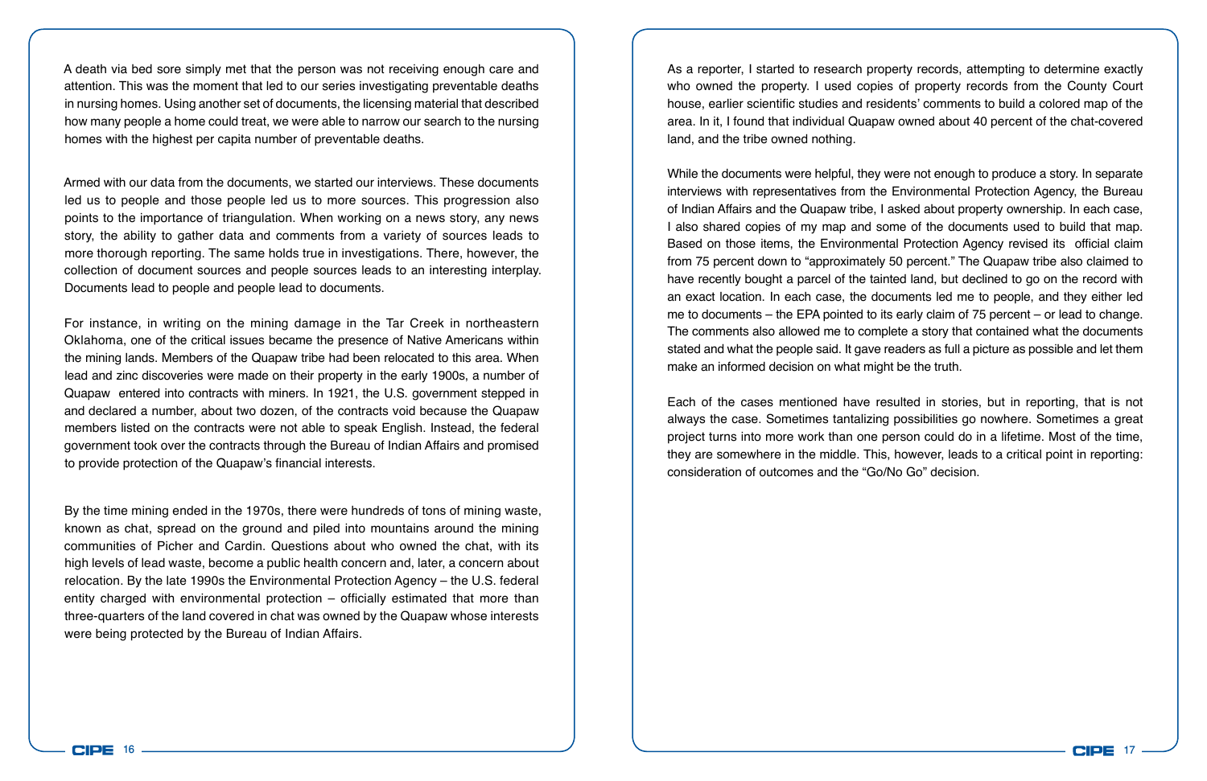A death via bed sore simply met that the person was not receiving enough care and attention. This was the moment that led to our series investigating preventable deaths in nursing homes. Using another set of documents, the licensing material that described how many people a home could treat, we were able to narrow our search to the nursing homes with the highest per capita number of preventable deaths.

Armed with our data from the documents, we started our interviews. These documents led us to people and those people led us to more sources. This progression also points to the importance of triangulation. When working on a news story, any news story, the ability to gather data and comments from a variety of sources leads to more thorough reporting. The same holds true in investigations. There, however, the collection of document sources and people sources leads to an interesting interplay. Documents lead to people and people lead to documents.

For instance, in writing on the mining damage in the Tar Creek in northeastern Oklahoma, one of the critical issues became the presence of Native Americans within the mining lands. Members of the Quapaw tribe had been relocated to this area. When lead and zinc discoveries were made on their property in the early 1900s, a number of Quapaw entered into contracts with miners. In 1921, the U.S. government stepped in and declared a number, about two dozen, of the contracts void because the Quapaw members listed on the contracts were not able to speak English. Instead, the federal government took over the contracts through the Bureau of Indian Affairs and promised to provide protection of the Quapaw's financial interests.

By the time mining ended in the 1970s, there were hundreds of tons of mining waste, known as chat, spread on the ground and piled into mountains around the mining communities of Picher and Cardin. Questions about who owned the chat, with its high levels of lead waste, become a public health concern and, later, a concern about relocation. By the late 1990s the Environmental Protection Agency – the U.S. federal entity charged with environmental protection – officially estimated that more than three-quarters of the land covered in chat was owned by the Quapaw whose interests were being protected by the Bureau of Indian Affairs.

As a reporter, I started to research property records, attempting to determine exactly who owned the property. I used copies of property records from the County Court house, earlier scientific studies and residents' comments to build a colored map of the area. In it, I found that individual Quapaw owned about 40 percent of the chat-covered land, and the tribe owned nothing.

While the documents were helpful, they were not enough to produce a story. In separate interviews with representatives from the Environmental Protection Agency, the Bureau of Indian Affairs and the Quapaw tribe, I asked about property ownership. In each case, I also shared copies of my map and some of the documents used to build that map. Based on those items, the Environmental Protection Agency revised its official claim from 75 percent down to "approximately 50 percent." The Quapaw tribe also claimed to have recently bought a parcel of the tainted land, but declined to go on the record with an exact location. In each case, the documents led me to people, and they either led me to documents – the EPA pointed to its early claim of 75 percent – or lead to change. The comments also allowed me to complete a story that contained what the documents stated and what the people said. It gave readers as full a picture as possible and let them make an informed decision on what might be the truth.

Each of the cases mentioned have resulted in stories, but in reporting, that is not always the case. Sometimes tantalizing possibilities go nowhere. Sometimes a great project turns into more work than one person could do in a lifetime. Most of the time, they are somewhere in the middle. This, however, leads to a critical point in reporting: consideration of outcomes and the "Go/No Go" decision.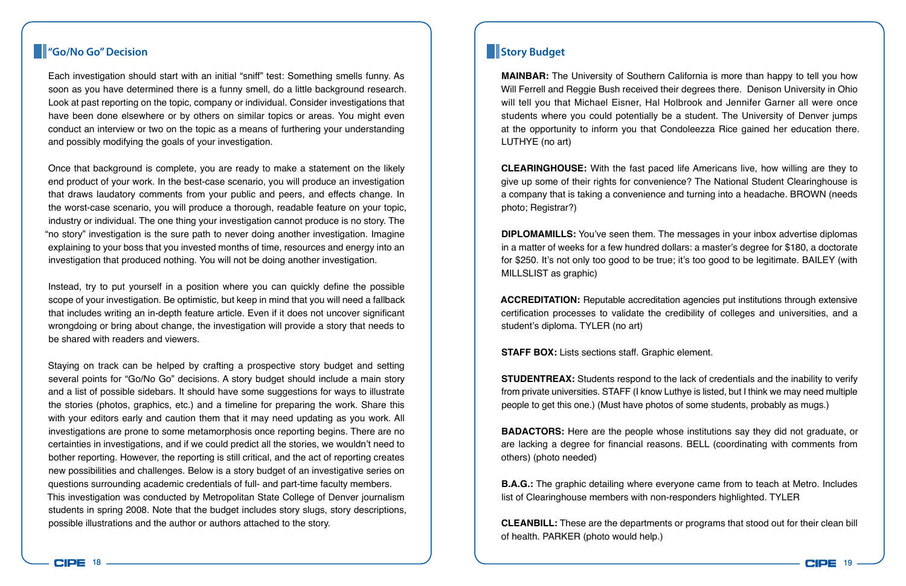## "Go/No Go" Decision

Each investigation should start with an initial "sniff" test: Something smells funny. As soon as you have determined there is a funny smell, do a little background research. Look at past reporting on the topic, company or individual. Consider investigations that have been done elsewhere or by others on similar topics or areas. You might even conduct an interview or two on the topic as a means of furthering your understanding and possibly modifying the goals of your investigation.

Once that background is complete, you are ready to make a statement on the likely end product of your work. In the best-case scenario, you will produce an investigation that draws laudatory comments from your public and peers, and effects change. In the worst-case scenario, you will produce a thorough, readable feature on your topic, industry or individual. The one thing your investigation cannot produce is no story. The "no story" investigation is the sure path to never doing another investigation. Imagine explaining to your boss that you invested months of time, resources and energy into an investigation that produced nothing. You will not be doing another investigation.

Instead, try to put yourself in a position where you can quickly define the possible scope of your investigation. Be optimistic, but keep in mind that you will need a fallback that includes writing an in-depth feature article. Even if it does not uncover significant wrongdoing or bring about change, the investigation will provide a story that needs to be shared with readers and viewers.

Staying on track can be helped by crafting a prospective story budget and setting several points for "Go/No Go" decisions. A story budget should include a main story and a list of possible sidebars. It should have some suggestions for ways to illustrate the stories (photos, graphics, etc.) and a timeline for preparing the work. Share this with your editors early and caution them that it may need updating as you work. All investigations are prone to some metamorphosis once reporting begins. There are no certainties in investigations, and if we could predict all the stories, we wouldn't need to bother reporting. However, the reporting is still critical, and the act of reporting creates new possibilities and challenges. Below is a story budget of an investigative series on questions surrounding academic credentials of full- and part-time faculty members. This investigation was conducted by Metropolitan State College of Denver journalism students in spring 2008. Note that the budget includes story slugs, story descriptions, possible illustrations and the author or authors attached to the story.

## Story Budget

**MAINBAR:** The University of Southern California is more than happy to tell you how Will Ferrell and Reggie Bush received their degrees there. Denison University in Ohio will tell you that Michael Eisner, Hal Holbrook and Jennifer Garner all were once students where you could potentially be a student. The University of Denver jumps at the opportunity to inform you that Condoleezza Rice gained her education there. LUTHYE (no art)

**CLEARINGHOUSE:** With the fast paced life Americans live, how willing are they to give up some of their rights for convenience? The National Student Clearinghouse is a company that is taking a convenience and turning into a headache. BROWN (needs photo; Registrar?)

**DIPLOMAMILLS:** You've seen them. The messages in your inbox advertise diplomas in a matter of weeks for a few hundred dollars: a master's degree for $180, a doctorate for $250. It's not only too good to be true; it's too good to be legitimate. BAILEY (with MILLSLIST as graphic)

**ACCREDITATION:** Reputable accreditation agencies put institutions through extensive certification processes to validate the credibility of colleges and universities, and a student's diploma. TYLER (no art)

**STAFF BOX:** Lists sections staff. Graphic element.

**STUDENTREAX:** Students respond to the lack of credentials and the inability to verify from private universities. STAFF (I know Luthye is listed, but I think we may need multiple people to get this one.) (Must have photos of some students, probably as mugs.)

**BADACTORS:** Here are the people whose institutions say they did not graduate, or are lacking a degree for financial reasons. BELL (coordinating with comments from others) (photo needed)

**B.A.G.:** The graphic detailing where everyone came from to teach at Metro. Includes list of Clearinghouse members with non-responders highlighted. TYLER

**CLEANBILL:** These are the departments or programs that stood out for their clean bill of health. PARKER (photo would help.)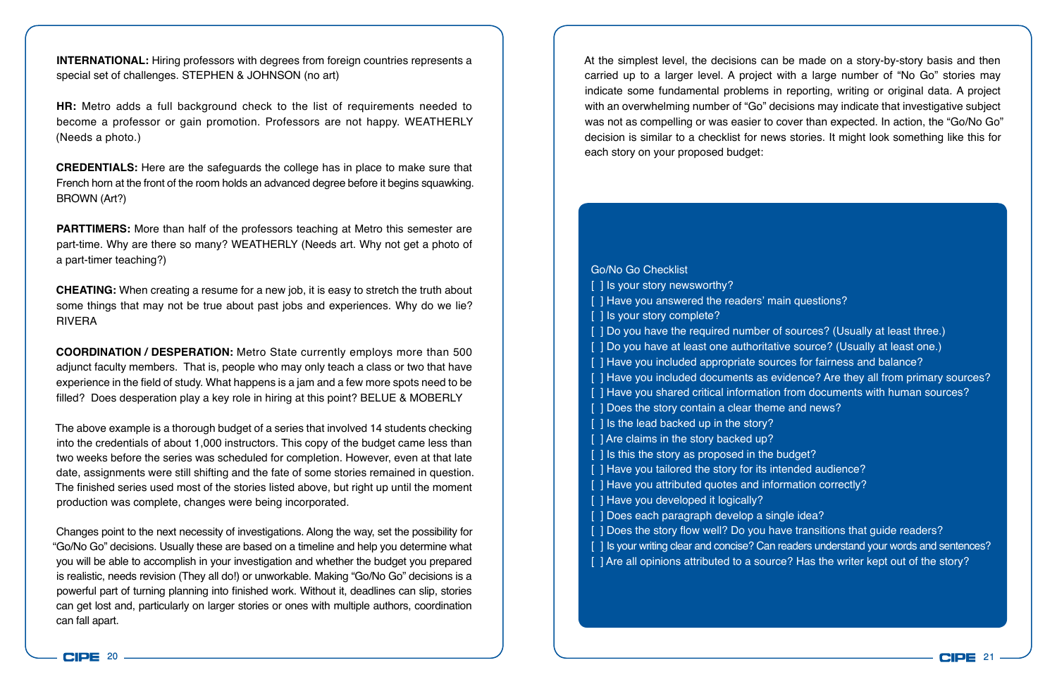**INTERNATIONAL:** Hiring professors with degrees from foreign countries represents a special set of challenges. STEPHEN & JOHNSON (no art)

**HR:** Metro adds a full background check to the list of requirements needed to become a professor or gain promotion. Professors are not happy. WEATHERLY (Needs a photo.)

**CREDENTIALS:** Here are the safeguards the college has in place to make sure that French horn at the front of the room holds an advanced degree before it begins squawking. BROWN (Art?)

**PARTTIMERS:** More than half of the professors teaching at Metro this semester are part-time. Why are there so many? WEATHERLY (Needs art. Why not get a photo of a part-timer teaching?)

**CHEATING:** When creating a resume for a new job, it is easy to stretch the truth about some things that may not be true about past jobs and experiences. Why do we lie? RIVERA

**COORDINATION / DESPERATION:** Metro State currently employs more than 500 adjunct faculty members. That is, people who may only teach a class or two that have experience in the field of study. What happens is a jam and a few more spots need to be filled? Does desperation play a key role in hiring at this point? BELUE & MOBERLY

The above example is a thorough budget of a series that involved 14 students checking into the credentials of about 1,000 instructors. This copy of the budget came less than two weeks before the series was scheduled for completion. However, even at that late date, assignments were still shifting and the fate of some stories remained in question. The finished series used most of the stories listed above, but right up until the moment production was complete, changes were being incorporated.

Changes point to the next necessity of investigations. Along the way, set the possibility for "Go/No Go" decisions. Usually these are based on a timeline and help you determine what you will be able to accomplish in your investigation and whether the budget you prepared is realistic, needs revision (They all do!) or unworkable. Making "Go/No Go" decisions is a powerful part of turning planning into finished work. Without it, deadlines can slip, stories can get lost and, particularly on larger stories or ones with multiple authors, coordination can fall apart.

At the simplest level, the decisions can be made on a story-by-story basis and then carried up to a larger level. A project with a large number of "No Go" stories may indicate some fundamental problems in reporting, writing or original data. A project with an overwhelming number of "Go" decisions may indicate that investigative subject was not as compelling or was easier to cover than expected. In action, the "Go/No Go" decision is similar to a checklist for news stories. It might look something like this for each story on your proposed budget:

Go/No Go Checklist

[ ] Is your story newsworthy?
[ ] Have you answered the readers' main questions?
[ ] Is your story complete?
[ ] Do you have the required number of sources? (Usually at least three.)
[ ] Do you have at least one authoritative source? (Usually at least one.)
[ ] Have you included appropriate sources for fairness and balance?
[ ] Have you included documents as evidence? Are they all from primary sources?
[ ] Have you shared critical information from documents with human sources?
[ ] Does the story contain a clear theme and news?
[ ] Is the lead backed up in the story?
[ ] Are claims in the story backed up?
[ ] Is this the story as proposed in the budget?
[ ] Have you tailored the story for its intended audience?
[ ] Have you attributed quotes and information correctly?
[ ] Have you developed it logically?
[ ] Does each paragraph develop a single idea?
[ ] Does the story flow well? Do you have transitions that guide readers?
[ ] Is your writing clear and concise? Can readers understand your words and sentences?
[ ] Are all opinions attributed to a source? Has the writer kept out of the story?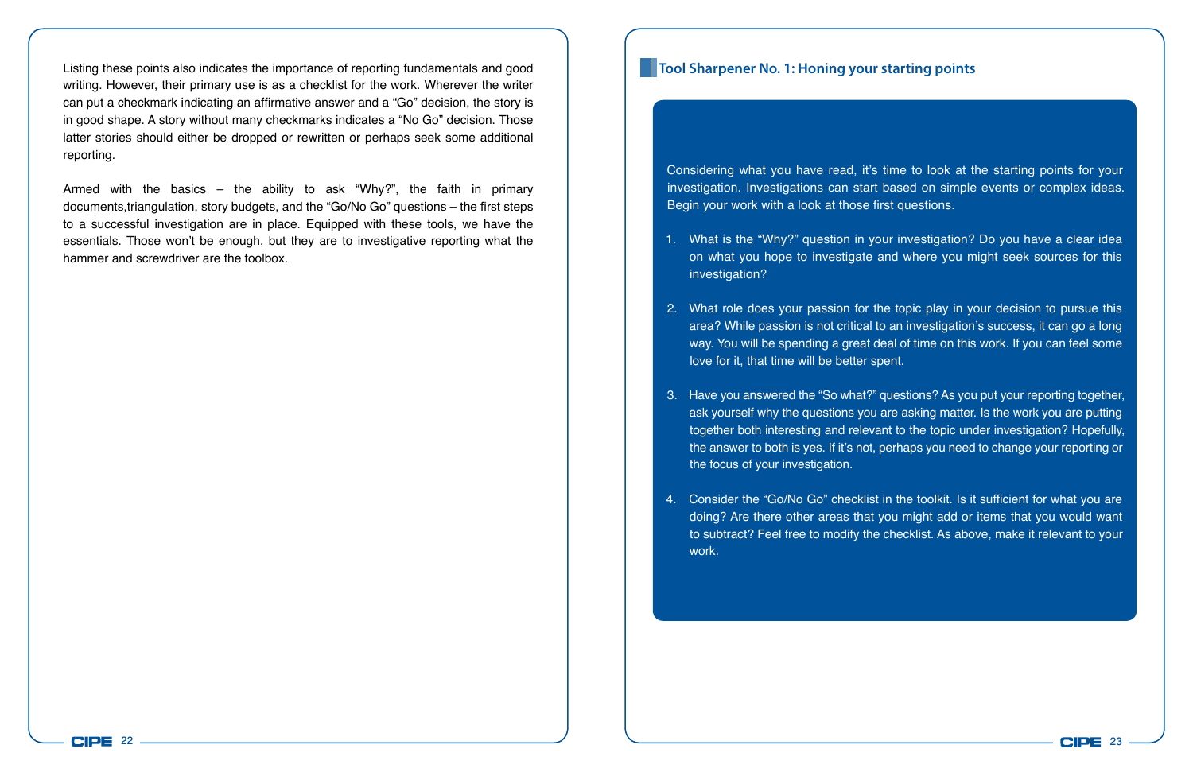Listing these points also indicates the importance of reporting fundamentals and good writing. However, their primary use is as a checklist for the work. Wherever the writer can put a checkmark indicating an affirmative answer and a "Go" decision, the story is in good shape. A story without many checkmarks indicates a "No Go" decision. Those latter stories should either be dropped or rewritten or perhaps seek some additional reporting.

Armed with the basics – the ability to ask "Why?", the faith in primary documents,triangulation, story budgets, and the "Go/No Go" questions – the first steps to a successful investigation are in place. Equipped with these tools, we have the essentials. Those won't be enough, but they are to investigative reporting what the hammer and screwdriver are the toolbox.

## Tool Sharpener No. 1: Honing your starting points

Considering what you have read, it's time to look at the starting points for your investigation. Investigations can start based on simple events or complex ideas. Begin your work with a look at those first questions.

1. What is the "Why?" question in your investigation? Do you have a clear idea on what you hope to investigate and where you might seek sources for this investigation?

2. What role does your passion for the topic play in your decision to pursue this area? While passion is not critical to an investigation's success, it can go a long way. You will be spending a great deal of time on this work. If you can feel some love for it, that time will be better spent.

3. Have you answered the "So what?" questions? As you put your reporting together, ask yourself why the questions you are asking matter. Is the work you are putting together both interesting and relevant to the topic under investigation? Hopefully, the answer to both is yes. If it's not, perhaps you need to change your reporting or the focus of your investigation.

4. Consider the "Go/No Go" checklist in the toolkit. Is it sufficient for what you are doing? Are there other areas that you might add or items that you would want to subtract? Feel free to modify the checklist. As above, make it relevant to your work.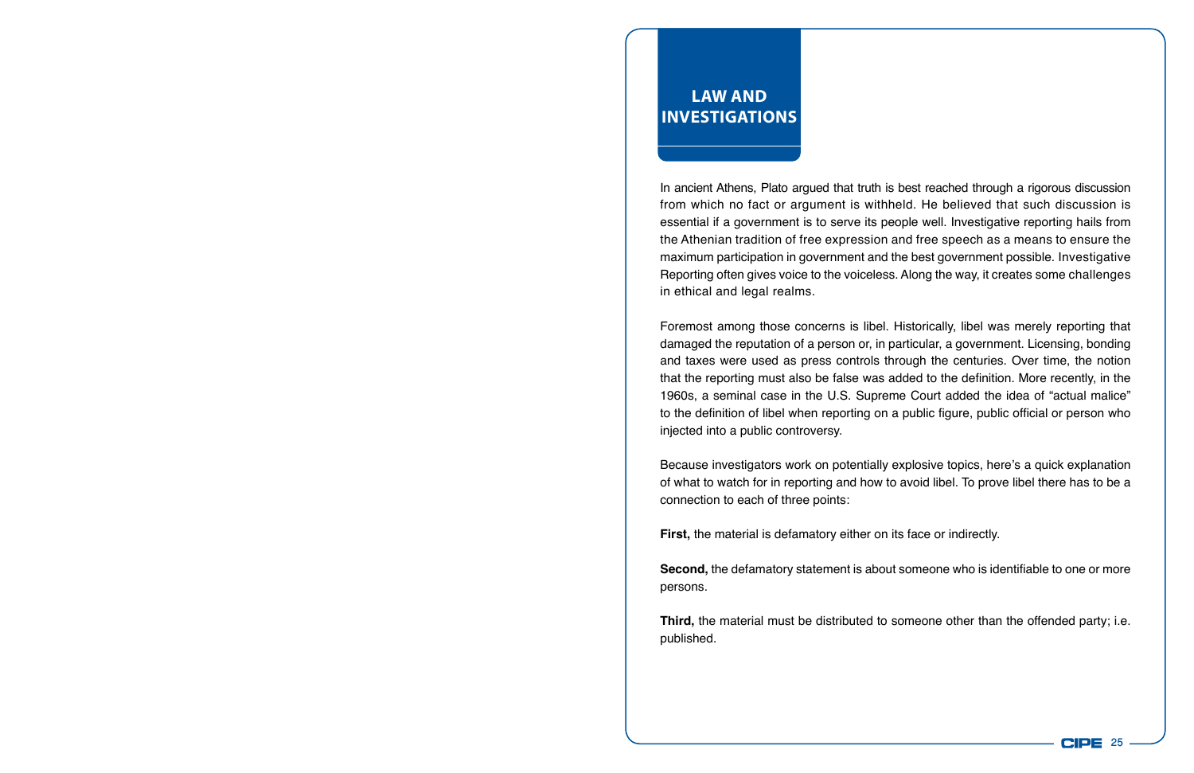# LAW AND INVESTIGATIONS

In ancient Athens, Plato argued that truth is best reached through a rigorous discussion from which no fact or argument is withheld. He believed that such discussion is essential if a government is to serve its people well. Investigative reporting hails from the Athenian tradition of free expression and free speech as a means to ensure the maximum participation in government and the best government possible. Investigative Reporting often gives voice to the voiceless. Along the way, it creates some challenges in ethical and legal realms.

Foremost among those concerns is libel. Historically, libel was merely reporting that damaged the reputation of a person or, in particular, a government. Licensing, bonding and taxes were used as press controls through the centuries. Over time, the notion that the reporting must also be false was added to the definition. More recently, in the 1960s, a seminal case in the U.S. Supreme Court added the idea of "actual malice" to the definition of libel when reporting on a public figure, public official or person who injected into a public controversy.

Because investigators work on potentially explosive topics, here's a quick explanation of what to watch for in reporting and how to avoid libel. To prove libel there has to be a connection to each of three points:

**First,** the material is defamatory either on its face or indirectly.

**Second,** the defamatory statement is about someone who is identifiable to one or more persons.

**Third,** the material must be distributed to someone other than the offended party; i.e. published.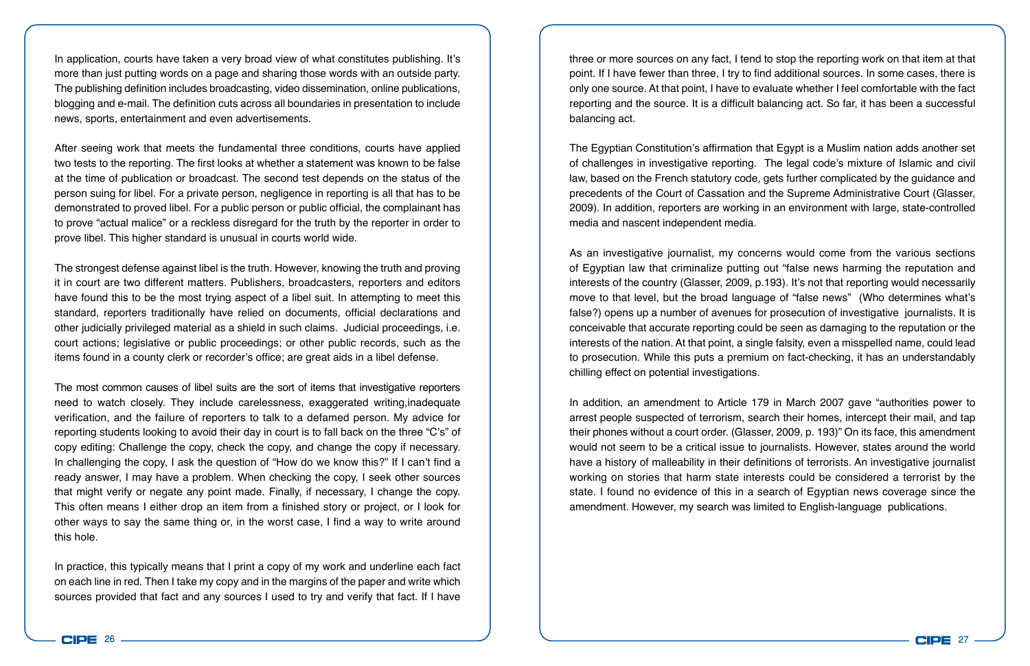In application, courts have taken a very broad view of what constitutes publishing. It's more than just putting words on a page and sharing those words with an outside party. The publishing definition includes broadcasting, video dissemination, online publications, blogging and e-mail. The definition cuts across all boundaries in presentation to include news, sports, entertainment and even advertisements.

After seeing work that meets the fundamental three conditions, courts have applied two tests to the reporting. The first looks at whether a statement was known to be false at the time of publication or broadcast. The second test depends on the status of the person suing for libel. For a private person, negligence in reporting is all that has to be demonstrated to proved libel. For a public person or public official, the complainant has to prove "actual malice" or a reckless disregard for the truth by the reporter in order to prove libel. This higher standard is unusual in courts world wide.

The strongest defense against libel is the truth. However, knowing the truth and proving it in court are two different matters. Publishers, broadcasters, reporters and editors have found this to be the most trying aspect of a libel suit. In attempting to meet this standard, reporters traditionally have relied on documents, official declarations and other judicially privileged material as a shield in such claims. Judicial proceedings, i.e. court actions; legislative or public proceedings; or other public records, such as the items found in a county clerk or recorder's office; are great aids in a libel defense.

The most common causes of libel suits are the sort of items that investigative reporters need to watch closely. They include carelessness, exaggerated writing,inadequate verification, and the failure of reporters to talk to a defamed person. My advice for reporting students looking to avoid their day in court is to fall back on the three "C's" of copy editing: Challenge the copy, check the copy, and change the copy if necessary. In challenging the copy, I ask the question of "How do we know this?" If I can't find a ready answer, I may have a problem. When checking the copy, I seek other sources that might verify or negate any point made. Finally, if necessary, I change the copy. This often means I either drop an item from a finished story or project, or I look for other ways to say the same thing or, in the worst case, I find a way to write around this hole.

In practice, this typically means that I print a copy of my work and underline each fact on each line in red. Then I take my copy and in the margins of the paper and write which sources provided that fact and any sources I used to try and verify that fact. If I have three or more sources on any fact, I tend to stop the reporting work on that item at that point. If I have fewer than three, I try to find additional sources. In some cases, there is only one source. At that point, I have to evaluate whether I feel comfortable with the fact reporting and the source. It is a difficult balancing act. So far, it has been a successful balancing act.

The Egyptian Constitution's affirmation that Egypt is a Muslim nation adds another set of challenges in investigative reporting. The legal code's mixture of Islamic and civil law, based on the French statutory code, gets further complicated by the guidance and precedents of the Court of Cassation and the Supreme Administrative Court (Glasser, 2009). In addition, reporters are working in an environment with large, state-controlled media and nascent independent media.

As an investigative journalist, my concerns would come from the various sections of Egyptian law that criminalize putting out "false news harming the reputation and interests of the country (Glasser, 2009, p.193). It's not that reporting would necessarily move to that level, but the broad language of "false news" (Who determines what's false?) opens up a number of avenues for prosecution of investigative journalists. It is conceivable that accurate reporting could be seen as damaging to the reputation or the interests of the nation. At that point, a single falsity, even a misspelled name, could lead to prosecution. While this puts a premium on fact-checking, it has an understandably chilling effect on potential investigations.

In addition, an amendment to Article 179 in March 2007 gave "authorities power to arrest people suspected of terrorism, search their homes, intercept their mail, and tap their phones without a court order. (Glasser, 2009, p. 193)" On its face, this amendment would not seem to be a critical issue to journalists. However, states around the world have a history of malleability in their definitions of terrorists. An investigative journalist working on stories that harm state interests could be considered a terrorist by the state. I found no evidence of this in a search of Egyptian news coverage since the amendment. However, my search was limited to English-language publications.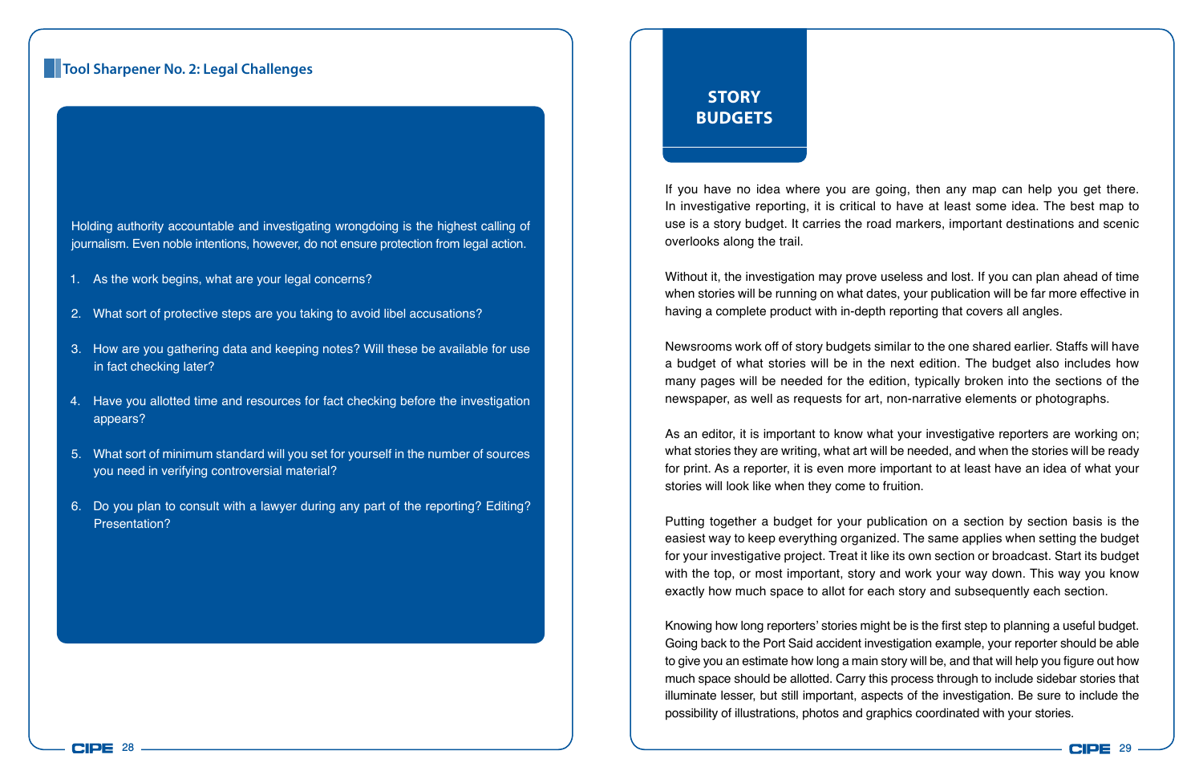## Tool Sharpener No. 2: Legal Challenges

Holding authority accountable and investigating wrongdoing is the highest calling of journalism. Even noble intentions, however, do not ensure protection from legal action.

1. As the work begins, what are your legal concerns?
2. What sort of protective steps are you taking to avoid libel accusations?
3. How are you gathering data and keeping notes? Will these be available for use in fact checking later?
4. Have you allotted time and resources for fact checking before the investigation appears?
5. What sort of minimum standard will you set for yourself in the number of sources you need in verifying controversial material?
6. Do you plan to consult with a lawyer during any part of the reporting? Editing? Presentation?

# STORY BUDGETS

If you have no idea where you are going, then any map can help you get there. In investigative reporting, it is critical to have at least some idea. The best map to use is a story budget. It carries the road markers, important destinations and scenic overlooks along the trail.

Without it, the investigation may prove useless and lost. If you can plan ahead of time when stories will be running on what dates, your publication will be far more effective in having a complete product with in-depth reporting that covers all angles.

Newsrooms work off of story budgets similar to the one shared earlier. Staffs will have a budget of what stories will be in the next edition. The budget also includes how many pages will be needed for the edition, typically broken into the sections of the newspaper, as well as requests for art, non-narrative elements or photographs.

As an editor, it is important to know what your investigative reporters are working on; what stories they are writing, what art will be needed, and when the stories will be ready for print. As a reporter, it is even more important to at least have an idea of what your stories will look like when they come to fruition.

Putting together a budget for your publication on a section by section basis is the easiest way to keep everything organized. The same applies when setting the budget for your investigative project. Treat it like its own section or broadcast. Start its budget with the top, or most important, story and work your way down. This way you know exactly how much space to allot for each story and subsequently each section.

Knowing how long reporters' stories might be is the first step to planning a useful budget. Going back to the Port Said accident investigation example, your reporter should be able to give you an estimate how long a main story will be, and that will help you figure out how much space should be allotted. Carry this process through to include sidebar stories that illuminate lesser, but still important, aspects of the investigation. Be sure to include the possibility of illustrations, photos and graphics coordinated with your stories.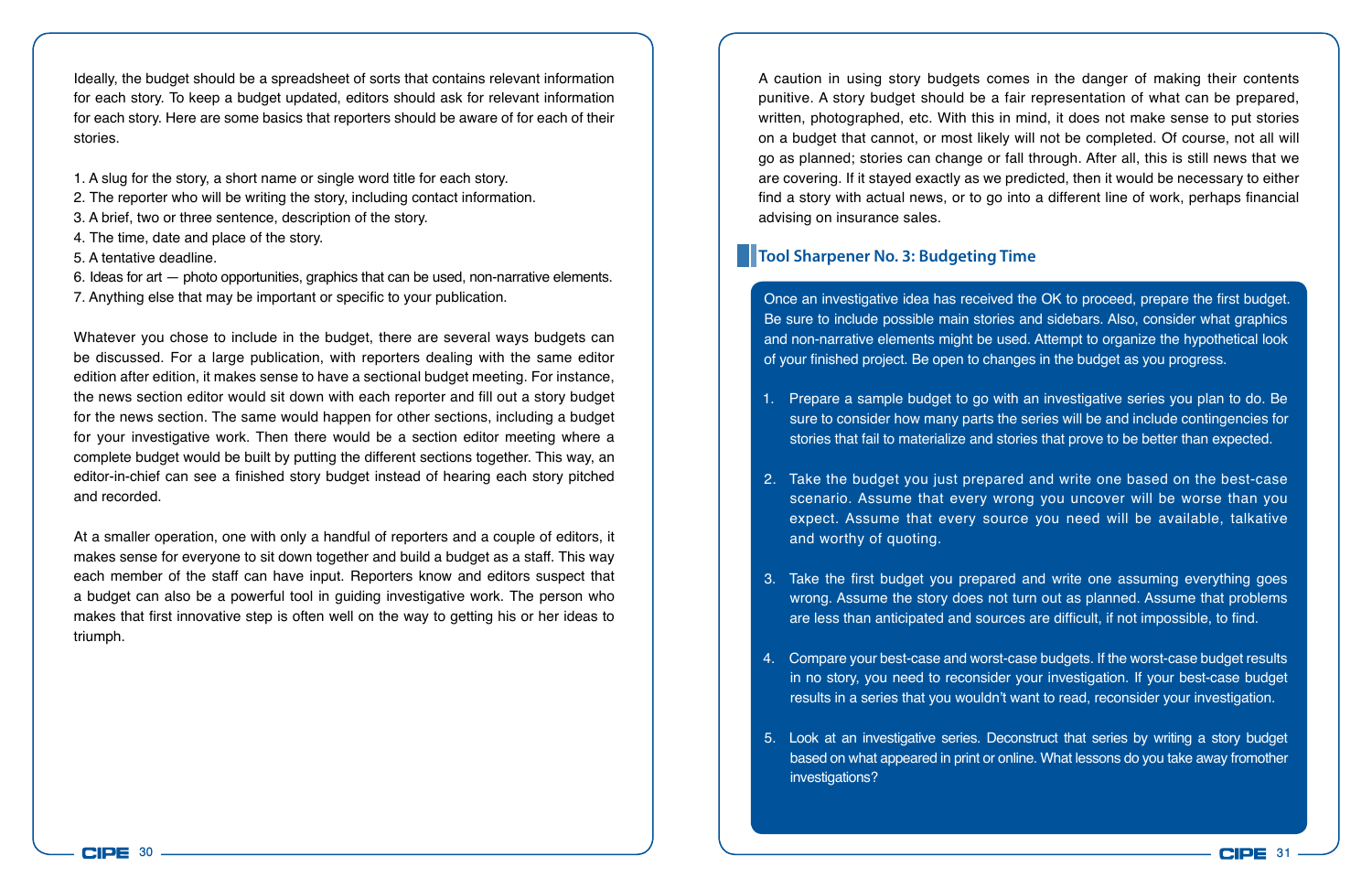Ideally, the budget should be a spreadsheet of sorts that contains relevant information for each story. To keep a budget updated, editors should ask for relevant information for each story. Here are some basics that reporters should be aware of for each of their stories.

1. A slug for the story, a short name or single word title for each story.
2. The reporter who will be writing the story, including contact information.
3. A brief, two or three sentence, description of the story.
4. The time, date and place of the story.
5. A tentative deadline.
6. Ideas for art — photo opportunities, graphics that can be used, non-narrative elements.
7. Anything else that may be important or specific to your publication.

Whatever you chose to include in the budget, there are several ways budgets can be discussed. For a large publication, with reporters dealing with the same editor edition after edition, it makes sense to have a sectional budget meeting. For instance, the news section editor would sit down with each reporter and fill out a story budget for the news section. The same would happen for other sections, including a budget for your investigative work. Then there would be a section editor meeting where a complete budget would be built by putting the different sections together. This way, an editor-in-chief can see a finished story budget instead of hearing each story pitched and recorded.

At a smaller operation, one with only a handful of reporters and a couple of editors, it makes sense for everyone to sit down together and build a budget as a staff. This way each member of the staff can have input. Reporters know and editors suspect that a budget can also be a powerful tool in guiding investigative work. The person who makes that first innovative step is often well on the way to getting his or her ideas to triumph.

A caution in using story budgets comes in the danger of making their contents punitive. A story budget should be a fair representation of what can be prepared, written, photographed, etc. With this in mind, it does not make sense to put stories on a budget that cannot, or most likely will not be completed. Of course, not all will go as planned; stories can change or fall through. After all, this is still news that we are covering. If it stayed exactly as we predicted, then it would be necessary to either find a story with actual news, or to go into a different line of work, perhaps financial advising on insurance sales.

## Tool Sharpener No. 3: Budgeting Time

Once an investigative idea has received the OK to proceed, prepare the first budget. Be sure to include possible main stories and sidebars. Also, consider what graphics and non-narrative elements might be used. Attempt to organize the hypothetical look of your finished project. Be open to changes in the budget as you progress.

1. Prepare a sample budget to go with an investigative series you plan to do. Be sure to consider how many parts the series will be and include contingencies for stories that fail to materialize and stories that prove to be better than expected.

2. Take the budget you just prepared and write one based on the best-case scenario. Assume that every wrong you uncover will be worse than you expect. Assume that every source you need will be available, talkative and worthy of quoting.

3. Take the first budget you prepared and write one assuming everything goes wrong. Assume the story does not turn out as planned. Assume that problems are less than anticipated and sources are difficult, if not impossible, to find.

4. Compare your best-case and worst-case budgets. If the worst-case budget results in no story, you need to reconsider your investigation. If your best-case budget results in a series that you wouldn't want to read, reconsider your investigation.

5. Look at an investigative series. Deconstruct that series by writing a story budget based on what appeared in print or online. What lessons do you take away fromother investigations?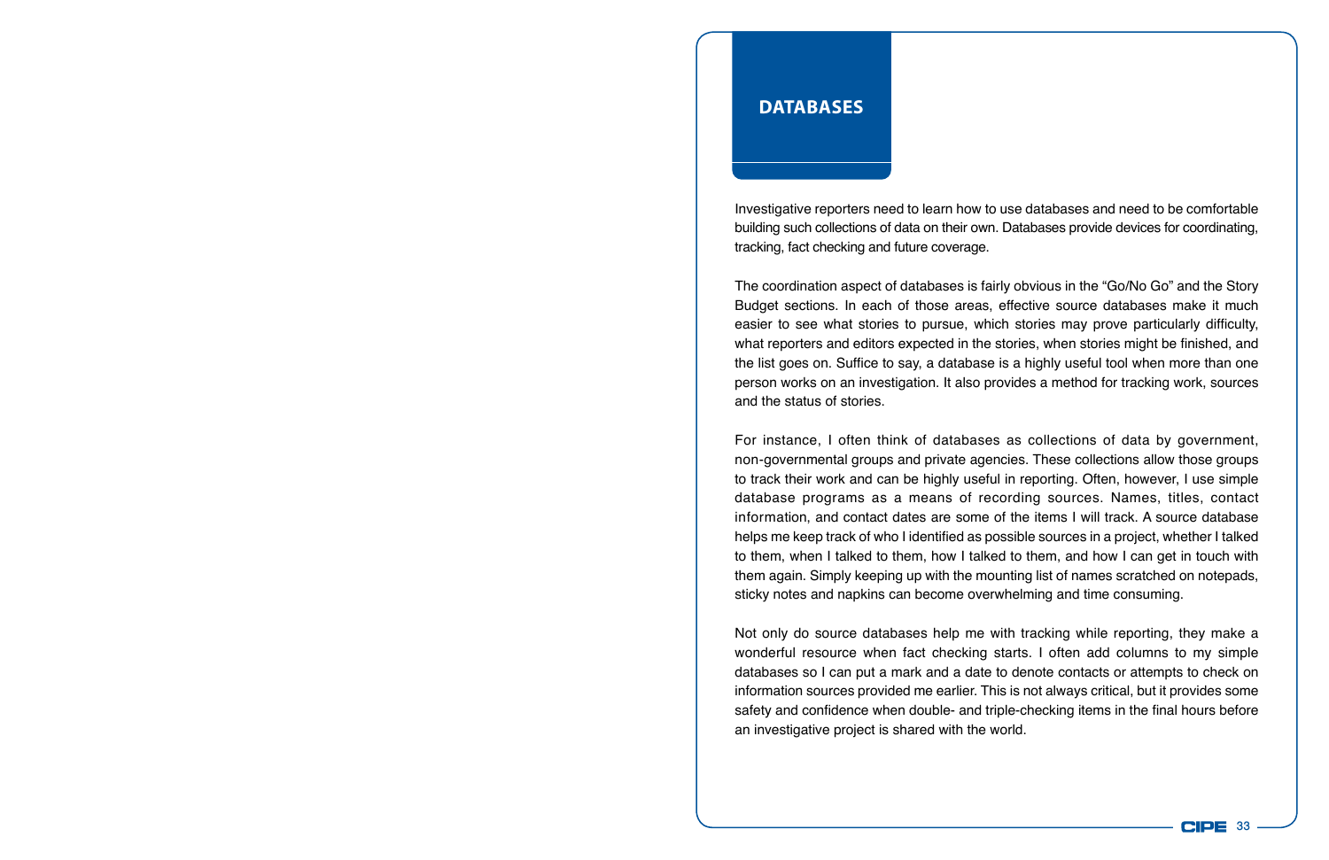## DATABASES

Investigative reporters need to learn how to use databases and need to be comfortable building such collections of data on their own. Databases provide devices for coordinating, tracking, fact checking and future coverage.

The coordination aspect of databases is fairly obvious in the "Go/No Go" and the Story Budget sections. In each of those areas, effective source databases make it much easier to see what stories to pursue, which stories may prove particularly difficulty, what reporters and editors expected in the stories, when stories might be finished, and the list goes on. Suffice to say, a database is a highly useful tool when more than one person works on an investigation. It also provides a method for tracking work, sources and the status of stories.

For instance, I often think of databases as collections of data by government, non-governmental groups and private agencies. These collections allow those groups to track their work and can be highly useful in reporting. Often, however, I use simple database programs as a means of recording sources. Names, titles, contact information, and contact dates are some of the items I will track. A source database helps me keep track of who I identified as possible sources in a project, whether I talked to them, when I talked to them, how I talked to them, and how I can get in touch with them again. Simply keeping up with the mounting list of names scratched on notepads, sticky notes and napkins can become overwhelming and time consuming.

Not only do source databases help me with tracking while reporting, they make a wonderful resource when fact checking starts. I often add columns to my simple databases so I can put a mark and a date to denote contacts or attempts to check on information sources provided me earlier. This is not always critical, but it provides some safety and confidence when double- and triple-checking items in the final hours before an investigative project is shared with the world.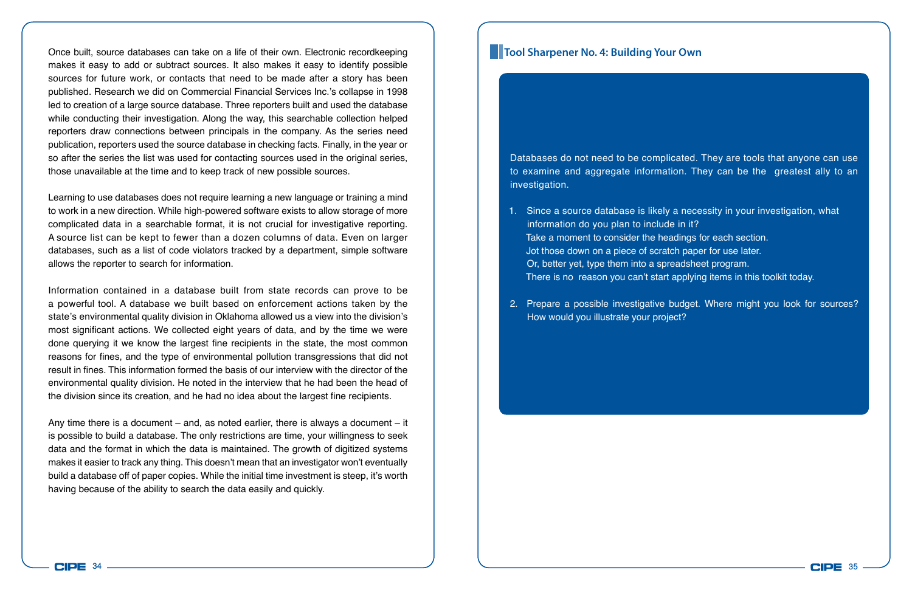Once built, source databases can take on a life of their own. Electronic recordkeeping makes it easy to add or subtract sources. It also makes it easy to identify possible sources for future work, or contacts that need to be made after a story has been published. Research we did on Commercial Financial Services Inc.'s collapse in 1998 led to creation of a large source database. Three reporters built and used the database while conducting their investigation. Along the way, this searchable collection helped reporters draw connections between principals in the company. As the series need publication, reporters used the source database in checking facts. Finally, in the year or so after the series the list was used for contacting sources used in the original series, those unavailable at the time and to keep track of new possible sources.

Learning to use databases does not require learning a new language or training a mind to work in a new direction. While high-powered software exists to allow storage of more complicated data in a searchable format, it is not crucial for investigative reporting. A source list can be kept to fewer than a dozen columns of data. Even on larger databases, such as a list of code violators tracked by a department, simple software allows the reporter to search for information.

Information contained in a database built from state records can prove to be a powerful tool. A database we built based on enforcement actions taken by the state's environmental quality division in Oklahoma allowed us a view into the division's most significant actions. We collected eight years of data, and by the time we were done querying it we know the largest fine recipients in the state, the most common reasons for fines, and the type of environmental pollution transgressions that did not result in fines. This information formed the basis of our interview with the director of the environmental quality division. He noted in the interview that he had been the head of the division since its creation, and he had no idea about the largest fine recipients.

Any time there is a document – and, as noted earlier, there is always a document – it is possible to build a database. The only restrictions are time, your willingness to seek data and the format in which the data is maintained. The growth of digitized systems makes it easier to track any thing. This doesn't mean that an investigator won't eventually build a database off of paper copies. While the initial time investment is steep, it's worth having because of the ability to search the data easily and quickly.

## Tool Sharpener No. 4: Building Your Own

Databases do not need to be complicated. They are tools that anyone can use to examine and aggregate information. They can be the greatest ally to an investigation.

1. Since a source database is likely a necessity in your investigation, what information do you plan to include in it?
   Take a moment to consider the headings for each section.
   Jot those down on a piece of scratch paper for use later.
   Or, better yet, type them into a spreadsheet program.
   There is no reason you can't start applying items in this toolkit today.

2. Prepare a possible investigative budget. Where might you look for sources? How would you illustrate your project?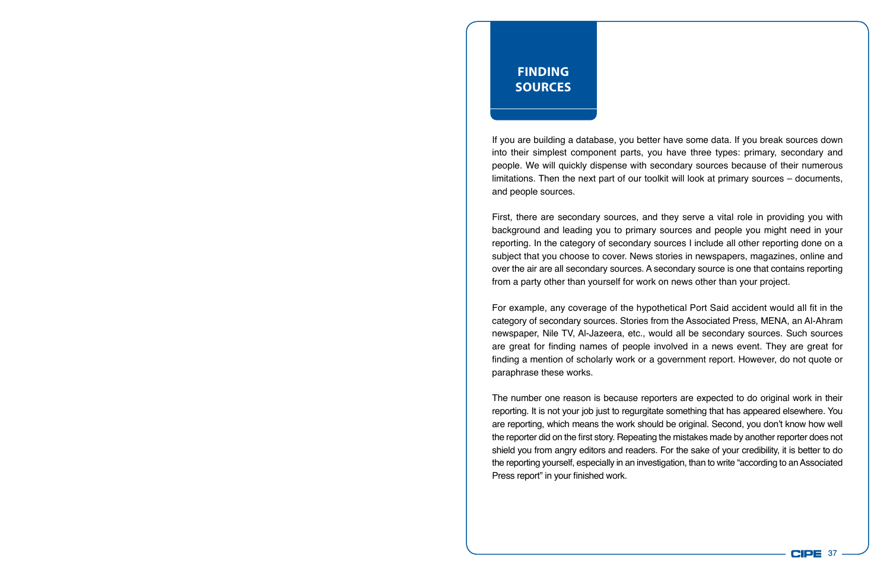# FINDING SOURCES

If you are building a database, you better have some data. If you break sources down into their simplest component parts, you have three types: primary, secondary and people. We will quickly dispense with secondary sources because of their numerous limitations. Then the next part of our toolkit will look at primary sources – documents, and people sources.

First, there are secondary sources, and they serve a vital role in providing you with background and leading you to primary sources and people you might need in your reporting. In the category of secondary sources I include all other reporting done on a subject that you choose to cover. News stories in newspapers, magazines, online and over the air are all secondary sources. A secondary source is one that contains reporting from a party other than yourself for work on news other than your project.

For example, any coverage of the hypothetical Port Said accident would all fit in the category of secondary sources. Stories from the Associated Press, MENA, an Al-Ahram newspaper, Nile TV, Al-Jazeera, etc., would all be secondary sources. Such sources are great for finding names of people involved in a news event. They are great for finding a mention of scholarly work or a government report. However, do not quote or paraphrase these works.

The number one reason is because reporters are expected to do original work in their reporting. It is not your job just to regurgitate something that has appeared elsewhere. You are reporting, which means the work should be original. Second, you don't know how well the reporter did on the first story. Repeating the mistakes made by another reporter does not shield you from angry editors and readers. For the sake of your credibility, it is better to do the reporting yourself, especially in an investigation, than to write "according to an Associated Press report" in your finished work.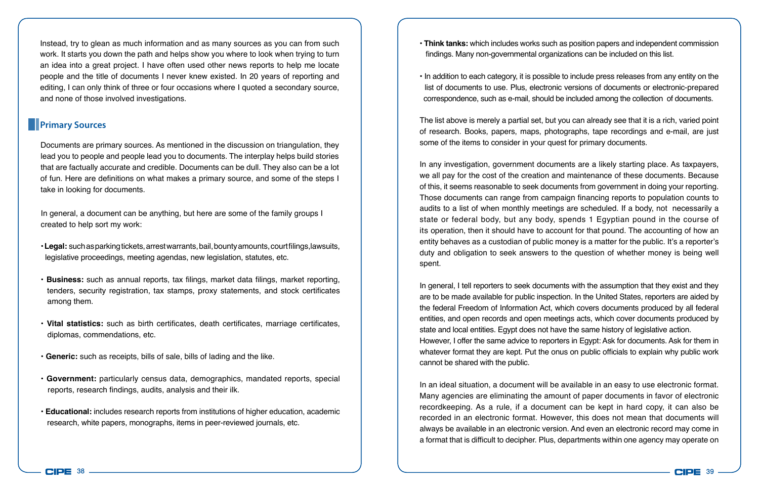Instead, try to glean as much information and as many sources as you can from such work. It starts you down the path and helps show you where to look when trying to turn an idea into a great project. I have often used other news reports to help me locate people and the title of documents I never knew existed. In 20 years of reporting and editing, I can only think of three or four occasions where I quoted a secondary source, and none of those involved investigations.

## Primary Sources

Documents are primary sources. As mentioned in the discussion on triangulation, they lead you to people and people lead you to documents. The interplay helps build stories that are factually accurate and credible. Documents can be dull. They also can be a lot of fun. Here are definitions on what makes a primary source, and some of the steps I take in looking for documents.

In general, a document can be anything, but here are some of the family groups I created to help sort my work:

- **Legal:** such as parking tickets, arrest warrants, bail, bounty amounts, court filings, lawsuits, legislative proceedings, meeting agendas, new legislation, statutes, etc.

- **Business:** such as annual reports, tax filings, market data filings, market reporting, tenders, security registration, tax stamps, proxy statements, and stock certificates among them.

- **Vital statistics:** such as birth certificates, death certificates, marriage certificates, diplomas, commendations, etc.

- **Generic:** such as receipts, bills of sale, bills of lading and the like.

- **Government:** particularly census data, demographics, mandated reports, special reports, research findings, audits, analysis and their ilk.

- **Educational:** includes research reports from institutions of higher education, academic research, white papers, monographs, items in peer-reviewed journals, etc.

- **Think tanks:** which includes works such as position papers and independent commission findings. Many non-governmental organizations can be included on this list.

- In addition to each category, it is possible to include press releases from any entity on the list of documents to use. Plus, electronic versions of documents or electronic-prepared correspondence, such as e-mail, should be included among the collection of documents.

The list above is merely a partial set, but you can already see that it is a rich, varied point of research. Books, papers, maps, photographs, tape recordings and e-mail, are just some of the items to consider in your quest for primary documents.

In any investigation, government documents are a likely starting place. As taxpayers, we all pay for the cost of the creation and maintenance of these documents. Because of this, it seems reasonable to seek documents from government in doing your reporting. Those documents can range from campaign financing reports to population counts to audits to a list of when monthly meetings are scheduled. If a body, not necessarily a state or federal body, but any body, spends 1 Egyptian pound in the course of its operation, then it should have to account for that pound. The accounting of how an entity behaves as a custodian of public money is a matter for the public. It's a reporter's duty and obligation to seek answers to the question of whether money is being well spent.

In general, I tell reporters to seek documents with the assumption that they exist and they are to be made available for public inspection. In the United States, reporters are aided by the federal Freedom of Information Act, which covers documents produced by all federal entities, and open records and open meetings acts, which cover documents produced by state and local entities. Egypt does not have the same history of legislative action. However, I offer the same advice to reporters in Egypt: Ask for documents. Ask for them in whatever format they are kept. Put the onus on public officials to explain why public work cannot be shared with the public.

In an ideal situation, a document will be available in an easy to use electronic format. Many agencies are eliminating the amount of paper documents in favor of electronic recordkeeping. As a rule, if a document can be kept in hard copy, it can also be recorded in an electronic format. However, this does not mean that documents will always be available in an electronic version. And even an electronic record may come in a format that is difficult to decipher. Plus, departments within one agency may operate on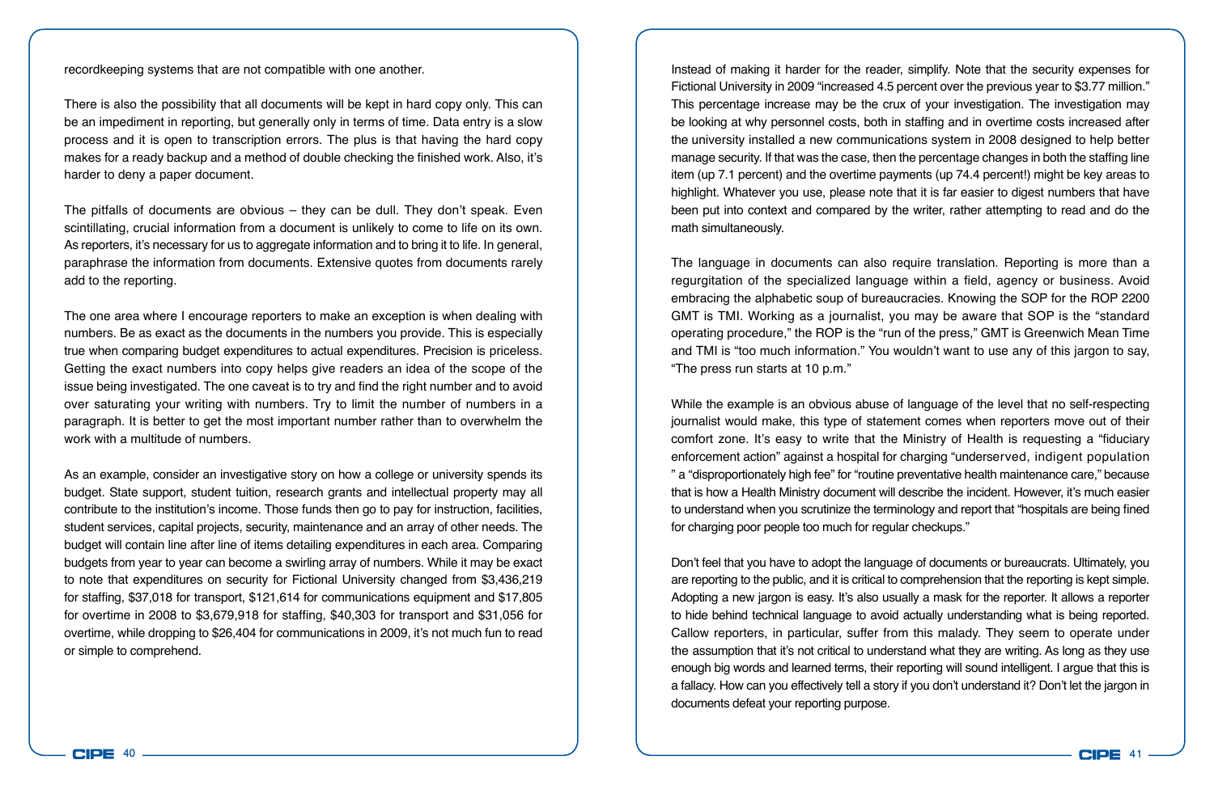recordkeeping systems that are not compatible with one another.

There is also the possibility that all documents will be kept in hard copy only. This can be an impediment in reporting, but generally only in terms of time. Data entry is a slow process and it is open to transcription errors. The plus is that having the hard copy makes for a ready backup and a method of double checking the finished work. Also, it's harder to deny a paper document.

The pitfalls of documents are obvious – they can be dull. They don't speak. Even scintillating, crucial information from a document is unlikely to come to life on its own. As reporters, it's necessary for us to aggregate information and to bring it to life. In general, paraphrase the information from documents. Extensive quotes from documents rarely add to the reporting.

The one area where I encourage reporters to make an exception is when dealing with numbers. Be as exact as the documents in the numbers you provide. This is especially true when comparing budget expenditures to actual expenditures. Precision is priceless. Getting the exact numbers into copy helps give readers an idea of the scope of the issue being investigated. The one caveat is to try and find the right number and to avoid over saturating your writing with numbers. Try to limit the number of numbers in a paragraph. It is better to get the most important number rather than to overwhelm the work with a multitude of numbers.

As an example, consider an investigative story on how a college or university spends its budget. State support, student tuition, research grants and intellectual property may all contribute to the institution's income. Those funds then go to pay for instruction, facilities, student services, capital projects, security, maintenance and an array of other needs. The budget will contain line after line of items detailing expenditures in each area. Comparing budgets from year to year can become a swirling array of numbers. While it may be exact to note that expenditures on security for Fictional University changed from $3,436,219 for staffing, $37,018 for transport, $121,614 for communications equipment and $17,805 for overtime in 2008 to $3,679,918 for staffing, $40,303 for transport and $31,056 for overtime, while dropping to $26,404 for communications in 2009, it's not much fun to read or simple to comprehend.

Instead of making it harder for the reader, simplify. Note that the security expenses for Fictional University in 2009 "increased 4.5 percent over the previous year to $3.77 million." This percentage increase may be the crux of your investigation. The investigation may be looking at why personnel costs, both in staffing and in overtime costs increased after the university installed a new communications system in 2008 designed to help better manage security. If that was the case, then the percentage changes in both the staffing line item (up 7.1 percent) and the overtime payments (up 74.4 percent!) might be key areas to highlight. Whatever you use, please note that it is far easier to digest numbers that have been put into context and compared by the writer, rather attempting to read and do the math simultaneously.

The language in documents can also require translation. Reporting is more than a regurgitation of the specialized language within a field, agency or business. Avoid embracing the alphabetic soup of bureaucracies. Knowing the SOP for the ROP 2200 GMT is TMI. Working as a journalist, you may be aware that SOP is the "standard operating procedure," the ROP is the "run of the press," GMT is Greenwich Mean Time and TMI is "too much information." You wouldn't want to use any of this jargon to say, "The press run starts at 10 p.m."

While the example is an obvious abuse of language of the level that no self-respecting journalist would make, this type of statement comes when reporters move out of their comfort zone. It's easy to write that the Ministry of Health is requesting a "fiduciary enforcement action" against a hospital for charging "underserved, indigent population " a "disproportionately high fee" for "routine preventative health maintenance care," because that is how a Health Ministry document will describe the incident. However, it's much easier to understand when you scrutinize the terminology and report that "hospitals are being fined for charging poor people too much for regular checkups."

Don't feel that you have to adopt the language of documents or bureaucrats. Ultimately, you are reporting to the public, and it is critical to comprehension that the reporting is kept simple. Adopting a new jargon is easy. It's also usually a mask for the reporter. It allows a reporter to hide behind technical language to avoid actually understanding what is being reported. Callow reporters, in particular, suffer from this malady. They seem to operate under the assumption that it's not critical to understand what they are writing. As long as they use enough big words and learned terms, their reporting will sound intelligent. I argue that this is a fallacy. How can you effectively tell a story if you don't understand it? Don't let the jargon in documents defeat your reporting purpose.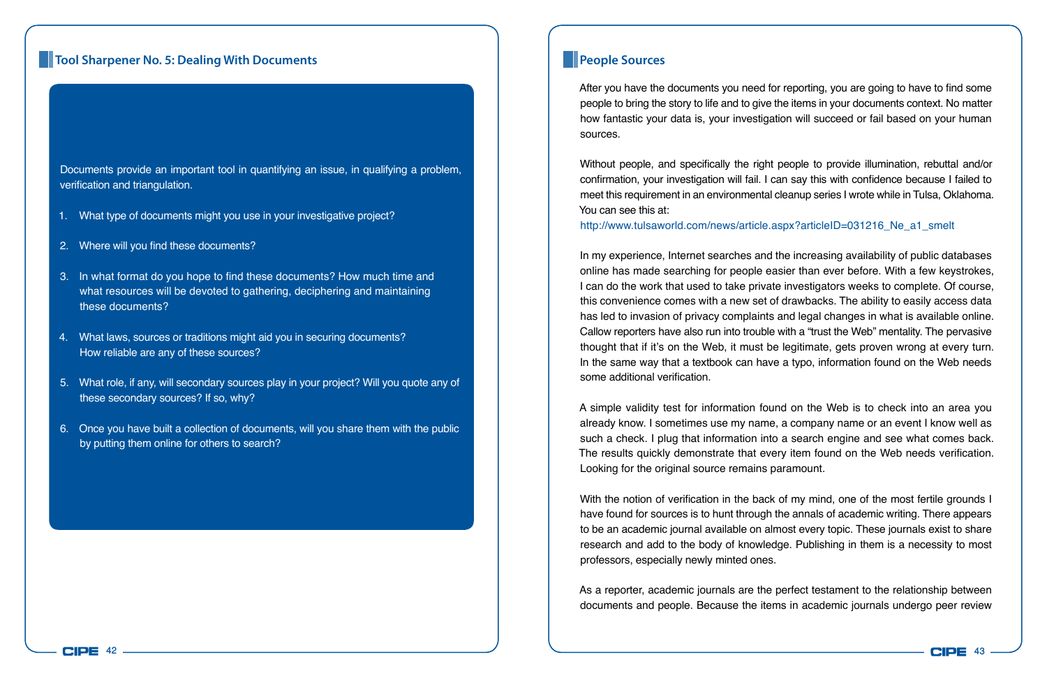## Tool Sharpener No. 5: Dealing With Documents

Documents provide an important tool in quantifying an issue, in qualifying a problem, verification and triangulation.

1. What type of documents might you use in your investigative project?
2. Where will you find these documents?
3. In what format do you hope to find these documents? How much time and what resources will be devoted to gathering, deciphering and maintaining these documents?
4. What laws, sources or traditions might aid you in securing documents? How reliable are any of these sources?
5. What role, if any, will secondary sources play in your project? Will you quote any of these secondary sources? If so, why?
6. Once you have built a collection of documents, will you share them with the public by putting them online for others to search?

## People Sources

After you have the documents you need for reporting, you are going to have to find some people to bring the story to life and to give the items in your documents context. No matter how fantastic your data is, your investigation will succeed or fail based on your human sources.

Without people, and specifically the right people to provide illumination, rebuttal and/or confirmation, your investigation will fail. I can say this with confidence because I failed to meet this requirement in an environmental cleanup series I wrote while in Tulsa, Oklahoma. You can see this at:
http://www.tulsaworld.com/news/article.aspx?articleID=031216_Ne_a1_smelt

In my experience, Internet searches and the increasing availability of public databases online has made searching for people easier than ever before. With a few keystrokes, I can do the work that used to take private investigators weeks to complete. Of course, this convenience comes with a new set of drawbacks. The ability to easily access data has led to invasion of privacy complaints and legal changes in what is available online. Callow reporters have also run into trouble with a "trust the Web" mentality. The pervasive thought that if it's on the Web, it must be legitimate, gets proven wrong at every turn. In the same way that a textbook can have a typo, information found on the Web needs some additional verification.

A simple validity test for information found on the Web is to check into an area you already know. I sometimes use my name, a company name or an event I know well as such a check. I plug that information into a search engine and see what comes back. The results quickly demonstrate that every item found on the Web needs verification. Looking for the original source remains paramount.

With the notion of verification in the back of my mind, one of the most fertile grounds I have found for sources is to hunt through the annals of academic writing. There appears to be an academic journal available on almost every topic. These journals exist to share research and add to the body of knowledge. Publishing in them is a necessity to most professors, especially newly minted ones.

As a reporter, academic journals are the perfect testament to the relationship between documents and people. Because the items in academic journals undergo peer review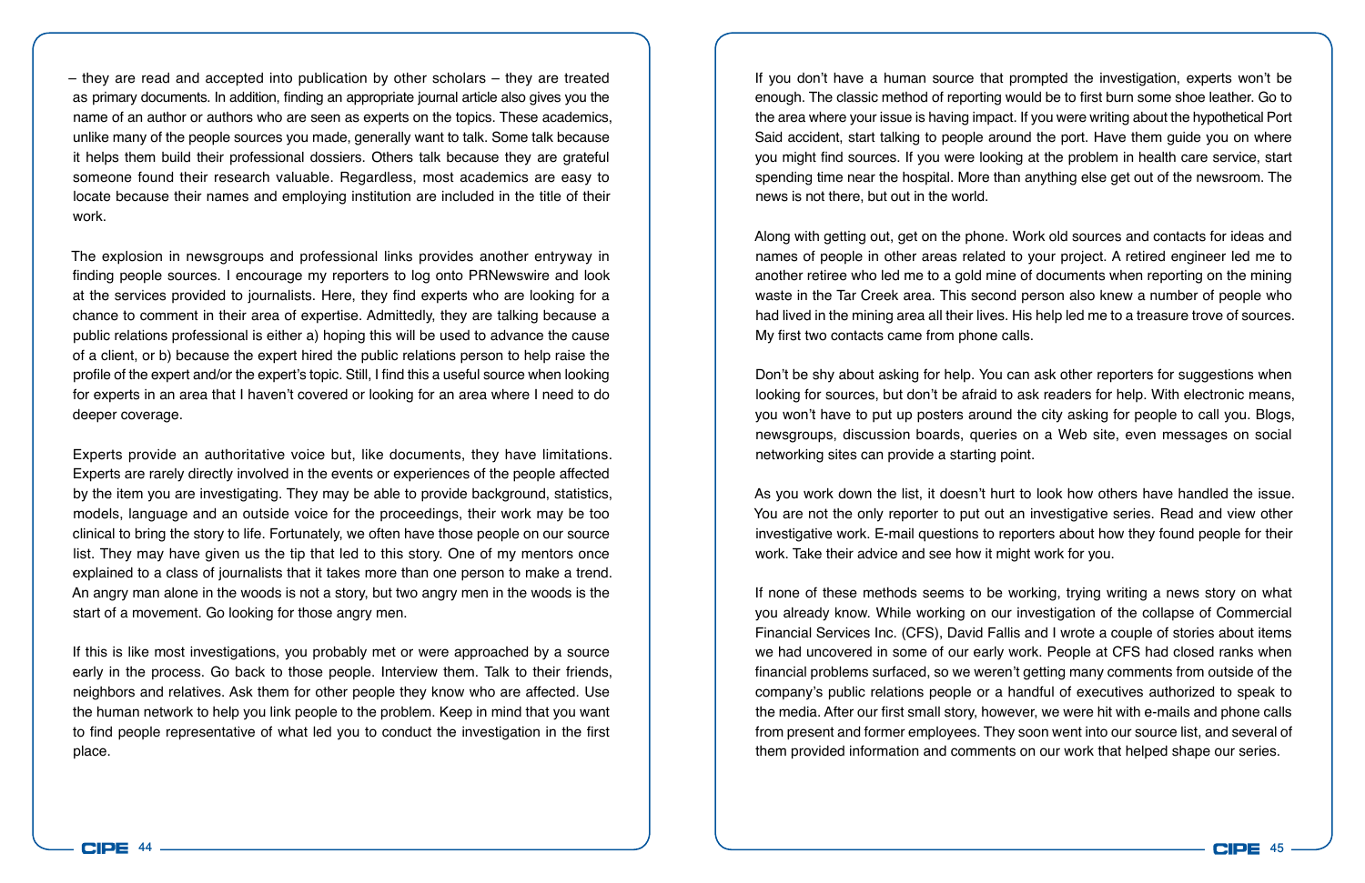– they are read and accepted into publication by other scholars – they are treated as primary documents. In addition, finding an appropriate journal article also gives you the name of an author or authors who are seen as experts on the topics. These academics, unlike many of the people sources you made, generally want to talk. Some talk because it helps them build their professional dossiers. Others talk because they are grateful someone found their research valuable. Regardless, most academics are easy to locate because their names and employing institution are included in the title of their work.

The explosion in newsgroups and professional links provides another entryway in finding people sources. I encourage my reporters to log onto PRNewswire and look at the services provided to journalists. Here, they find experts who are looking for a chance to comment in their area of expertise. Admittedly, they are talking because a public relations professional is either a) hoping this will be used to advance the cause of a client, or b) because the expert hired the public relations person to help raise the profile of the expert and/or the expert's topic. Still, I find this a useful source when looking for experts in an area that I haven't covered or looking for an area where I need to do deeper coverage.

Experts provide an authoritative voice but, like documents, they have limitations. Experts are rarely directly involved in the events or experiences of the people affected by the item you are investigating. They may be able to provide background, statistics, models, language and an outside voice for the proceedings, their work may be too clinical to bring the story to life. Fortunately, we often have those people on our source list. They may have given us the tip that led to this story. One of my mentors once explained to a class of journalists that it takes more than one person to make a trend. An angry man alone in the woods is not a story, but two angry men in the woods is the start of a movement. Go looking for those angry men.

If this is like most investigations, you probably met or were approached by a source early in the process. Go back to those people. Interview them. Talk to their friends, neighbors and relatives. Ask them for other people they know who are affected. Use the human network to help you link people to the problem. Keep in mind that you want to find people representative of what led you to conduct the investigation in the first place.

If you don't have a human source that prompted the investigation, experts won't be enough. The classic method of reporting would be to first burn some shoe leather. Go to the area where your issue is having impact. If you were writing about the hypothetical Port Said accident, start talking to people around the port. Have them guide you on where you might find sources. If you were looking at the problem in health care service, start spending time near the hospital. More than anything else get out of the newsroom. The news is not there, but out in the world.

Along with getting out, get on the phone. Work old sources and contacts for ideas and names of people in other areas related to your project. A retired engineer led me to another retiree who led me to a gold mine of documents when reporting on the mining waste in the Tar Creek area. This second person also knew a number of people who had lived in the mining area all their lives. His help led me to a treasure trove of sources. My first two contacts came from phone calls.

Don't be shy about asking for help. You can ask other reporters for suggestions when looking for sources, but don't be afraid to ask readers for help. With electronic means, you won't have to put up posters around the city asking for people to call you. Blogs, newsgroups, discussion boards, queries on a Web site, even messages on social networking sites can provide a starting point.

As you work down the list, it doesn't hurt to look how others have handled the issue. You are not the only reporter to put out an investigative series. Read and view other investigative work. E-mail questions to reporters about how they found people for their work. Take their advice and see how it might work for you.

If none of these methods seems to be working, trying writing a news story on what you already know. While working on our investigation of the collapse of Commercial Financial Services Inc. (CFS), David Fallis and I wrote a couple of stories about items we had uncovered in some of our early work. People at CFS had closed ranks when financial problems surfaced, so we weren't getting many comments from outside of the company's public relations people or a handful of executives authorized to speak to the media. After our first small story, however, we were hit with e-mails and phone calls from present and former employees. They soon went into our source list, and several of them provided information and comments on our work that helped shape our series.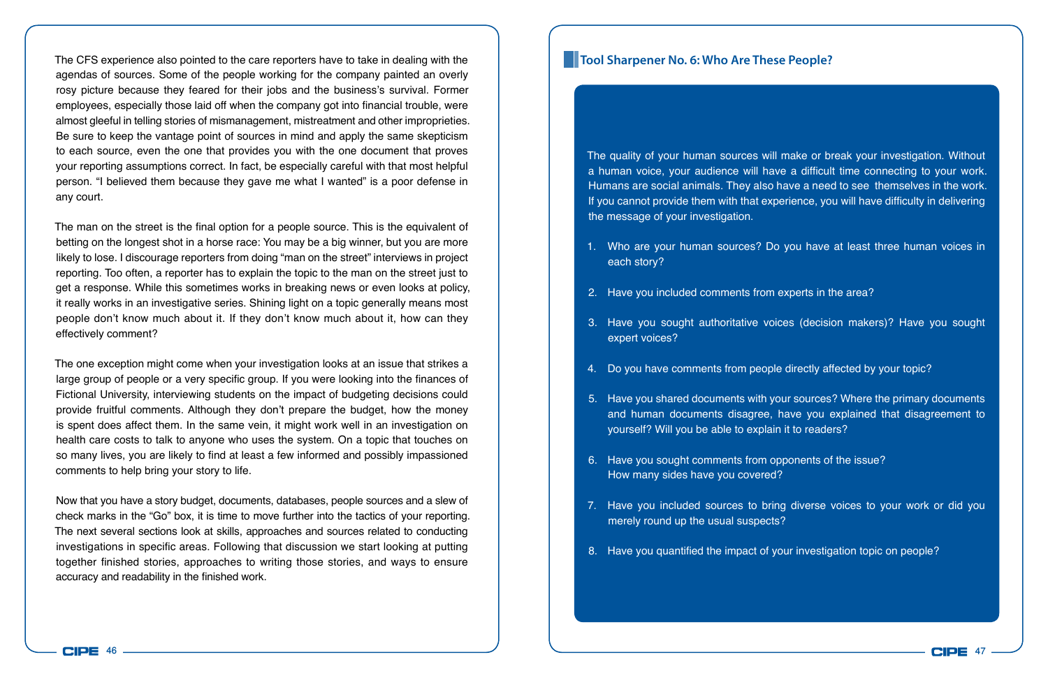The CFS experience also pointed to the care reporters have to take in dealing with the agendas of sources. Some of the people working for the company painted an overly rosy picture because they feared for their jobs and the business's survival. Former employees, especially those laid off when the company got into financial trouble, were almost gleeful in telling stories of mismanagement, mistreatment and other improprieties. Be sure to keep the vantage point of sources in mind and apply the same skepticism to each source, even the one that provides you with the one document that proves your reporting assumptions correct. In fact, be especially careful with that most helpful person. "I believed them because they gave me what I wanted" is a poor defense in any court.

The man on the street is the final option for a people source. This is the equivalent of betting on the longest shot in a horse race: You may be a big winner, but you are more likely to lose. I discourage reporters from doing "man on the street" interviews in project reporting. Too often, a reporter has to explain the topic to the man on the street just to get a response. While this sometimes works in breaking news or even looks at policy, it really works in an investigative series. Shining light on a topic generally means most people don't know much about it. If they don't know much about it, how can they effectively comment?

The one exception might come when your investigation looks at an issue that strikes a large group of people or a very specific group. If you were looking into the finances of Fictional University, interviewing students on the impact of budgeting decisions could provide fruitful comments. Although they don't prepare the budget, how the money is spent does affect them. In the same vein, it might work well in an investigation on health care costs to talk to anyone who uses the system. On a topic that touches on so many lives, you are likely to find at least a few informed and possibly impassioned comments to help bring your story to life.

Now that you have a story budget, documents, databases, people sources and a slew of check marks in the "Go" box, it is time to move further into the tactics of your reporting. The next several sections look at skills, approaches and sources related to conducting investigations in specific areas. Following that discussion we start looking at putting together finished stories, approaches to writing those stories, and ways to ensure accuracy and readability in the finished work.

## Tool Sharpener No. 6: Who Are These People?

The quality of your human sources will make or break your investigation. Without a human voice, your audience will have a difficult time connecting to your work. Humans are social animals. They also have a need to see themselves in the work. If you cannot provide them with that experience, you will have difficulty in delivering the message of your investigation.

1. Who are your human sources? Do you have at least three human voices in each story?
2. Have you included comments from experts in the area?
3. Have you sought authoritative voices (decision makers)? Have you sought expert voices?
4. Do you have comments from people directly affected by your topic?
5. Have you shared documents with your sources? Where the primary documents and human documents disagree, have you explained that disagreement to yourself? Will you be able to explain it to readers?
6. Have you sought comments from opponents of the issue? How many sides have you covered?
7. Have you included sources to bring diverse voices to your work or did you merely round up the usual suspects?
8. Have you quantified the impact of your investigation topic on people?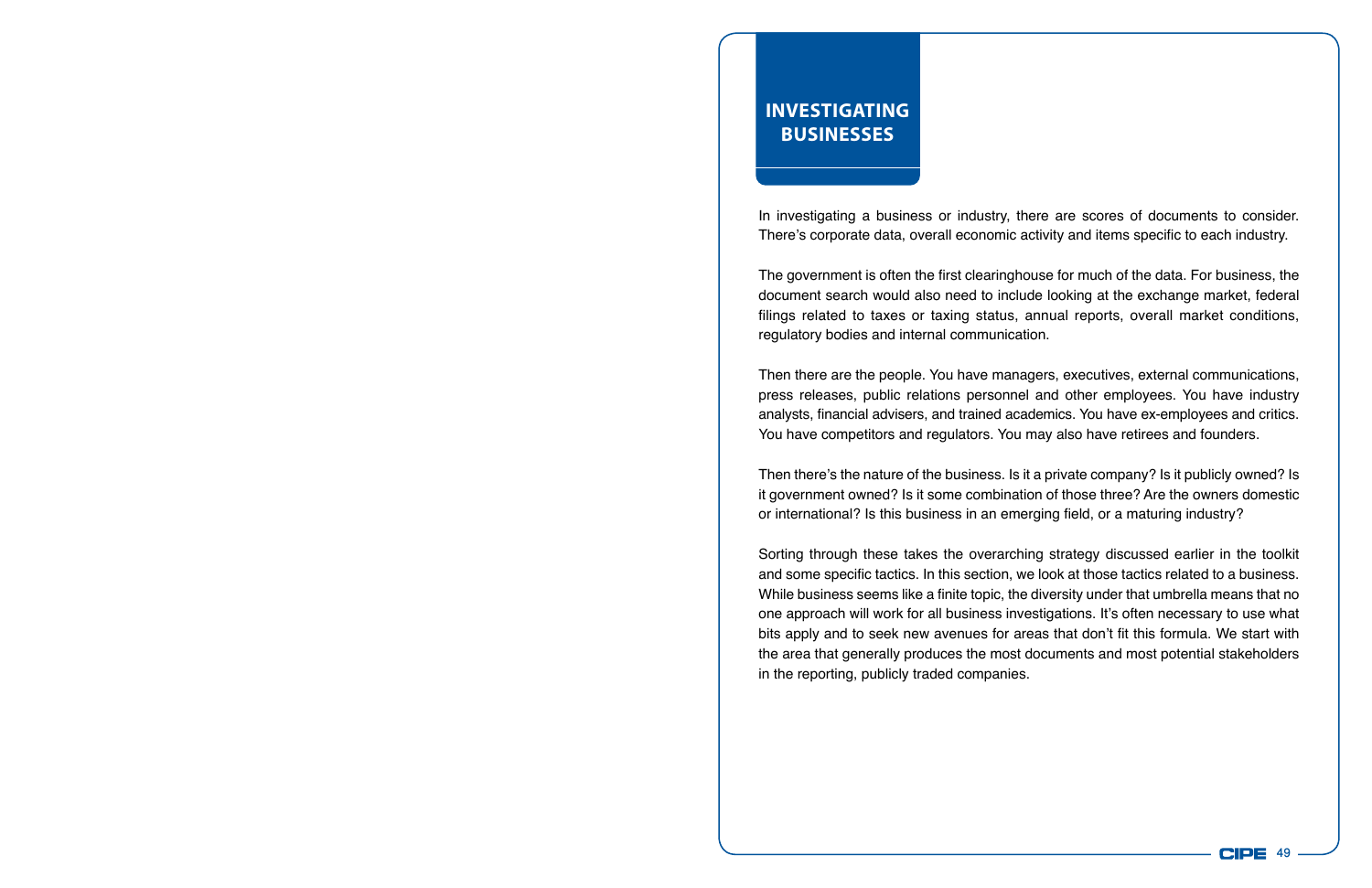# INVESTIGATING BUSINESSES

In investigating a business or industry, there are scores of documents to consider. There's corporate data, overall economic activity and items specific to each industry.

The government is often the first clearinghouse for much of the data. For business, the document search would also need to include looking at the exchange market, federal filings related to taxes or taxing status, annual reports, overall market conditions, regulatory bodies and internal communication.

Then there are the people. You have managers, executives, external communications, press releases, public relations personnel and other employees. You have industry analysts, financial advisers, and trained academics. You have ex-employees and critics. You have competitors and regulators. You may also have retirees and founders.

Then there's the nature of the business. Is it a private company? Is it publicly owned? Is it government owned? Is it some combination of those three? Are the owners domestic or international? Is this business in an emerging field, or a maturing industry?

Sorting through these takes the overarching strategy discussed earlier in the toolkit and some specific tactics. In this section, we look at those tactics related to a business. While business seems like a finite topic, the diversity under that umbrella means that no one approach will work for all business investigations. It's often necessary to use what bits apply and to seek new avenues for areas that don't fit this formula. We start with the area that generally produces the most documents and most potential stakeholders in the reporting, publicly traded companies.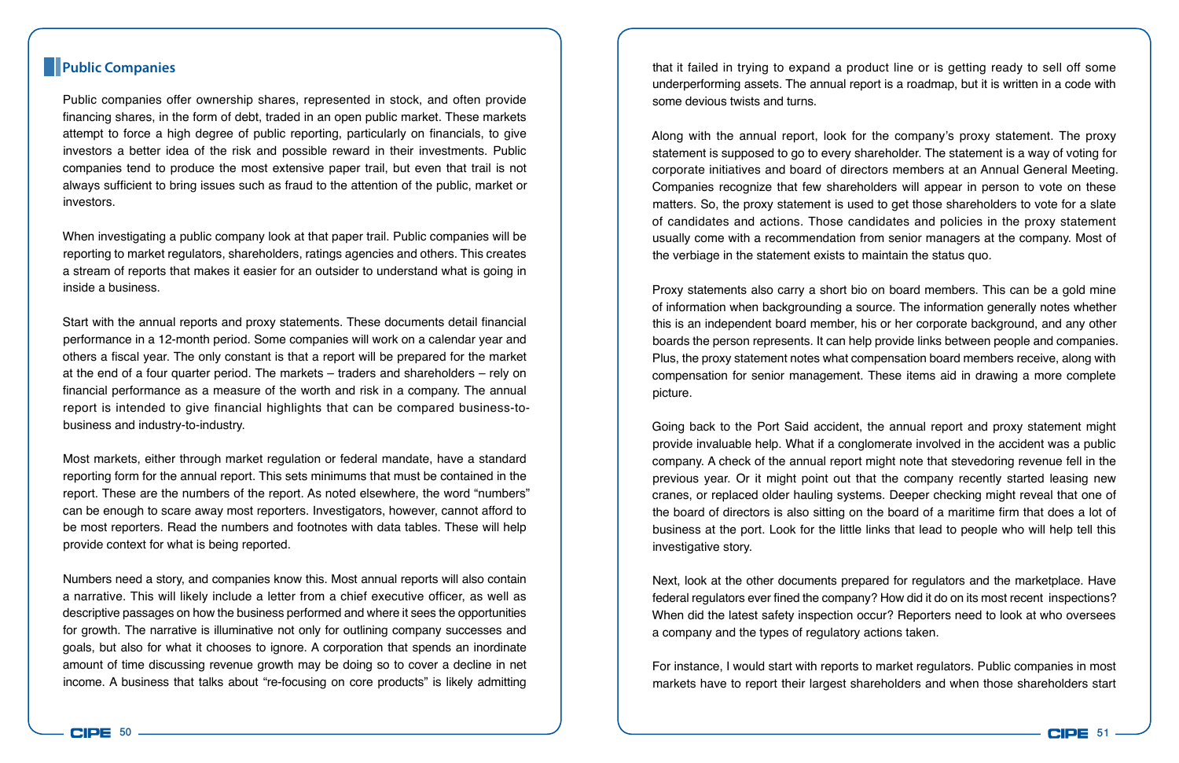## Public Companies

Public companies offer ownership shares, represented in stock, and often provide financing shares, in the form of debt, traded in an open public market. These markets attempt to force a high degree of public reporting, particularly on financials, to give investors a better idea of the risk and possible reward in their investments. Public companies tend to produce the most extensive paper trail, but even that trail is not always sufficient to bring issues such as fraud to the attention of the public, market or investors.

When investigating a public company look at that paper trail. Public companies will be reporting to market regulators, shareholders, ratings agencies and others. This creates a stream of reports that makes it easier for an outsider to understand what is going in inside a business.

Start with the annual reports and proxy statements. These documents detail financial performance in a 12-month period. Some companies will work on a calendar year and others a fiscal year. The only constant is that a report will be prepared for the market at the end of a four quarter period. The markets – traders and shareholders – rely on financial performance as a measure of the worth and risk in a company. The annual report is intended to give financial highlights that can be compared business-to-business and industry-to-industry.

Most markets, either through market regulation or federal mandate, have a standard reporting form for the annual report. This sets minimums that must be contained in the report. These are the numbers of the report. As noted elsewhere, the word "numbers" can be enough to scare away most reporters. Investigators, however, cannot afford to be most reporters. Read the numbers and footnotes with data tables. These will help provide context for what is being reported.

Numbers need a story, and companies know this. Most annual reports will also contain a narrative. This will likely include a letter from a chief executive officer, as well as descriptive passages on how the business performed and where it sees the opportunities for growth. The narrative is illuminative not only for outlining company successes and goals, but also for what it chooses to ignore. A corporation that spends an inordinate amount of time discussing revenue growth may be doing so to cover a decline in net income. A business that talks about "re-focusing on core products" is likely admitting that it failed in trying to expand a product line or is getting ready to sell off some underperforming assets. The annual report is a roadmap, but it is written in a code with some devious twists and turns.

Along with the annual report, look for the company's proxy statement. The proxy statement is supposed to go to every shareholder. The statement is a way of voting for corporate initiatives and board of directors members at an Annual General Meeting. Companies recognize that few shareholders will appear in person to vote on these matters. So, the proxy statement is used to get those shareholders to vote for a slate of candidates and actions. Those candidates and policies in the proxy statement usually come with a recommendation from senior managers at the company. Most of the verbiage in the statement exists to maintain the status quo.

Proxy statements also carry a short bio on board members. This can be a gold mine of information when backgrounding a source. The information generally notes whether this is an independent board member, his or her corporate background, and any other boards the person represents. It can help provide links between people and companies. Plus, the proxy statement notes what compensation board members receive, along with compensation for senior management. These items aid in drawing a more complete picture.

Going back to the Port Said accident, the annual report and proxy statement might provide invaluable help. What if a conglomerate involved in the accident was a public company. A check of the annual report might note that stevedoring revenue fell in the previous year. Or it might point out that the company recently started leasing new cranes, or replaced older hauling systems. Deeper checking might reveal that one of the board of directors is also sitting on the board of a maritime firm that does a lot of business at the port. Look for the little links that lead to people who will help tell this investigative story.

Next, look at the other documents prepared for regulators and the marketplace. Have federal regulators ever fined the company? How did it do on its most recent inspections? When did the latest safety inspection occur? Reporters need to look at who oversees a company and the types of regulatory actions taken.

For instance, I would start with reports to market regulators. Public companies in most markets have to report their largest shareholders and when those shareholders start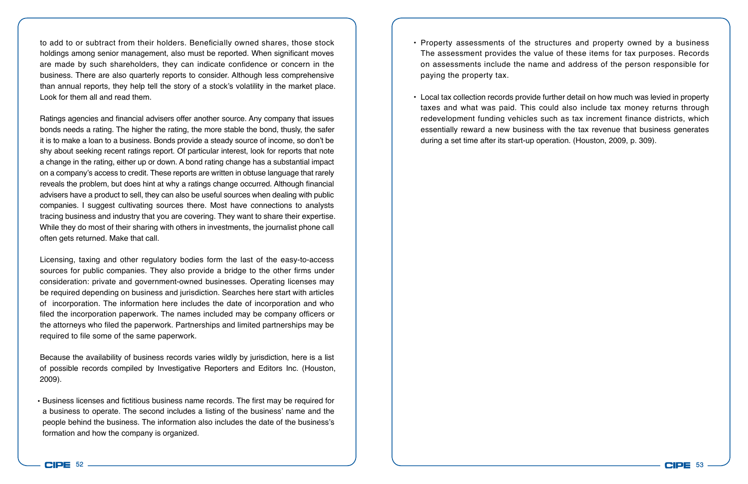to add to or subtract from their holders. Beneficially owned shares, those stock holdings among senior management, also must be reported. When significant moves are made by such shareholders, they can indicate confidence or concern in the business. There are also quarterly reports to consider. Although less comprehensive than annual reports, they help tell the story of a stock's volatility in the market place. Look for them all and read them.

Ratings agencies and financial advisers offer another source. Any company that issues bonds needs a rating. The higher the rating, the more stable the bond, thusly, the safer it is to make a loan to a business. Bonds provide a steady source of income, so don't be shy about seeking recent ratings report. Of particular interest, look for reports that note a change in the rating, either up or down. A bond rating change has a substantial impact on a company's access to credit. These reports are written in obtuse language that rarely reveals the problem, but does hint at why a ratings change occurred. Although financial advisers have a product to sell, they can also be useful sources when dealing with public companies. I suggest cultivating sources there. Most have connections to analysts tracing business and industry that you are covering. They want to share their expertise. While they do most of their sharing with others in investments, the journalist phone call often gets returned. Make that call.

Licensing, taxing and other regulatory bodies form the last of the easy-to-access sources for public companies. They also provide a bridge to the other firms under consideration: private and government-owned businesses. Operating licenses may be required depending on business and jurisdiction. Searches here start with articles of incorporation. The information here includes the date of incorporation and who filed the incorporation paperwork. The names included may be company officers or the attorneys who filed the paperwork. Partnerships and limited partnerships may be required to file some of the same paperwork.

Because the availability of business records varies wildly by jurisdiction, here is a list of possible records compiled by Investigative Reporters and Editors Inc. (Houston, 2009).

- Business licenses and fictitious business name records. The first may be required for a business to operate. The second includes a listing of the business' name and the people behind the business. The information also includes the date of the business's formation and how the company is organized.
- Property assessments of the structures and property owned by a business The assessment provides the value of these items for tax purposes. Records on assessments include the name and address of the person responsible for paying the property tax.
- Local tax collection records provide further detail on how much was levied in property taxes and what was paid. This could also include tax money returns through redevelopment funding vehicles such as tax increment finance districts, which essentially reward a new business with the tax revenue that business generates during a set time after its start-up operation. (Houston, 2009, p. 309).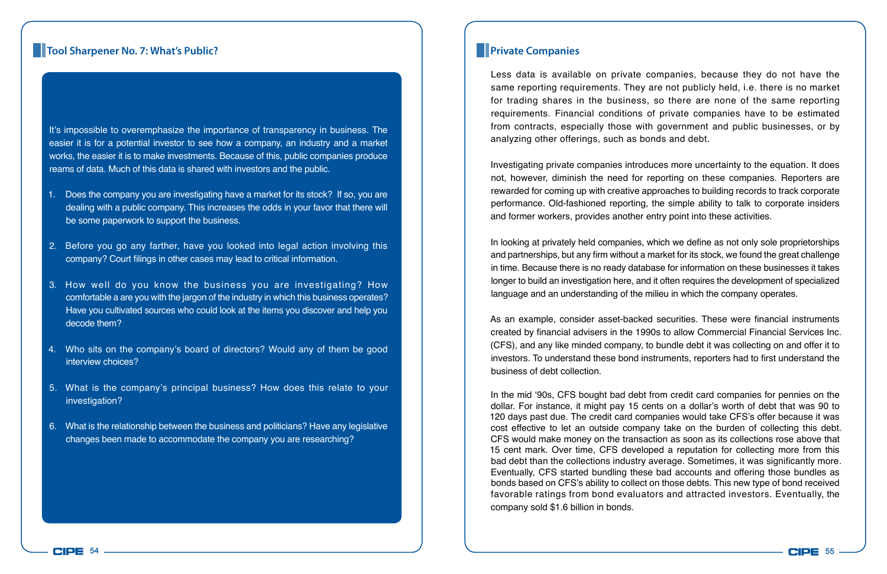## Tool Sharpener No. 7: What's Public?

It's impossible to overemphasize the importance of transparency in business. The easier it is for a potential investor to see how a company, an industry and a market works, the easier it is to make investments. Because of this, public companies produce reams of data. Much of this data is shared with investors and the public.

1. Does the company you are investigating have a market for its stock? If so, you are dealing with a public company. This increases the odds in your favor that there will be some paperwork to support the business.

2. Before you go any farther, have you looked into legal action involving this company? Court filings in other cases may lead to critical information.

3. How well do you know the business you are investigating? How comfortable a are you with the jargon of the industry in which this business operates? Have you cultivated sources who could look at the items you discover and help you decode them?

4. Who sits on the company's board of directors? Would any of them be good interview choices?

5. What is the company's principal business? How does this relate to your investigation?

6. What is the relationship between the business and politicians? Have any legislative changes been made to accommodate the company you are researching?

## Private Companies

Less data is available on private companies, because they do not have the same reporting requirements. They are not publicly held, i.e. there is no market for trading shares in the business, so there are none of the same reporting requirements. Financial conditions of private companies have to be estimated from contracts, especially those with government and public businesses, or by analyzing other offerings, such as bonds and debt.

Investigating private companies introduces more uncertainty to the equation. It does not, however, diminish the need for reporting on these companies. Reporters are rewarded for coming up with creative approaches to building records to track corporate performance. Old-fashioned reporting, the simple ability to talk to corporate insiders and former workers, provides another entry point into these activities.

In looking at privately held companies, which we define as not only sole proprietorships and partnerships, but any firm without a market for its stock, we found the great challenge in time. Because there is no ready database for information on these businesses it takes longer to build an investigation here, and it often requires the development of specialized language and an understanding of the milieu in which the company operates.

As an example, consider asset-backed securities. These were financial instruments created by financial advisers in the 1990s to allow Commercial Financial Services Inc. (CFS), and any like minded company, to bundle debt it was collecting on and offer it to investors. To understand these bond instruments, reporters had to first understand the business of debt collection.

In the mid '90s, CFS bought bad debt from credit card companies for pennies on the dollar. For instance, it might pay 15 cents on a dollar's worth of debt that was 90 to 120 days past due. The credit card companies would take CFS's offer because it was cost effective to let an outside company take on the burden of collecting this debt. CFS would make money on the transaction as soon as its collections rose above that 15 cent mark. Over time, CFS developed a reputation for collecting more from this bad debt than the collections industry average. Sometimes, it was significantly more. Eventually, CFS started bundling these bad accounts and offering those bundles as bonds based on CFS's ability to collect on those debts. This new type of bond received favorable ratings from bond evaluators and attracted investors. Eventually, the company sold $1.6 billion in bonds.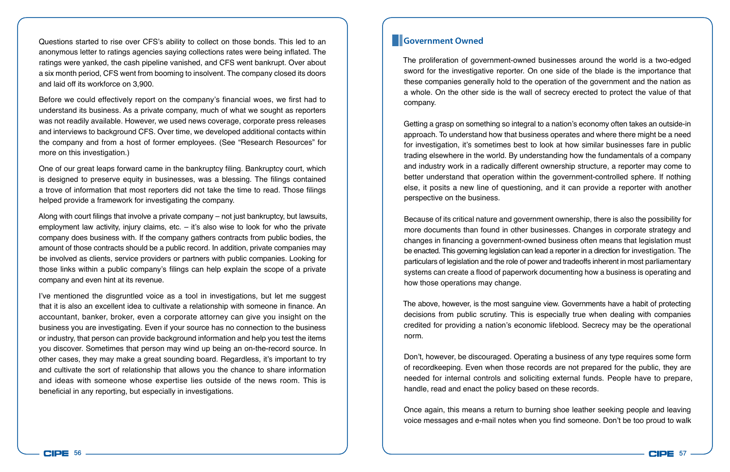Questions started to rise over CFS's ability to collect on those bonds. This led to an anonymous letter to ratings agencies saying collections rates were being inflated. The ratings were yanked, the cash pipeline vanished, and CFS went bankrupt. Over about a six month period, CFS went from booming to insolvent. The company closed its doors and laid off its workforce on 3,900.

Before we could effectively report on the company's financial woes, we first had to understand its business. As a private company, much of what we sought as reporters was not readily available. However, we used news coverage, corporate press releases and interviews to background CFS. Over time, we developed additional contacts within the company and from a host of former employees. (See "Research Resources" for more on this investigation.)

One of our great leaps forward came in the bankruptcy filing. Bankruptcy court, which is designed to preserve equity in businesses, was a blessing. The filings contained a trove of information that most reporters did not take the time to read. Those filings helped provide a framework for investigating the company.

Along with court filings that involve a private company – not just bankruptcy, but lawsuits, employment law activity, injury claims, etc. – it's also wise to look for who the private company does business with. If the company gathers contracts from public bodies, the amount of those contracts should be a public record. In addition, private companies may be involved as clients, service providers or partners with public companies. Looking for those links within a public company's filings can help explain the scope of a private company and even hint at its revenue.

I've mentioned the disgruntled voice as a tool in investigations, but let me suggest that it is also an excellent idea to cultivate a relationship with someone in finance. An accountant, banker, broker, even a corporate attorney can give you insight on the business you are investigating. Even if your source has no connection to the business or industry, that person can provide background information and help you test the items you discover. Sometimes that person may wind up being an on-the-record source. In other cases, they may make a great sounding board. Regardless, it's important to try and cultivate the sort of relationship that allows you the chance to share information and ideas with someone whose expertise lies outside of the news room. This is beneficial in any reporting, but especially in investigations.

## Government Owned

The proliferation of government-owned businesses around the world is a two-edged sword for the investigative reporter. On one side of the blade is the importance that these companies generally hold to the operation of the government and the nation as a whole. On the other side is the wall of secrecy erected to protect the value of that company.

Getting a grasp on something so integral to a nation's economy often takes an outside-in approach. To understand how that business operates and where there might be a need for investigation, it's sometimes best to look at how similar businesses fare in public trading elsewhere in the world. By understanding how the fundamentals of a company and industry work in a radically different ownership structure, a reporter may come to better understand that operation within the government-controlled sphere. If nothing else, it posits a new line of questioning, and it can provide a reporter with another perspective on the business.

Because of its critical nature and government ownership, there is also the possibility for more documents than found in other businesses. Changes in corporate strategy and changes in financing a government-owned business often means that legislation must be enacted. This governing legislation can lead a reporter in a direction for investigation. The particulars of legislation and the role of power and tradeoffs inherent in most parliamentary systems can create a flood of paperwork documenting how a business is operating and how those operations may change.

The above, however, is the most sanguine view. Governments have a habit of protecting decisions from public scrutiny. This is especially true when dealing with companies credited for providing a nation's economic lifeblood. Secrecy may be the operational norm.

Don't, however, be discouraged. Operating a business of any type requires some form of recordkeeping. Even when those records are not prepared for the public, they are needed for internal controls and soliciting external funds. People have to prepare, handle, read and enact the policy based on these records.

Once again, this means a return to burning shoe leather seeking people and leaving voice messages and e-mail notes when you find someone. Don't be too proud to walk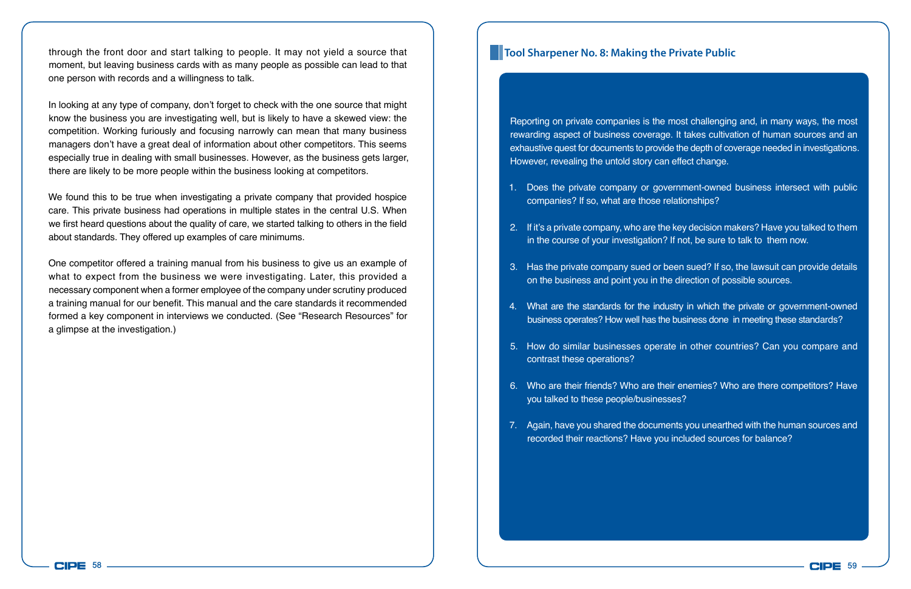through the front door and start talking to people. It may not yield a source that moment, but leaving business cards with as many people as possible can lead to that one person with records and a willingness to talk.

In looking at any type of company, don't forget to check with the one source that might know the business you are investigating well, but is likely to have a skewed view: the competition. Working furiously and focusing narrowly can mean that many business managers don't have a great deal of information about other competitors. This seems especially true in dealing with small businesses. However, as the business gets larger, there are likely to be more people within the business looking at competitors.

We found this to be true when investigating a private company that provided hospice care. This private business had operations in multiple states in the central U.S. When we first heard questions about the quality of care, we started talking to others in the field about standards. They offered up examples of care minimums.

One competitor offered a training manual from his business to give us an example of what to expect from the business we were investigating. Later, this provided a necessary component when a former employee of the company under scrutiny produced a training manual for our benefit. This manual and the care standards it recommended formed a key component in interviews we conducted. (See "Research Resources" for a glimpse at the investigation.)

## Tool Sharpener No. 8: Making the Private Public

Reporting on private companies is the most challenging and, in many ways, the most rewarding aspect of business coverage. It takes cultivation of human sources and an exhaustive quest for documents to provide the depth of coverage needed in investigations. However, revealing the untold story can effect change.

1. Does the private company or government-owned business intersect with public companies? If so, what are those relationships?
2. If it's a private company, who are the key decision makers? Have you talked to them in the course of your investigation? If not, be sure to talk to them now.
3. Has the private company sued or been sued? If so, the lawsuit can provide details on the business and point you in the direction of possible sources.
4. What are the standards for the industry in which the private or government-owned business operates? How well has the business done in meeting these standards?
5. How do similar businesses operate in other countries? Can you compare and contrast these operations?
6. Who are their friends? Who are their enemies? Who are there competitors? Have you talked to these people/businesses?
7. Again, have you shared the documents you unearthed with the human sources and recorded their reactions? Have you included sources for balance?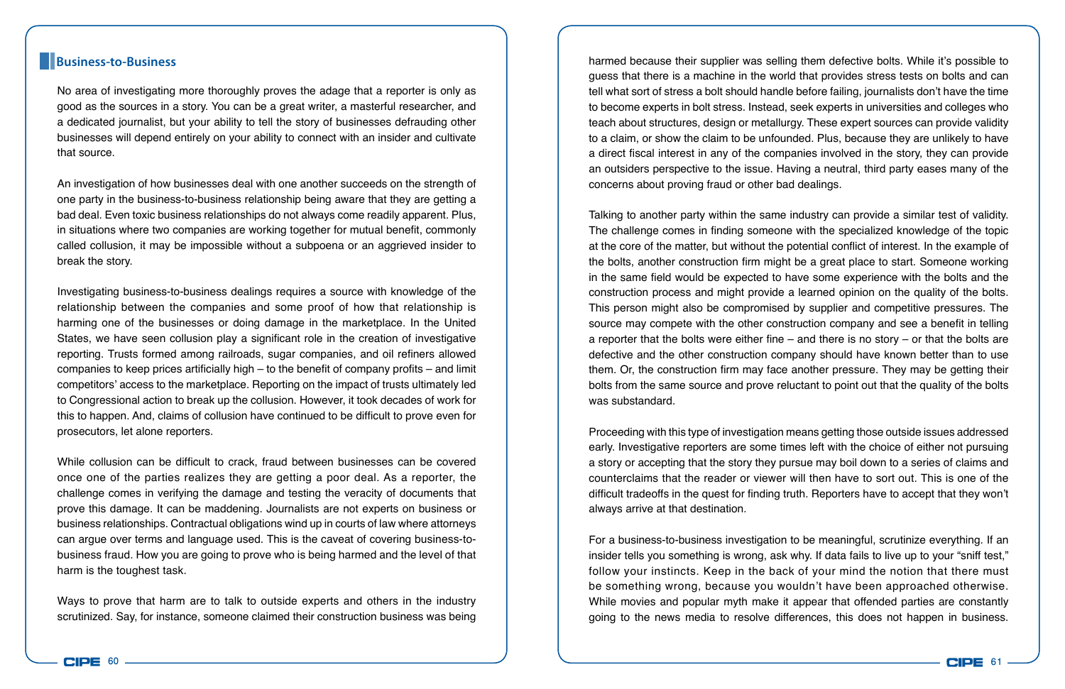## Business-to-Business

No area of investigating more thoroughly proves the adage that a reporter is only as good as the sources in a story. You can be a great writer, a masterful researcher, and a dedicated journalist, but your ability to tell the story of businesses defrauding other businesses will depend entirely on your ability to connect with an insider and cultivate that source.

An investigation of how businesses deal with one another succeeds on the strength of one party in the business-to-business relationship being aware that they are getting a bad deal. Even toxic business relationships do not always come readily apparent. Plus, in situations where two companies are working together for mutual benefit, commonly called collusion, it may be impossible without a subpoena or an aggrieved insider to break the story.

Investigating business-to-business dealings requires a source with knowledge of the relationship between the companies and some proof of how that relationship is harming one of the businesses or doing damage in the marketplace. In the United States, we have seen collusion play a significant role in the creation of investigative reporting. Trusts formed among railroads, sugar companies, and oil refiners allowed companies to keep prices artificially high – to the benefit of company profits – and limit competitors' access to the marketplace. Reporting on the impact of trusts ultimately led to Congressional action to break up the collusion. However, it took decades of work for this to happen. And, claims of collusion have continued to be difficult to prove even for prosecutors, let alone reporters.

While collusion can be difficult to crack, fraud between businesses can be covered once one of the parties realizes they are getting a poor deal. As a reporter, the challenge comes in verifying the damage and testing the veracity of documents that prove this damage. It can be maddening. Journalists are not experts on business or business relationships. Contractual obligations wind up in courts of law where attorneys can argue over terms and language used. This is the caveat of covering business-to-business fraud. How you are going to prove who is being harmed and the level of that harm is the toughest task.

Ways to prove that harm are to talk to outside experts and others in the industry scrutinized. Say, for instance, someone claimed their construction business was being harmed because their supplier was selling them defective bolts. While it's possible to guess that there is a machine in the world that provides stress tests on bolts and can tell what sort of stress a bolt should handle before failing, journalists don't have the time to become experts in bolt stress. Instead, seek experts in universities and colleges who teach about structures, design or metallurgy. These expert sources can provide validity to a claim, or show the claim to be unfounded. Plus, because they are unlikely to have a direct fiscal interest in any of the companies involved in the story, they can provide an outsiders perspective to the issue. Having a neutral, third party eases many of the concerns about proving fraud or other bad dealings.

Talking to another party within the same industry can provide a similar test of validity. The challenge comes in finding someone with the specialized knowledge of the topic at the core of the matter, but without the potential conflict of interest. In the example of the bolts, another construction firm might be a great place to start. Someone working in the same field would be expected to have some experience with the bolts and the construction process and might provide a learned opinion on the quality of the bolts. This person might also be compromised by supplier and competitive pressures. The source may compete with the other construction company and see a benefit in telling a reporter that the bolts were either fine – and there is no story – or that the bolts are defective and the other construction company should have known better than to use them. Or, the construction firm may face another pressure. They may be getting their bolts from the same source and prove reluctant to point out that the quality of the bolts was substandard.

Proceeding with this type of investigation means getting those outside issues addressed early. Investigative reporters are some times left with the choice of either not pursuing a story or accepting that the story they pursue may boil down to a series of claims and counterclaims that the reader or viewer will then have to sort out. This is one of the difficult tradeoffs in the quest for finding truth. Reporters have to accept that they won't always arrive at that destination.

For a business-to-business investigation to be meaningful, scrutinize everything. If an insider tells you something is wrong, ask why. If data fails to live up to your "sniff test," follow your instincts. Keep in the back of your mind the notion that there must be something wrong, because you wouldn't have been approached otherwise. While movies and popular myth make it appear that offended parties are constantly going to the news media to resolve differences, this does not happen in business.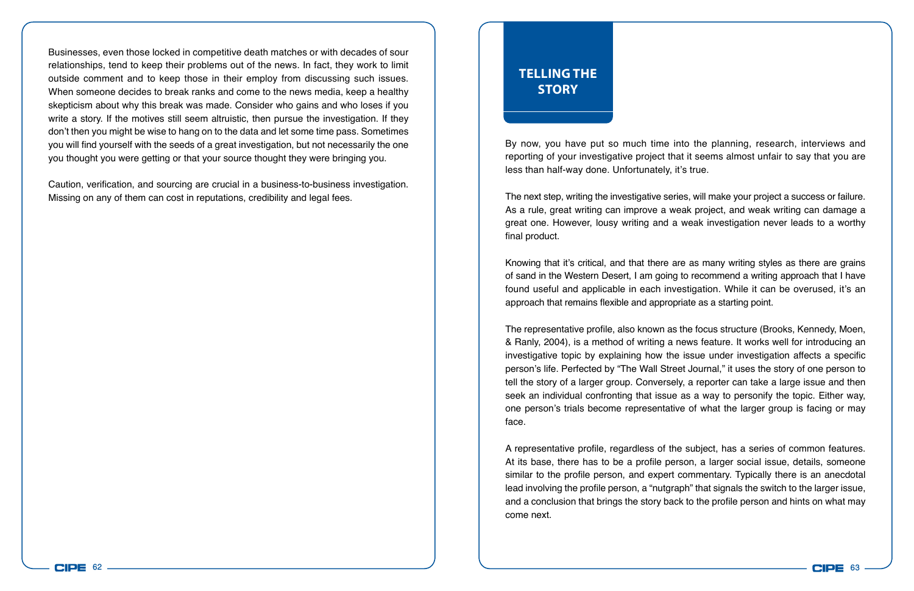Businesses, even those locked in competitive death matches or with decades of sour relationships, tend to keep their problems out of the news. In fact, they work to limit outside comment and to keep those in their employ from discussing such issues. When someone decides to break ranks and come to the news media, keep a healthy skepticism about why this break was made. Consider who gains and who loses if you write a story. If the motives still seem altruistic, then pursue the investigation. If they don't then you might be wise to hang on to the data and let some time pass. Sometimes you will find yourself with the seeds of a great investigation, but not necessarily the one you thought you were getting or that your source thought they were bringing you.

Caution, verification, and sourcing are crucial in a business-to-business investigation. Missing on any of them can cost in reputations, credibility and legal fees.

## TELLING THE STORY

By now, you have put so much time into the planning, research, interviews and reporting of your investigative project that it seems almost unfair to say that you are less than half-way done. Unfortunately, it's true.

The next step, writing the investigative series, will make your project a success or failure. As a rule, great writing can improve a weak project, and weak writing can damage a great one. However, lousy writing and a weak investigation never leads to a worthy final product.

Knowing that it's critical, and that there are as many writing styles as there are grains of sand in the Western Desert, I am going to recommend a writing approach that I have found useful and applicable in each investigation. While it can be overused, it's an approach that remains flexible and appropriate as a starting point.

The representative profile, also known as the focus structure (Brooks, Kennedy, Moen, & Ranly, 2004), is a method of writing a news feature. It works well for introducing an investigative topic by explaining how the issue under investigation affects a specific person's life. Perfected by "The Wall Street Journal," it uses the story of one person to tell the story of a larger group. Conversely, a reporter can take a large issue and then seek an individual confronting that issue as a way to personify the topic. Either way, one person's trials become representative of what the larger group is facing or may face.

A representative profile, regardless of the subject, has a series of common features. At its base, there has to be a profile person, a larger social issue, details, someone similar to the profile person, and expert commentary. Typically there is an anecdotal lead involving the profile person, a "nutgraph" that signals the switch to the larger issue, and a conclusion that brings the story back to the profile person and hints on what may come next.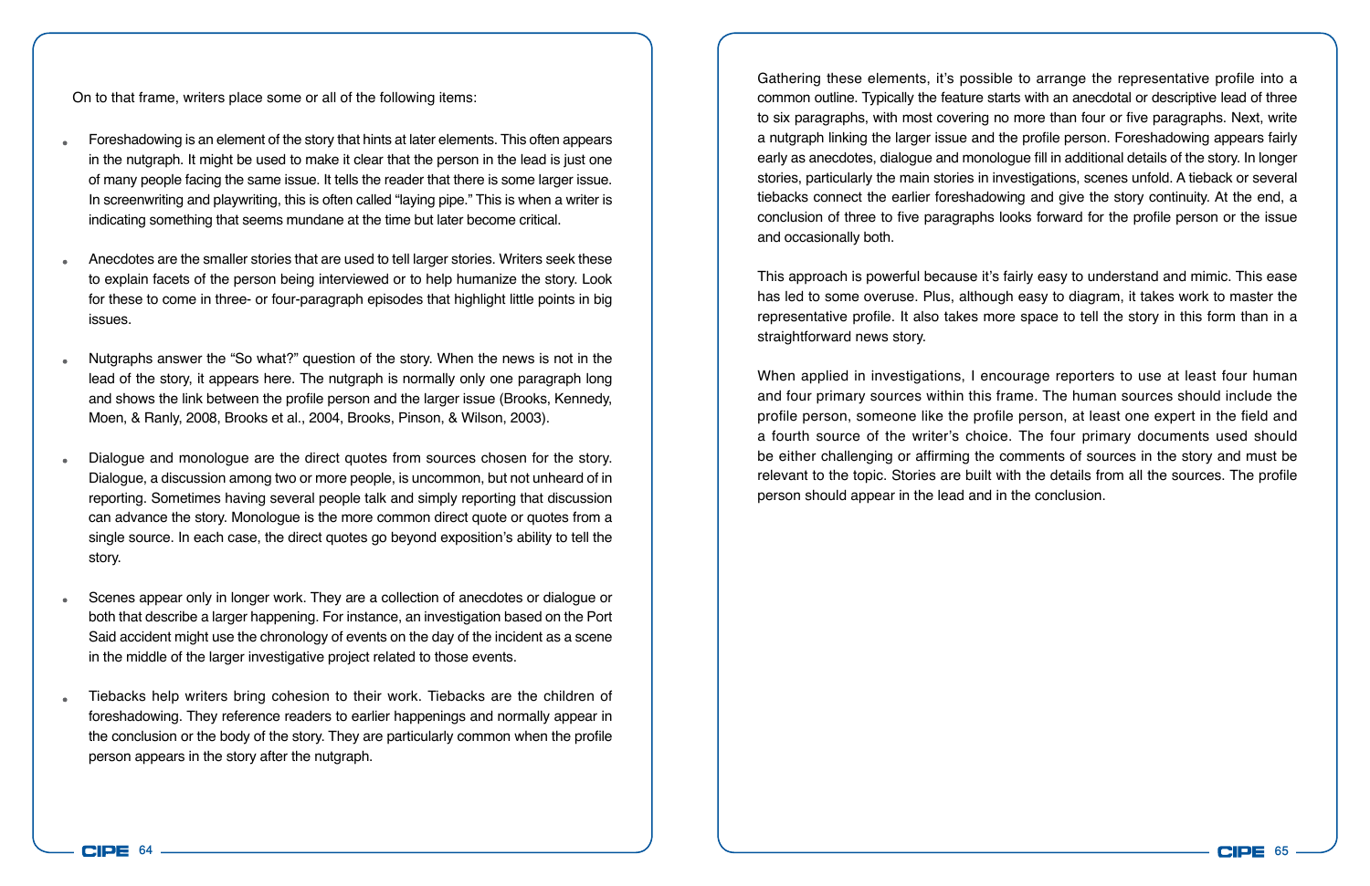On to that frame, writers place some or all of the following items:

- Foreshadowing is an element of the story that hints at later elements. This often appears in the nutgraph. It might be used to make it clear that the person in the lead is just one of many people facing the same issue. It tells the reader that there is some larger issue. In screenwriting and playwriting, this is often called "laying pipe." This is when a writer is indicating something that seems mundane at the time but later become critical.

- Anecdotes are the smaller stories that are used to tell larger stories. Writers seek these to explain facets of the person being interviewed or to help humanize the story. Look for these to come in three- or four-paragraph episodes that highlight little points in big issues.

- Nutgraphs answer the "So what?" question of the story. When the news is not in the lead of the story, it appears here. The nutgraph is normally only one paragraph long and shows the link between the profile person and the larger issue (Brooks, Kennedy, Moen, & Ranly, 2008, Brooks et al., 2004, Brooks, Pinson, & Wilson, 2003).

- Dialogue and monologue are the direct quotes from sources chosen for the story. Dialogue, a discussion among two or more people, is uncommon, but not unheard of in reporting. Sometimes having several people talk and simply reporting that discussion can advance the story. Monologue is the more common direct quote or quotes from a single source. In each case, the direct quotes go beyond exposition's ability to tell the story.

- Scenes appear only in longer work. They are a collection of anecdotes or dialogue or both that describe a larger happening. For instance, an investigation based on the Port Said accident might use the chronology of events on the day of the incident as a scene in the middle of the larger investigative project related to those events.

- Tiebacks help writers bring cohesion to their work. Tiebacks are the children of foreshadowing. They reference readers to earlier happenings and normally appear in the conclusion or the body of the story. They are particularly common when the profile person appears in the story after the nutgraph.

Gathering these elements, it's possible to arrange the representative profile into a common outline. Typically the feature starts with an anecdotal or descriptive lead of three to six paragraphs, with most covering no more than four or five paragraphs. Next, write a nutgraph linking the larger issue and the profile person. Foreshadowing appears fairly early as anecdotes, dialogue and monologue fill in additional details of the story. In longer stories, particularly the main stories in investigations, scenes unfold. A tieback or several tiebacks connect the earlier foreshadowing and give the story continuity. At the end, a conclusion of three to five paragraphs looks forward for the profile person or the issue and occasionally both.

This approach is powerful because it's fairly easy to understand and mimic. This ease has led to some overuse. Plus, although easy to diagram, it takes work to master the representative profile. It also takes more space to tell the story in this form than in a straightforward news story.

When applied in investigations, I encourage reporters to use at least four human and four primary sources within this frame. The human sources should include the profile person, someone like the profile person, at least one expert in the field and a fourth source of the writer's choice. The four primary documents used should be either challenging or affirming the comments of sources in the story and must be relevant to the topic. Stories are built with the details from all the sources. The profile person should appear in the lead and in the conclusion.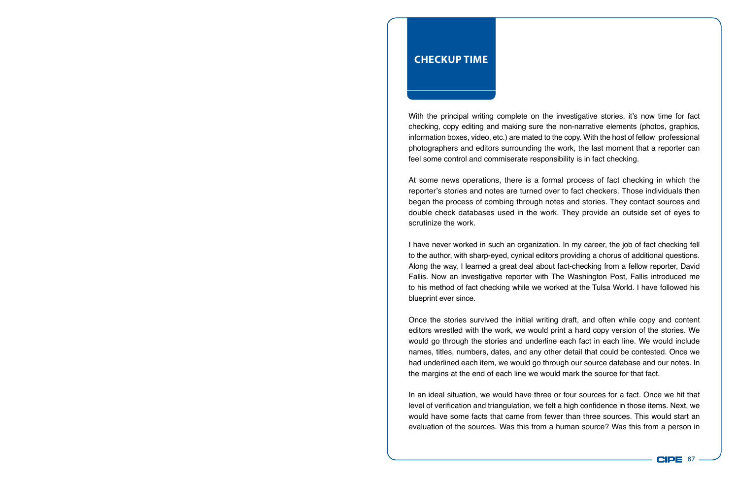## CHECKUP TIME

With the principal writing complete on the investigative stories, it's now time for fact checking, copy editing and making sure the non-narrative elements (photos, graphics, information boxes, video, etc.) are mated to the copy. With the host of fellow professional photographers and editors surrounding the work, the last moment that a reporter can feel some control and commiserate responsibility is in fact checking.

At some news operations, there is a formal process of fact checking in which the reporter's stories and notes are turned over to fact checkers. Those individuals then began the process of combing through notes and stories. They contact sources and double check databases used in the work. They provide an outside set of eyes to scrutinize the work.

I have never worked in such an organization. In my career, the job of fact checking fell to the author, with sharp-eyed, cynical editors providing a chorus of additional questions. Along the way, I learned a great deal about fact-checking from a fellow reporter, David Fallis. Now an investigative reporter with The Washington Post, Fallis introduced me to his method of fact checking while we worked at the Tulsa World. I have followed his blueprint ever since.

Once the stories survived the initial writing draft, and often while copy and content editors wrestled with the work, we would print a hard copy version of the stories. We would go through the stories and underline each fact in each line. We would include names, titles, numbers, dates, and any other detail that could be contested. Once we had underlined each item, we would go through our source database and our notes. In the margins at the end of each line we would mark the source for that fact.

In an ideal situation, we would have three or four sources for a fact. Once we hit that level of verification and triangulation, we felt a high confidence in those items. Next, we would have some facts that came from fewer than three sources. This would start an evaluation of the sources. Was this from a human source? Was this from a person in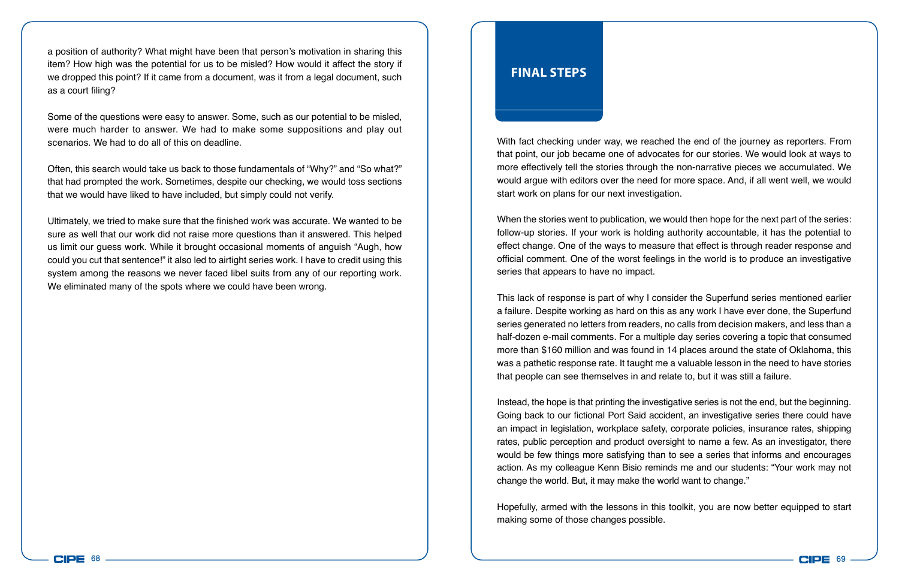a position of authority? What might have been that person's motivation in sharing this item? How high was the potential for us to be misled? How would it affect the story if we dropped this point? If it came from a document, was it from a legal document, such as a court filing?

Some of the questions were easy to answer. Some, such as our potential to be misled, were much harder to answer. We had to make some suppositions and play out scenarios. We had to do all of this on deadline.

Often, this search would take us back to those fundamentals of "Why?" and "So what?" that had prompted the work. Sometimes, despite our checking, we would toss sections that we would have liked to have included, but simply could not verify.

Ultimately, we tried to make sure that the finished work was accurate. We wanted to be sure as well that our work did not raise more questions than it answered. This helped us limit our guess work. While it brought occasional moments of anguish "Augh, how could you cut that sentence!" it also led to airtight series work. I have to credit using this system among the reasons we never faced libel suits from any of our reporting work. We eliminated many of the spots where we could have been wrong.

## FINAL STEPS

With fact checking under way, we reached the end of the journey as reporters. From that point, our job became one of advocates for our stories. We would look at ways to more effectively tell the stories through the non-narrative pieces we accumulated. We would argue with editors over the need for more space. And, if all went well, we would start work on plans for our next investigation.

When the stories went to publication, we would then hope for the next part of the series: follow-up stories. If your work is holding authority accountable, it has the potential to effect change. One of the ways to measure that effect is through reader response and official comment. One of the worst feelings in the world is to produce an investigative series that appears to have no impact.

This lack of response is part of why I consider the Superfund series mentioned earlier a failure. Despite working as hard on this as any work I have ever done, the Superfund series generated no letters from readers, no calls from decision makers, and less than a half-dozen e-mail comments. For a multiple day series covering a topic that consumed more than $160 million and was found in 14 places around the state of Oklahoma, this was a pathetic response rate. It taught me a valuable lesson in the need to have stories that people can see themselves in and relate to, but it was still a failure.

Instead, the hope is that printing the investigative series is not the end, but the beginning. Going back to our fictional Port Said accident, an investigative series there could have an impact in legislation, workplace safety, corporate policies, insurance rates, shipping rates, public perception and product oversight to name a few. As an investigator, there would be few things more satisfying than to see a series that informs and encourages action. As my colleague Kenn Bisio reminds me and our students: "Your work may not change the world. But, it may make the world want to change."

Hopefully, armed with the lessons in this toolkit, you are now better equipped to start making some of those changes possible.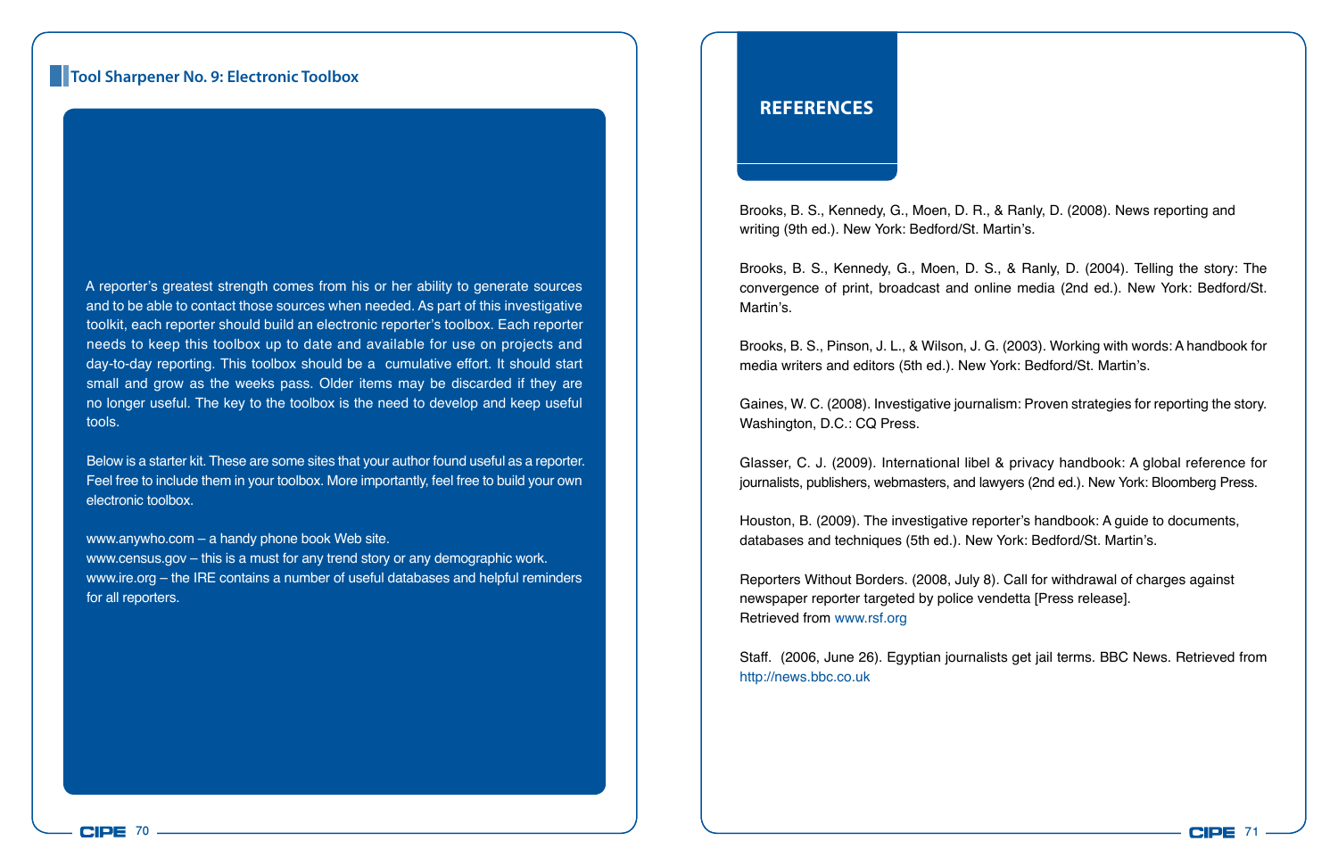### Tool Sharpener No. 9: Electronic Toolbox

A reporter's greatest strength comes from his or her ability to generate sources and to be able to contact those sources when needed. As part of this investigative toolkit, each reporter should build an electronic reporter's toolbox. Each reporter needs to keep this toolbox up to date and available for use on projects and day-to-day reporting. This toolbox should be a cumulative effort. It should start small and grow as the weeks pass. Older items may be discarded if they are no longer useful. The key to the toolbox is the need to develop and keep useful tools.

Below is a starter kit. These are some sites that your author found useful as a reporter. Feel free to include them in your toolbox. More importantly, feel free to build your own electronic toolbox.

www.anywho.com – a handy phone book Web site.
www.census.gov – this is a must for any trend story or any demographic work.
www.ire.org – the IRE contains a number of useful databases and helpful reminders for all reporters.

## REFERENCES

Brooks, B. S., Kennedy, G., Moen, D. R., & Ranly, D. (2008). News reporting and writing (9th ed.). New York: Bedford/St. Martin's.

Brooks, B. S., Kennedy, G., Moen, D. S., & Ranly, D. (2004). Telling the story: The convergence of print, broadcast and online media (2nd ed.). New York: Bedford/St. Martin's.

Brooks, B. S., Pinson, J. L., & Wilson, J. G. (2003). Working with words: A handbook for media writers and editors (5th ed.). New York: Bedford/St. Martin's.

Gaines, W. C. (2008). Investigative journalism: Proven strategies for reporting the story. Washington, D.C.: CQ Press.

Glasser, C. J. (2009). International libel & privacy handbook: A global reference for journalists, publishers, webmasters, and lawyers (2nd ed.). New York: Bloomberg Press.

Houston, B. (2009). The investigative reporter's handbook: A guide to documents, databases and techniques (5th ed.). New York: Bedford/St. Martin's.

Reporters Without Borders. (2008, July 8). Call for withdrawal of charges against newspaper reporter targeted by police vendetta [Press release]. Retrieved from www.rsf.org

Staff. (2006, June 26). Egyptian journalists get jail terms. BBC News. Retrieved from http://news.bbc.co.uk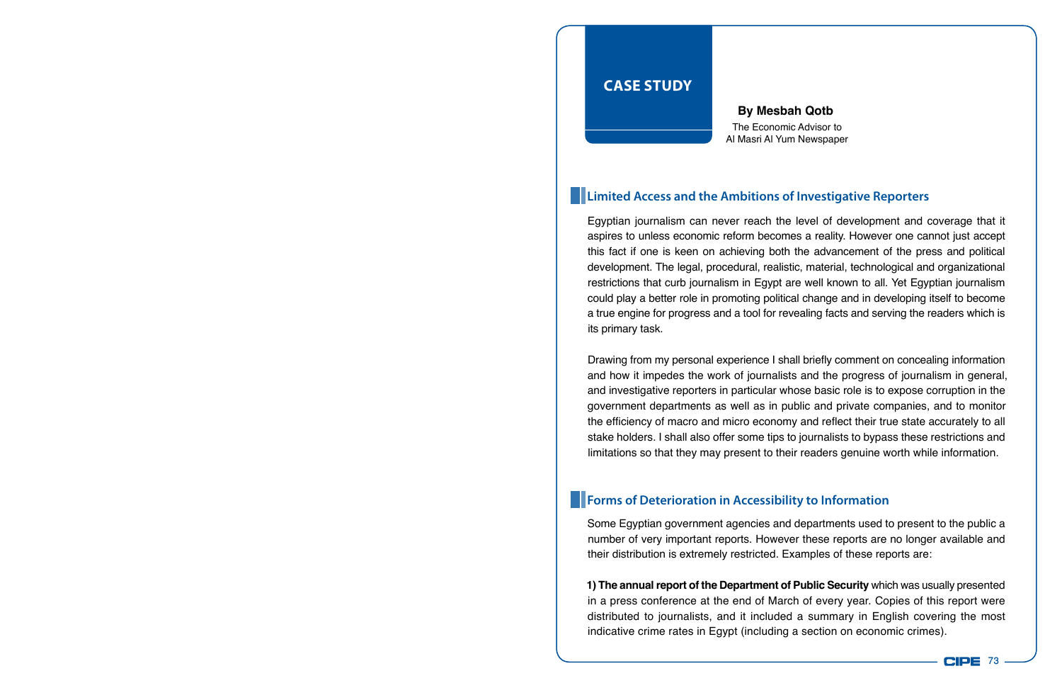## CASE STUDY

**By Mesbah Qotb**

The Economic Advisor to
Al Masri Al Yum Newspaper

### Limited Access and the Ambitions of Investigative Reporters

Egyptian journalism can never reach the level of development and coverage that it aspires to unless economic reform becomes a reality. However one cannot just accept this fact if one is keen on achieving both the advancement of the press and political development. The legal, procedural, realistic, material, technological and organizational restrictions that curb journalism in Egypt are well known to all. Yet Egyptian journalism could play a better role in promoting political change and in developing itself to become a true engine for progress and a tool for revealing facts and serving the readers which is its primary task.

Drawing from my personal experience I shall briefly comment on concealing information and how it impedes the work of journalists and the progress of journalism in general, and investigative reporters in particular whose basic role is to expose corruption in the government departments as well as in public and private companies, and to monitor the efficiency of macro and micro economy and reflect their true state accurately to all stake holders. I shall also offer some tips to journalists to bypass these restrictions and limitations so that they may present to their readers genuine worth while information.

### Forms of Deterioration in Accessibility to Information

Some Egyptian government agencies and departments used to present to the public a number of very important reports. However these reports are no longer available and their distribution is extremely restricted. Examples of these reports are:

**1) The annual report of the Department of Public Security** which was usually presented in a press conference at the end of March of every year. Copies of this report were distributed to journalists, and it included a summary in English covering the most indicative crime rates in Egypt (including a section on economic crimes).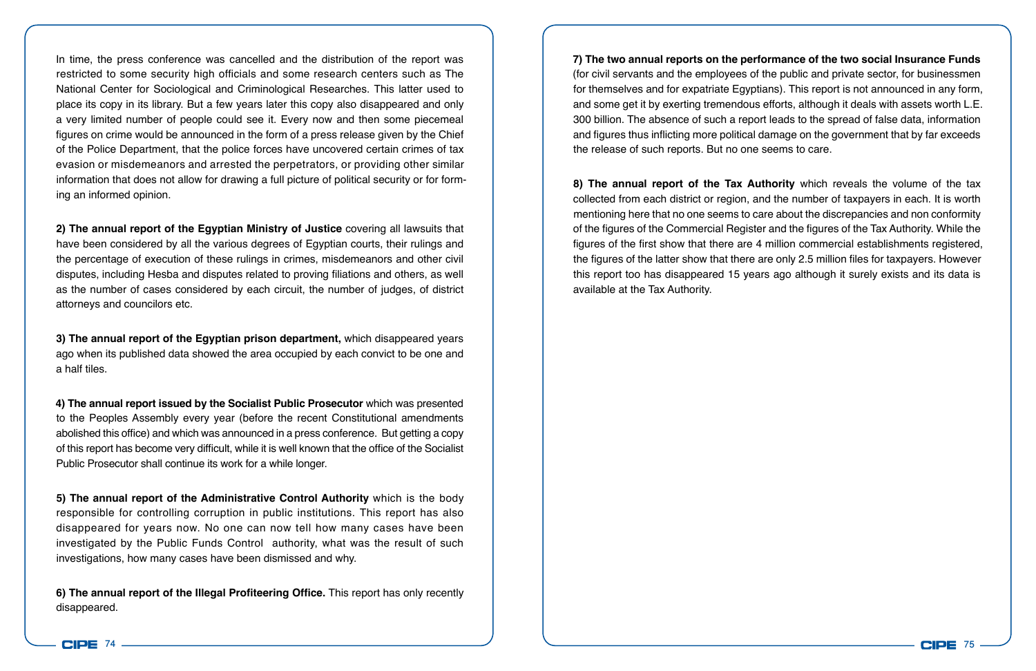In time, the press conference was cancelled and the distribution of the report was restricted to some security high officials and some research centers such as The National Center for Sociological and Criminological Researches. This latter used to place its copy in its library. But a few years later this copy also disappeared and only a very limited number of people could see it. Every now and then some piecemeal figures on crime would be announced in the form of a press release given by the Chief of the Police Department, that the police forces have uncovered certain crimes of tax evasion or misdemeanors and arrested the perpetrators, or providing other similar information that does not allow for drawing a full picture of political security or for forming an informed opinion.

**2) The annual report of the Egyptian Ministry of Justice** covering all lawsuits that have been considered by all the various degrees of Egyptian courts, their rulings and the percentage of execution of these rulings in crimes, misdemeanors and other civil disputes, including Hesba and disputes related to proving filiations and others, as well as the number of cases considered by each circuit, the number of judges, of district attorneys and councilors etc.

**3) The annual report of the Egyptian prison department,** which disappeared years ago when its published data showed the area occupied by each convict to be one and a half tiles.

**4) The annual report issued by the Socialist Public Prosecutor** which was presented to the Peoples Assembly every year (before the recent Constitutional amendments abolished this office) and which was announced in a press conference. But getting a copy of this report has become very difficult, while it is well known that the office of the Socialist Public Prosecutor shall continue its work for a while longer.

**5) The annual report of the Administrative Control Authority** which is the body responsible for controlling corruption in public institutions. This report has also disappeared for years now. No one can now tell how many cases have been investigated by the Public Funds Control authority, what was the result of such investigations, how many cases have been dismissed and why.

**6) The annual report of the Illegal Profiteering Office.** This report has only recently disappeared.

**7) The two annual reports on the performance of the two social Insurance Funds** (for civil servants and the employees of the public and private sector, for businessmen for themselves and for expatriate Egyptians). This report is not announced in any form, and some get it by exerting tremendous efforts, although it deals with assets worth L.E. 300 billion. The absence of such a report leads to the spread of false data, information and figures thus inflicting more political damage on the government that by far exceeds the release of such reports. But no one seems to care.

**8) The annual report of the Tax Authority** which reveals the volume of the tax collected from each district or region, and the number of taxpayers in each. It is worth mentioning here that no one seems to care about the discrepancies and non conformity of the figures of the Commercial Register and the figures of the Tax Authority. While the figures of the first show that there are 4 million commercial establishments registered, the figures of the latter show that there are only 2.5 million files for taxpayers. However this report too has disappeared 15 years ago although it surely exists and its data is available at the Tax Authority.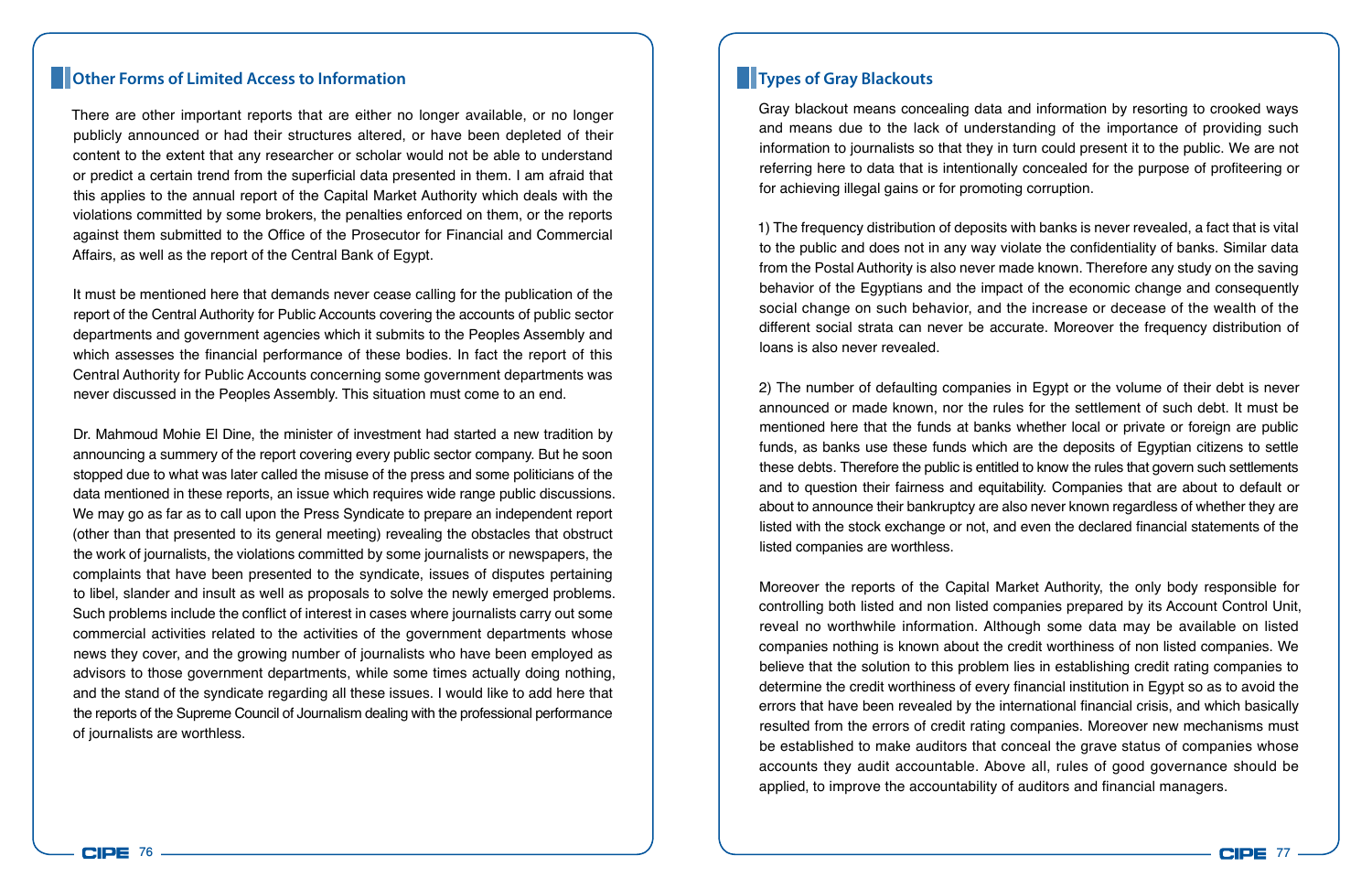## Other Forms of Limited Access to Information

There are other important reports that are either no longer available, or no longer publicly announced or had their structures altered, or have been depleted of their content to the extent that any researcher or scholar would not be able to understand or predict a certain trend from the superficial data presented in them. I am afraid that this applies to the annual report of the Capital Market Authority which deals with the violations committed by some brokers, the penalties enforced on them, or the reports against them submitted to the Office of the Prosecutor for Financial and Commercial Affairs, as well as the report of the Central Bank of Egypt.

It must be mentioned here that demands never cease calling for the publication of the report of the Central Authority for Public Accounts covering the accounts of public sector departments and government agencies which it submits to the Peoples Assembly and which assesses the financial performance of these bodies. In fact the report of this Central Authority for Public Accounts concerning some government departments was never discussed in the Peoples Assembly. This situation must come to an end.

Dr. Mahmoud Mohie El Dine, the minister of investment had started a new tradition by announcing a summery of the report covering every public sector company. But he soon stopped due to what was later called the misuse of the press and some politicians of the data mentioned in these reports, an issue which requires wide range public discussions. We may go as far as to call upon the Press Syndicate to prepare an independent report (other than that presented to its general meeting) revealing the obstacles that obstruct the work of journalists, the violations committed by some journalists or newspapers, the complaints that have been presented to the syndicate, issues of disputes pertaining to libel, slander and insult as well as proposals to solve the newly emerged problems. Such problems include the conflict of interest in cases where journalists carry out some commercial activities related to the activities of the government departments whose news they cover, and the growing number of journalists who have been employed as advisors to those government departments, while some times actually doing nothing, and the stand of the syndicate regarding all these issues. I would like to add here that the reports of the Supreme Council of Journalism dealing with the professional performance of journalists are worthless.

## Types of Gray Blackouts

Gray blackout means concealing data and information by resorting to crooked ways and means due to the lack of understanding of the importance of providing such information to journalists so that they in turn could present it to the public. We are not referring here to data that is intentionally concealed for the purpose of profiteering or for achieving illegal gains or for promoting corruption.

1) The frequency distribution of deposits with banks is never revealed, a fact that is vital to the public and does not in any way violate the confidentiality of banks. Similar data from the Postal Authority is also never made known. Therefore any study on the saving behavior of the Egyptians and the impact of the economic change and consequently social change on such behavior, and the increase or decease of the wealth of the different social strata can never be accurate. Moreover the frequency distribution of loans is also never revealed.

2) The number of defaulting companies in Egypt or the volume of their debt is never announced or made known, nor the rules for the settlement of such debt. It must be mentioned here that the funds at banks whether local or private or foreign are public funds, as banks use these funds which are the deposits of Egyptian citizens to settle these debts. Therefore the public is entitled to know the rules that govern such settlements and to question their fairness and equitability. Companies that are about to default or about to announce their bankruptcy are also never known regardless of whether they are listed with the stock exchange or not, and even the declared financial statements of the listed companies are worthless.

Moreover the reports of the Capital Market Authority, the only body responsible for controlling both listed and non listed companies prepared by its Account Control Unit, reveal no worthwhile information. Although some data may be available on listed companies nothing is known about the credit worthiness of non listed companies. We believe that the solution to this problem lies in establishing credit rating companies to determine the credit worthiness of every financial institution in Egypt so as to avoid the errors that have been revealed by the international financial crisis, and which basically resulted from the errors of credit rating companies. Moreover new mechanisms must be established to make auditors that conceal the grave status of companies whose accounts they audit accountable. Above all, rules of good governance should be applied, to improve the accountability of auditors and financial managers.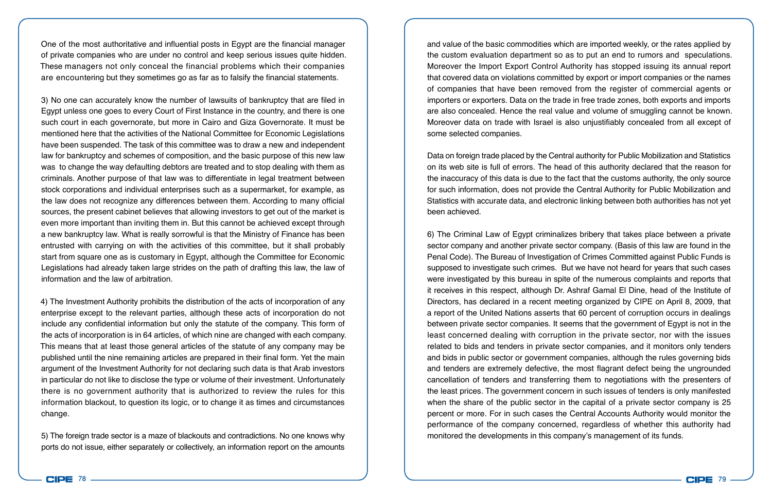One of the most authoritative and influential posts in Egypt are the financial manager of private companies who are under no control and keep serious issues quite hidden. These managers not only conceal the financial problems which their companies are encountering but they sometimes go as far as to falsify the financial statements.

3) No one can accurately know the number of lawsuits of bankruptcy that are filed in Egypt unless one goes to every Court of First Instance in the country, and there is one such court in each governorate, but more in Cairo and Giza Governorate. It must be mentioned here that the activities of the National Committee for Economic Legislations have been suspended. The task of this committee was to draw a new and independent law for bankruptcy and schemes of composition, and the basic purpose of this new law was to change the way defaulting debtors are treated and to stop dealing with them as criminals. Another purpose of that law was to differentiate in legal treatment between stock corporations and individual enterprises such as a supermarket, for example, as the law does not recognize any differences between them. According to many official sources, the present cabinet believes that allowing investors to get out of the market is even more important than inviting them in. But this cannot be achieved except through a new bankruptcy law. What is really sorrowful is that the Ministry of Finance has been entrusted with carrying on with the activities of this committee, but it shall probably start from square one as is customary in Egypt, although the Committee for Economic Legislations had already taken large strides on the path of drafting this law, the law of information and the law of arbitration.

4) The Investment Authority prohibits the distribution of the acts of incorporation of any enterprise except to the relevant parties, although these acts of incorporation do not include any confidential information but only the statute of the company. This form of the acts of incorporation is in 64 articles, of which nine are changed with each company. This means that at least those general articles of the statute of any company may be published until the nine remaining articles are prepared in their final form. Yet the main argument of the Investment Authority for not declaring such data is that Arab investors in particular do not like to disclose the type or volume of their investment. Unfortunately there is no government authority that is authorized to review the rules for this information blackout, to question its logic, or to change it as times and circumstances change.

5) The foreign trade sector is a maze of blackouts and contradictions. No one knows why ports do not issue, either separately or collectively, an information report on the amounts and value of the basic commodities which are imported weekly, or the rates applied by the custom evaluation department so as to put an end to rumors and speculations. Moreover the Import Export Control Authority has stopped issuing its annual report that covered data on violations committed by export or import companies or the names of companies that have been removed from the register of commercial agents or importers or exporters. Data on the trade in free trade zones, both exports and imports are also concealed. Hence the real value and volume of smuggling cannot be known. Moreover data on trade with Israel is also unjustifiably concealed from all except of some selected companies.

Data on foreign trade placed by the Central authority for Public Mobilization and Statistics on its web site is full of errors. The head of this authority declared that the reason for the inaccuracy of this data is due to the fact that the customs authority, the only source for such information, does not provide the Central Authority for Public Mobilization and Statistics with accurate data, and electronic linking between both authorities has not yet been achieved.

6) The Criminal Law of Egypt criminalizes bribery that takes place between a private sector company and another private sector company. (Basis of this law are found in the Penal Code). The Bureau of Investigation of Crimes Committed against Public Funds is supposed to investigate such crimes. But we have not heard for years that such cases were investigated by this bureau in spite of the numerous complaints and reports that it receives in this respect, although Dr. Ashraf Gamal El Dine, head of the Institute of Directors, has declared in a recent meeting organized by CIPE on April 8, 2009, that a report of the United Nations asserts that 60 percent of corruption occurs in dealings between private sector companies. It seems that the government of Egypt is not in the least concerned dealing with corruption in the private sector, nor with the issues related to bids and tenders in private sector companies, and it monitors only tenders and bids in public sector or government companies, although the rules governing bids and tenders are extremely defective, the most flagrant defect being the ungrounded cancellation of tenders and transferring them to negotiations with the presenters of the least prices. The government concern in such issues of tenders is only manifested when the share of the public sector in the capital of a private sector company is 25 percent or more. For in such cases the Central Accounts Authority would monitor the performance of the company concerned, regardless of whether this authority had monitored the developments in this company's management of its funds.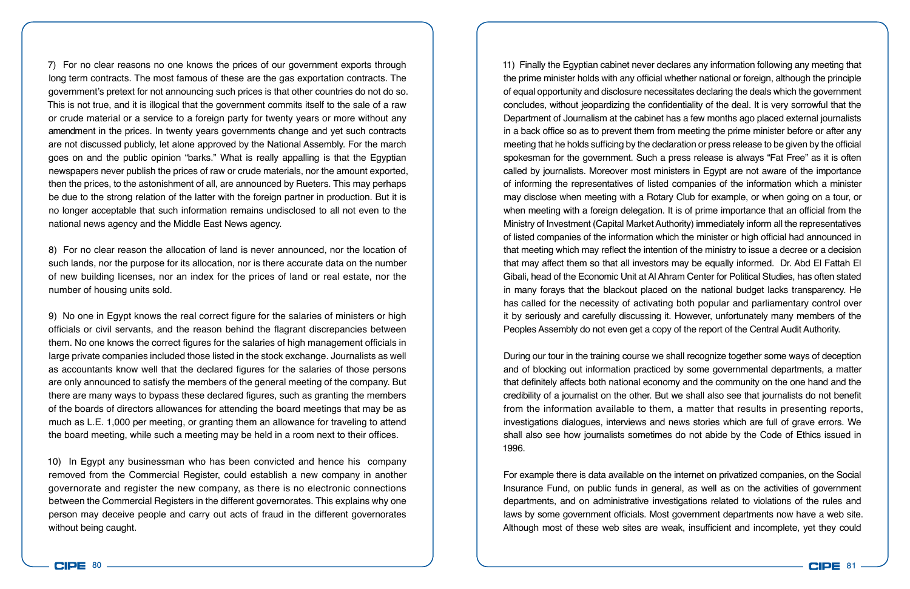7) For no clear reasons no one knows the prices of our government exports through long term contracts. The most famous of these are the gas exportation contracts. The government's pretext for not announcing such prices is that other countries do not do so. This is not true, and it is illogical that the government commits itself to the sale of a raw or crude material or a service to a foreign party for twenty years or more without any amendment in the prices. In twenty years governments change and yet such contracts are not discussed publicly, let alone approved by the National Assembly. For the march goes on and the public opinion "barks." What is really appalling is that the Egyptian newspapers never publish the prices of raw or crude materials, nor the amount exported, then the prices, to the astonishment of all, are announced by Rueters. This may perhaps be due to the strong relation of the latter with the foreign partner in production. But it is no longer acceptable that such information remains undisclosed to all not even to the national news agency and the Middle East News agency.

8) For no clear reason the allocation of land is never announced, nor the location of such lands, nor the purpose for its allocation, nor is there accurate data on the number of new building licenses, nor an index for the prices of land or real estate, nor the number of housing units sold.

9) No one in Egypt knows the real correct figure for the salaries of ministers or high officials or civil servants, and the reason behind the flagrant discrepancies between them. No one knows the correct figures for the salaries of high management officials in large private companies included those listed in the stock exchange. Journalists as well as accountants know well that the declared figures for the salaries of those persons are only announced to satisfy the members of the general meeting of the company. But there are many ways to bypass these declared figures, such as granting the members of the boards of directors allowances for attending the board meetings that may be as much as L.E. 1,000 per meeting, or granting them an allowance for traveling to attend the board meeting, while such a meeting may be held in a room next to their offices.

10) In Egypt any businessman who has been convicted and hence his company removed from the Commercial Register, could establish a new company in another governorate and register the new company, as there is no electronic connections between the Commercial Registers in the different governorates. This explains why one person may deceive people and carry out acts of fraud in the different governorates without being caught.

11) Finally the Egyptian cabinet never declares any information following any meeting that the prime minister holds with any official whether national or foreign, although the principle of equal opportunity and disclosure necessitates declaring the deals which the government concludes, without jeopardizing the confidentiality of the deal. It is very sorrowful that the Department of Journalism at the cabinet has a few months ago placed external journalists in a back office so as to prevent them from meeting the prime minister before or after any meeting that he holds sufficing by the declaration or press release to be given by the official spokesman for the government. Such a press release is always "Fat Free" as it is often called by journalists. Moreover most ministers in Egypt are not aware of the importance of informing the representatives of listed companies of the information which a minister may disclose when meeting with a Rotary Club for example, or when going on a tour, or when meeting with a foreign delegation. It is of prime importance that an official from the Ministry of Investment (Capital Market Authority) immediately inform all the representatives of listed companies of the information which the minister or high official had announced in that meeting which may reflect the intention of the ministry to issue a decree or a decision that may affect them so that all investors may be equally informed. Dr. Abd El Fattah El Gibali, head of the Economic Unit at Al Ahram Center for Political Studies, has often stated in many forays that the blackout placed on the national budget lacks transparency. He has called for the necessity of activating both popular and parliamentary control over it by seriously and carefully discussing it. However, unfortunately many members of the Peoples Assembly do not even get a copy of the report of the Central Audit Authority.

During our tour in the training course we shall recognize together some ways of deception and of blocking out information practiced by some governmental departments, a matter that definitely affects both national economy and the community on the one hand and the credibility of a journalist on the other. But we shall also see that journalists do not benefit from the information available to them, a matter that results in presenting reports, investigations dialogues, interviews and news stories which are full of grave errors. We shall also see how journalists sometimes do not abide by the Code of Ethics issued in 1996.

For example there is data available on the internet on privatized companies, on the Social Insurance Fund, on public funds in general, as well as on the activities of government departments, and on administrative investigations related to violations of the rules and laws by some government officials. Most government departments now have a web site. Although most of these web sites are weak, insufficient and incomplete, yet they could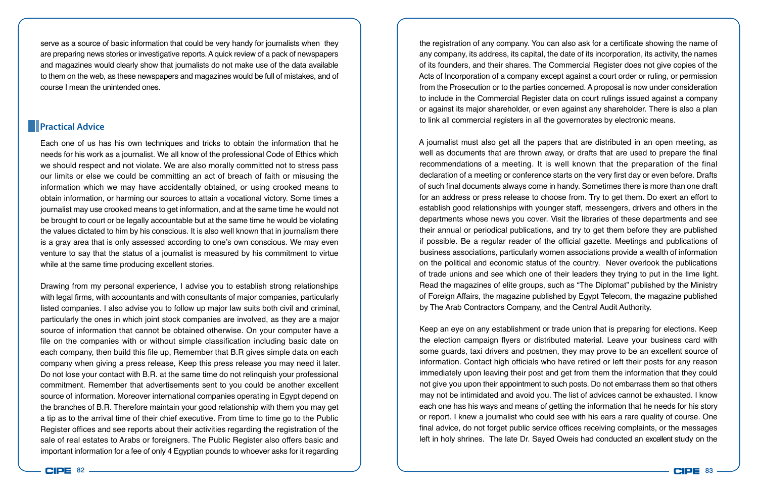serve as a source of basic information that could be very handy for journalists when they are preparing news stories or investigative reports. A quick review of a pack of newspapers and magazines would clearly show that journalists do not make use of the data available to them on the web, as these newspapers and magazines would be full of mistakes, and of course I mean the unintended ones.

## Practical Advice

Each one of us has his own techniques and tricks to obtain the information that he needs for his work as a journalist. We all know of the professional Code of Ethics which we should respect and not violate. We are also morally committed not to stress pass our limits or else we could be committing an act of breach of faith or misusing the information which we may have accidentally obtained, or using crooked means to obtain information, or harming our sources to attain a vocational victory. Some times a journalist may use crooked means to get information, and at the same time he would not be brought to court or be legally accountable but at the same time he would be violating the values dictated to him by his conscious. It is also well known that in journalism there is a gray area that is only assessed according to one's own conscious. We may even venture to say that the status of a journalist is measured by his commitment to virtue while at the same time producing excellent stories.

Drawing from my personal experience, I advise you to establish strong relationships with legal firms, with accountants and with consultants of major companies, particularly listed companies. I also advise you to follow up major law suits both civil and criminal, particularly the ones in which joint stock companies are involved, as they are a major source of information that cannot be obtained otherwise. On your computer have a file on the companies with or without simple classification including basic date on each company, then build this file up, Remember that B.R gives simple data on each company when giving a press release, Keep this press release you may need it later. Do not lose your contact with B.R. at the same time do not relinquish your professional commitment. Remember that advertisements sent to you could be another excellent source of information. Moreover international companies operating in Egypt depend on the branches of B.R. Therefore maintain your good relationship with them you may get a tip as to the arrival time of their chief executive. From time to time go to the Public Register offices and see reports about their activities regarding the registration of the sale of real estates to Arabs or foreigners. The Public Register also offers basic and important information for a fee of only 4 Egyptian pounds to whoever asks for it regarding the registration of any company. You can also ask for a certificate showing the name of any company, its address, its capital, the date of its incorporation, its activity, the names of its founders, and their shares. The Commercial Register does not give copies of the Acts of Incorporation of a company except against a court order or ruling, or permission from the Prosecution or to the parties concerned. A proposal is now under consideration to include in the Commercial Register data on court rulings issued against a company or against its major shareholder, or even against any shareholder. There is also a plan to link all commercial registers in all the governorates by electronic means.

A journalist must also get all the papers that are distributed in an open meeting, as well as documents that are thrown away, or drafts that are used to prepare the final recommendations of a meeting. It is well known that the preparation of the final declaration of a meeting or conference starts on the very first day or even before. Drafts of such final documents always come in handy. Sometimes there is more than one draft for an address or press release to choose from. Try to get them. Do exert an effort to establish good relationships with younger staff, messengers, drivers and others in the departments whose news you cover. Visit the libraries of these departments and see their annual or periodical publications, and try to get them before they are published if possible. Be a regular reader of the official gazette. Meetings and publications of business associations, particularly women associations provide a wealth of information on the political and economic status of the country. Never overlook the publications of trade unions and see which one of their leaders they trying to put in the lime light. Read the magazines of elite groups, such as "The Diplomat" published by the Ministry of Foreign Affairs, the magazine published by Egypt Telecom, the magazine published by The Arab Contractors Company, and the Central Audit Authority.

Keep an eye on any establishment or trade union that is preparing for elections. Keep the election campaign flyers or distributed material. Leave your business card with some guards, taxi drivers and postmen, they may prove to be an excellent source of information. Contact high officials who have retired or left their posts for any reason immediately upon leaving their post and get from them the information that they could not give you upon their appointment to such posts. Do not embarrass them so that others may not be intimidated and avoid you. The list of advices cannot be exhausted. I know each one has his ways and means of getting the information that he needs for his story or report. I knew a journalist who could see with his ears a rare quality of course. One final advice, do not forget public service offices receiving complaints, or the messages left in holy shrines. The late Dr. Sayed Oweis had conducted an excellent study on the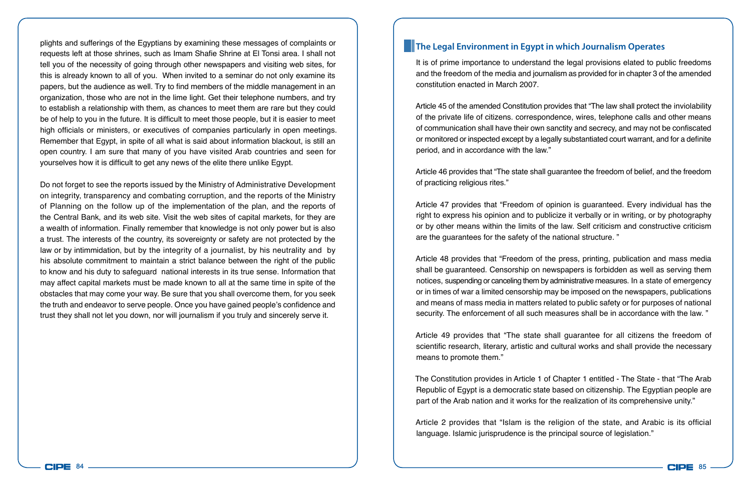plights and sufferings of the Egyptians by examining these messages of complaints or requests left at those shrines, such as Imam Shafie Shrine at El Tonsi area. I shall not tell you of the necessity of going through other newspapers and visiting web sites, for this is already known to all of you. When invited to a seminar do not only examine its papers, but the audience as well. Try to find members of the middle management in an organization, those who are not in the lime light. Get their telephone numbers, and try to establish a relationship with them, as chances to meet them are rare but they could be of help to you in the future. It is difficult to meet those people, but it is easier to meet high officials or ministers, or executives of companies particularly in open meetings. Remember that Egypt, in spite of all what is said about information blackout, is still an open country. I am sure that many of you have visited Arab countries and seen for yourselves how it is difficult to get any news of the elite there unlike Egypt.

Do not forget to see the reports issued by the Ministry of Administrative Development on integrity, transparency and combating corruption, and the reports of the Ministry of Planning on the follow up of the implementation of the plan, and the reports of the Central Bank, and its web site. Visit the web sites of capital markets, for they are a wealth of information. Finally remember that knowledge is not only power but is also a trust. The interests of the country, its sovereignty or safety are not protected by the law or by intimmidation, but by the integrity of a journalist, by his neutrality and by his absolute commitment to maintain a strict balance between the right of the public to know and his duty to safeguard national interests in its true sense. Information that may affect capital markets must be made known to all at the same time in spite of the obstacles that may come your way. Be sure that you shall overcome them, for you seek the truth and endeavor to serve people. Once you have gained people's confidence and trust they shall not let you down, nor will journalism if you truly and sincerely serve it.

## The Legal Environment in Egypt in which Journalism Operates

It is of prime importance to understand the legal provisions elated to public freedoms and the freedom of the media and journalism as provided for in chapter 3 of the amended constitution enacted in March 2007.

Article 45 of the amended Constitution provides that "The law shall protect the inviolability of the private life of citizens. correspondence, wires, telephone calls and other means of communication shall have their own sanctity and secrecy, and may not be confiscated or monitored or inspected except by a legally substantiated court warrant, and for a definite period, and in accordance with the law."

Article 46 provides that "The state shall guarantee the freedom of belief, and the freedom of practicing religious rites."

Article 47 provides that "Freedom of opinion is guaranteed. Every individual has the right to express his opinion and to publicize it verbally or in writing, or by photography or by other means within the limits of the law. Self criticism and constructive criticism are the guarantees for the safety of the national structure. "

Article 48 provides that "Freedom of the press, printing, publication and mass media shall be guaranteed. Censorship on newspapers is forbidden as well as serving them notices, suspending or canceling them by administrative measures. In a state of emergency or in times of war a limited censorship may be imposed on the newspapers, publications and means of mass media in matters related to public safety or for purposes of national security. The enforcement of all such measures shall be in accordance with the law. "

Article 49 provides that "The state shall guarantee for all citizens the freedom of scientific research, literary, artistic and cultural works and shall provide the necessary means to promote them."

The Constitution provides in Article 1 of Chapter 1 entitled - The State - that "The Arab Republic of Egypt is a democratic state based on citizenship. The Egyptian people are part of the Arab nation and it works for the realization of its comprehensive unity."

Article 2 provides that "Islam is the religion of the state, and Arabic is its official language. Islamic jurisprudence is the principal source of legislation."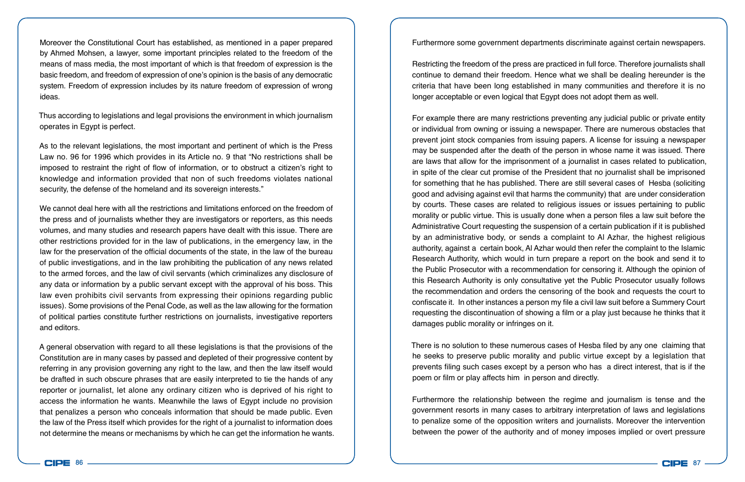Moreover the Constitutional Court has established, as mentioned in a paper prepared by Ahmed Mohsen, a lawyer, some important principles related to the freedom of the means of mass media, the most important of which is that freedom of expression is the basic freedom, and freedom of expression of one's opinion is the basis of any democratic system. Freedom of expression includes by its nature freedom of expression of wrong ideas.

Thus according to legislations and legal provisions the environment in which journalism operates in Egypt is perfect.

As to the relevant legislations, the most important and pertinent of which is the Press Law no. 96 for 1996 which provides in its Article no. 9 that "No restrictions shall be imposed to restraint the right of flow of information, or to obstruct a citizen's right to knowledge and information provided that non of such freedoms violates national security, the defense of the homeland and its sovereign interests."

We cannot deal here with all the restrictions and limitations enforced on the freedom of the press and of journalists whether they are investigators or reporters, as this needs volumes, and many studies and research papers have dealt with this issue. There are other restrictions provided for in the law of publications, in the emergency law, in the law for the preservation of the official documents of the state, in the law of the bureau of public investigations, and in the law prohibiting the publication of any news related to the armed forces, and the law of civil servants (which criminalizes any disclosure of any data or information by a public servant except with the approval of his boss. This law even prohibits civil servants from expressing their opinions regarding public issues). Some provisions of the Penal Code, as well as the law allowing for the formation of political parties constitute further restrictions on journalists, investigative reporters and editors.

A general observation with regard to all these legislations is that the provisions of the Constitution are in many cases by passed and depleted of their progressive content by referring in any provision governing any right to the law, and then the law itself would be drafted in such obscure phrases that are easily interpreted to tie the hands of any reporter or journalist, let alone any ordinary citizen who is deprived of his right to access the information he wants. Meanwhile the laws of Egypt include no provision that penalizes a person who conceals information that should be made public. Even the law of the Press itself which provides for the right of a journalist to information does not determine the means or mechanisms by which he can get the information he wants.

Furthermore some government departments discriminate against certain newspapers.

Restricting the freedom of the press are practiced in full force. Therefore journalists shall continue to demand their freedom. Hence what we shall be dealing hereunder is the criteria that have been long established in many communities and therefore it is no longer acceptable or even logical that Egypt does not adopt them as well.

For example there are many restrictions preventing any judicial public or private entity or individual from owning or issuing a newspaper. There are numerous obstacles that prevent joint stock companies from issuing papers. A license for issuing a newspaper may be suspended after the death of the person in whose name it was issued. There are laws that allow for the imprisonment of a journalist in cases related to publication, in spite of the clear cut promise of the President that no journalist shall be imprisoned for something that he has published. There are still several cases of Hesba (soliciting good and advising against evil that harms the community) that are under consideration by courts. These cases are related to religious issues or issues pertaining to public morality or public virtue. This is usually done when a person files a law suit before the Administrative Court requesting the suspension of a certain publication if it is published by an administrative body, or sends a complaint to Al Azhar, the highest religious authority, against a certain book, Al Azhar would then refer the complaint to the Islamic Research Authority, which would in turn prepare a report on the book and send it to the Public Prosecutor with a recommendation for censoring it. Although the opinion of this Research Authority is only consultative yet the Public Prosecutor usually follows the recommendation and orders the censoring of the book and requests the court to confiscate it. In other instances a person my file a civil law suit before a Summery Court requesting the discontinuation of showing a film or a play just because he thinks that it damages public morality or infringes on it.

There is no solution to these numerous cases of Hesba filed by any one claiming that he seeks to preserve public morality and public virtue except by a legislation that prevents filing such cases except by a person who has a direct interest, that is if the poem or film or play affects him in person and directly.

Furthermore the relationship between the regime and journalism is tense and the government resorts in many cases to arbitrary interpretation of laws and legislations to penalize some of the opposition writers and journalists. Moreover the intervention between the power of the authority and of money imposes implied or overt pressure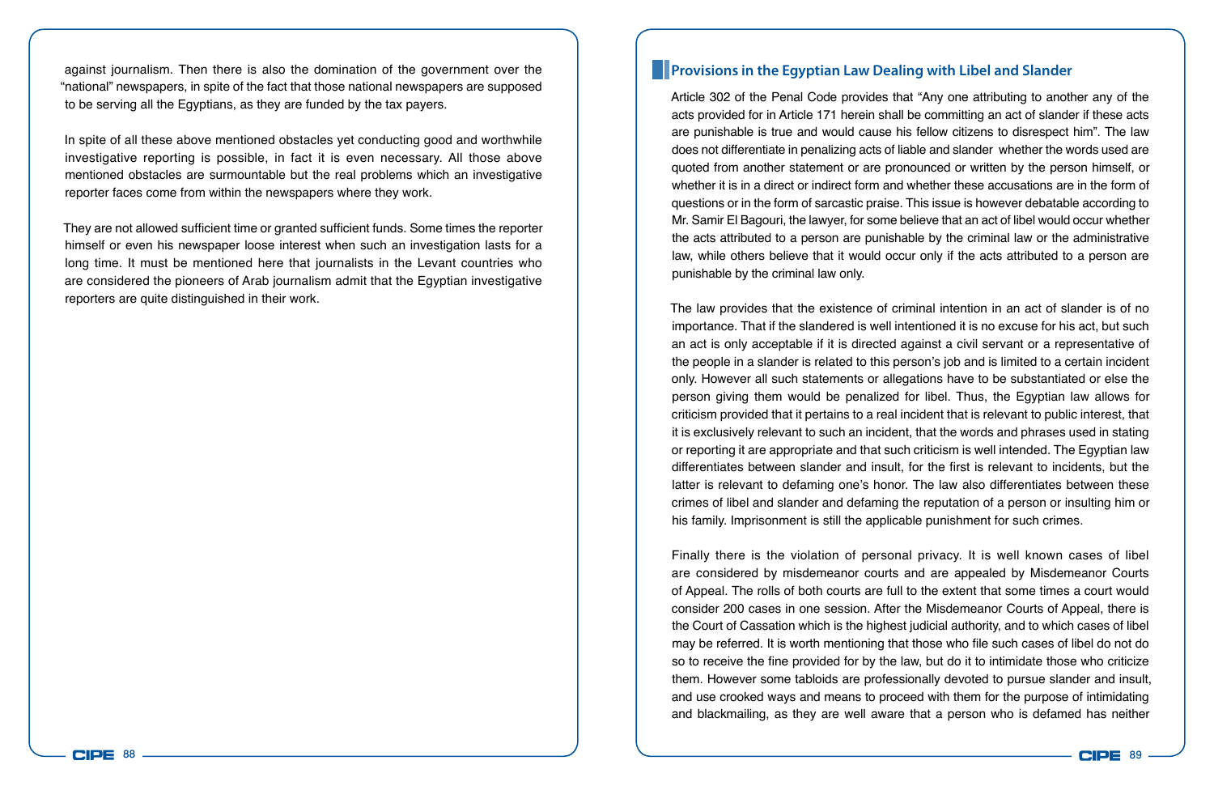against journalism. Then there is also the domination of the government over the "national" newspapers, in spite of the fact that those national newspapers are supposed to be serving all the Egyptians, as they are funded by the tax payers.

In spite of all these above mentioned obstacles yet conducting good and worthwhile investigative reporting is possible, in fact it is even necessary. All those above mentioned obstacles are surmountable but the real problems which an investigative reporter faces come from within the newspapers where they work.

They are not allowed sufficient time or granted sufficient funds. Some times the reporter himself or even his newspaper loose interest when such an investigation lasts for a long time. It must be mentioned here that journalists in the Levant countries who are considered the pioneers of Arab journalism admit that the Egyptian investigative reporters are quite distinguished in their work.

## Provisions in the Egyptian Law Dealing with Libel and Slander

Article 302 of the Penal Code provides that "Any one attributing to another any of the acts provided for in Article 171 herein shall be committing an act of slander if these acts are punishable is true and would cause his fellow citizens to disrespect him". The law does not differentiate in penalizing acts of liable and slander whether the words used are quoted from another statement or are pronounced or written by the person himself, or whether it is in a direct or indirect form and whether these accusations are in the form of questions or in the form of sarcastic praise. This issue is however debatable according to Mr. Samir El Bagouri, the lawyer, for some believe that an act of libel would occur whether the acts attributed to a person are punishable by the criminal law or the administrative law, while others believe that it would occur only if the acts attributed to a person are punishable by the criminal law only.

The law provides that the existence of criminal intention in an act of slander is of no importance. That if the slandered is well intentioned it is no excuse for his act, but such an act is only acceptable if it is directed against a civil servant or a representative of the people in a slander is related to this person's job and is limited to a certain incident only. However all such statements or allegations have to be substantiated or else the person giving them would be penalized for libel. Thus, the Egyptian law allows for criticism provided that it pertains to a real incident that is relevant to public interest, that it is exclusively relevant to such an incident, that the words and phrases used in stating or reporting it are appropriate and that such criticism is well intended. The Egyptian law differentiates between slander and insult, for the first is relevant to incidents, but the latter is relevant to defaming one's honor. The law also differentiates between these crimes of libel and slander and defaming the reputation of a person or insulting him or his family. Imprisonment is still the applicable punishment for such crimes.

Finally there is the violation of personal privacy. It is well known cases of libel are considered by misdemeanor courts and are appealed by Misdemeanor Courts of Appeal. The rolls of both courts are full to the extent that some times a court would consider 200 cases in one session. After the Misdemeanor Courts of Appeal, there is the Court of Cassation which is the highest judicial authority, and to which cases of libel may be referred. It is worth mentioning that those who file such cases of libel do not do so to receive the fine provided for by the law, but do it to intimidate those who criticize them. However some tabloids are professionally devoted to pursue slander and insult, and use crooked ways and means to proceed with them for the purpose of intimidating and blackmailing, as they are well aware that a person who is defamed has neither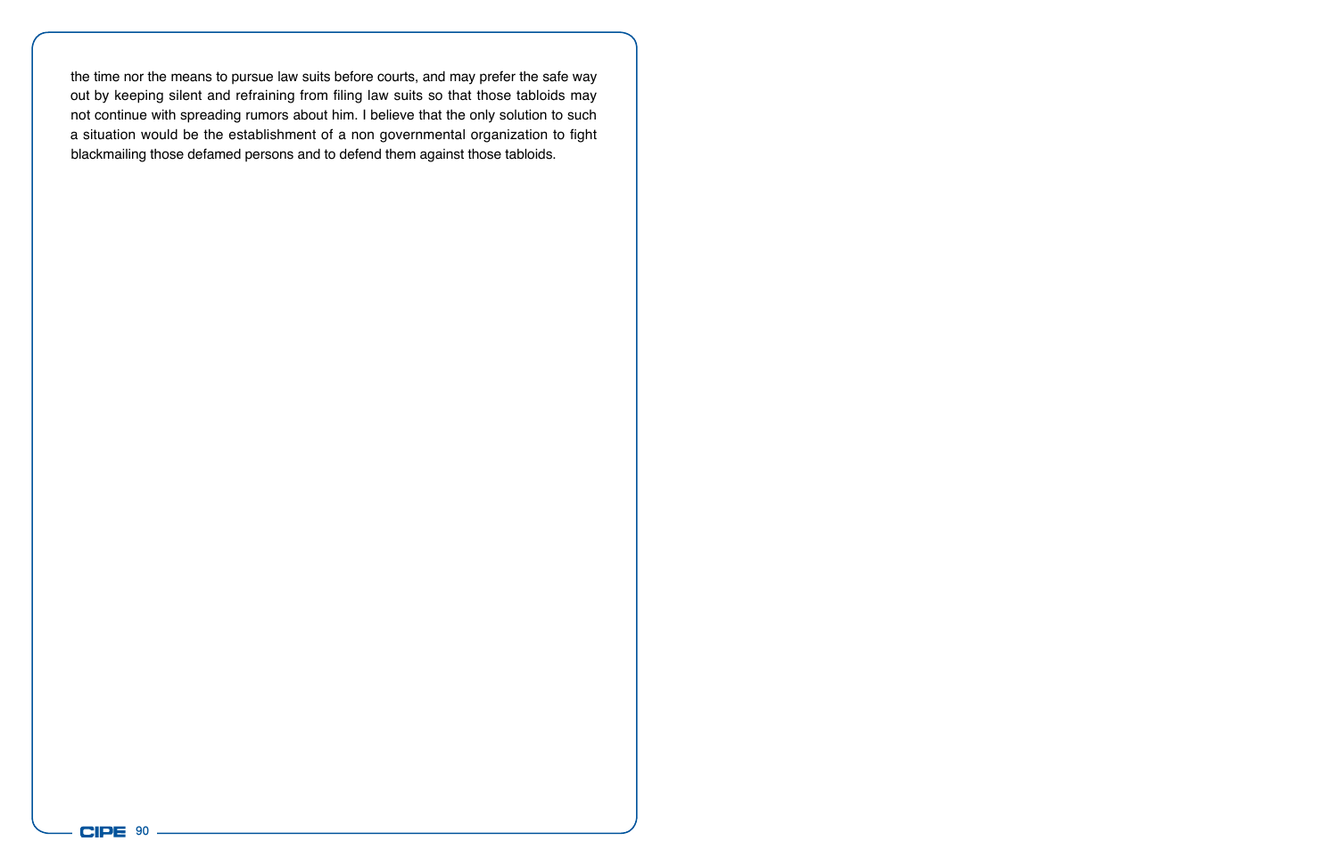the time nor the means to pursue law suits before courts, and may prefer the safe way out by keeping silent and refraining from filing law suits so that those tabloids may not continue with spreading rumors about him. I believe that the only solution to such a situation would be the establishment of a non governmental organization to fight blackmailing those defamed persons and to defend them against those tabloids.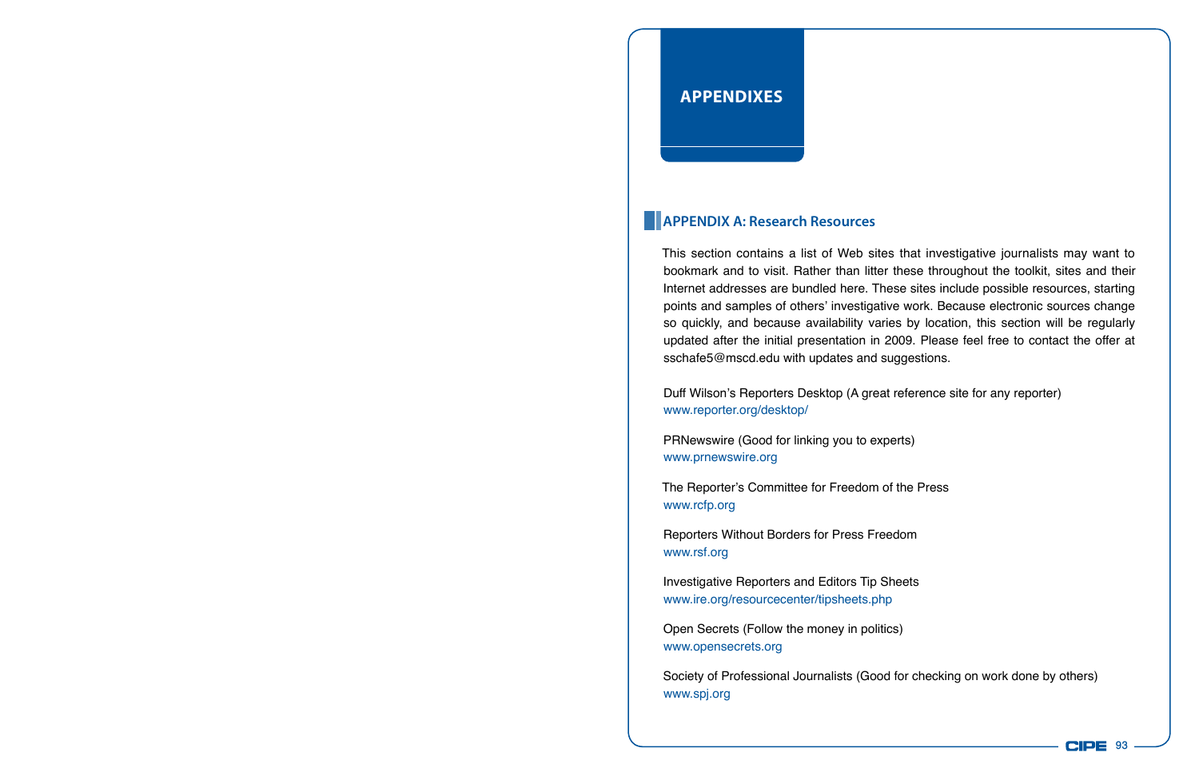# APPENDIXES

## APPENDIX A: Research Resources

This section contains a list of Web sites that investigative journalists may want to bookmark and to visit. Rather than litter these throughout the toolkit, sites and their Internet addresses are bundled here. These sites include possible resources, starting points and samples of others' investigative work. Because electronic sources change so quickly, and because availability varies by location, this section will be regularly updated after the initial presentation in 2009. Please feel free to contact the offer at sschafe5@mscd.edu with updates and suggestions.

Duff Wilson's Reporters Desktop (A great reference site for any reporter)
www.reporter.org/desktop/

PRNewswire (Good for linking you to experts)
www.prnewswire.org

The Reporter's Committee for Freedom of the Press
www.rcfp.org

Reporters Without Borders for Press Freedom
www.rsf.org

Investigative Reporters and Editors Tip Sheets
www.ire.org/resourcecenter/tipsheets.php

Open Secrets (Follow the money in politics)
www.opensecrets.org

Society of Professional Journalists (Good for checking on work done by others)
www.spj.org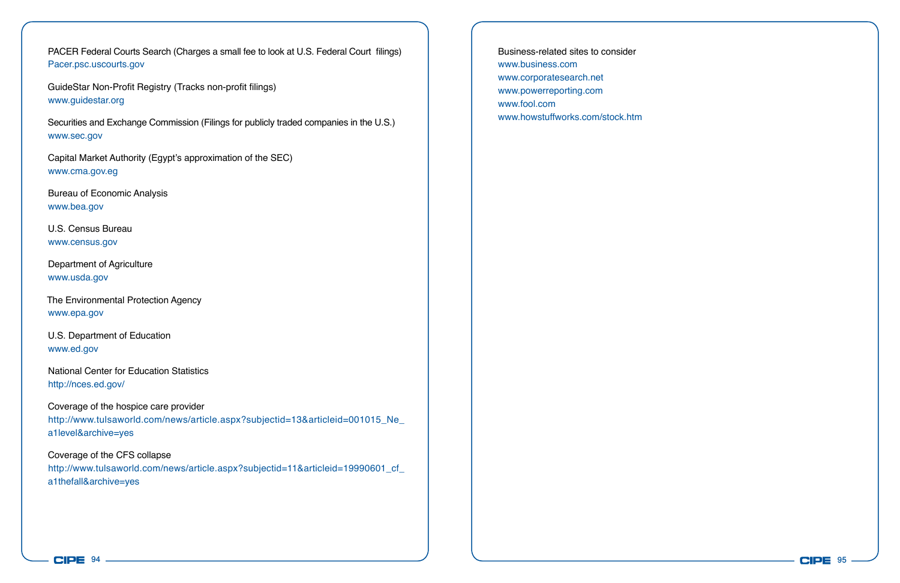PACER Federal Courts Search (Charges a small fee to look at U.S. Federal Court filings)
Pacer.psc.uscourts.gov

GuideStar Non-Profit Registry (Tracks non-profit filings)
www.guidestar.org

Securities and Exchange Commission (Filings for publicly traded companies in the U.S.)
www.sec.gov

Capital Market Authority (Egypt's approximation of the SEC)
www.cma.gov.eg

Bureau of Economic Analysis
www.bea.gov

U.S. Census Bureau
www.census.gov

Department of Agriculture
www.usda.gov

The Environmental Protection Agency
www.epa.gov

U.S. Department of Education
www.ed.gov

National Center for Education Statistics
http://nces.ed.gov/

Coverage of the hospice care provider
http://www.tulsaworld.com/news/article.aspx?subjectid=13&articleid=001015_Ne_a1level&archive=yes

Coverage of the CFS collapse
http://www.tulsaworld.com/news/article.aspx?subjectid=11&articleid=19990601_cf_a1thefall&archive=yes

Business-related sites to consider
www.business.com
www.corporatesearch.net
www.powerreporting.com
www.fool.com
www.howstuffworks.com/stock.htm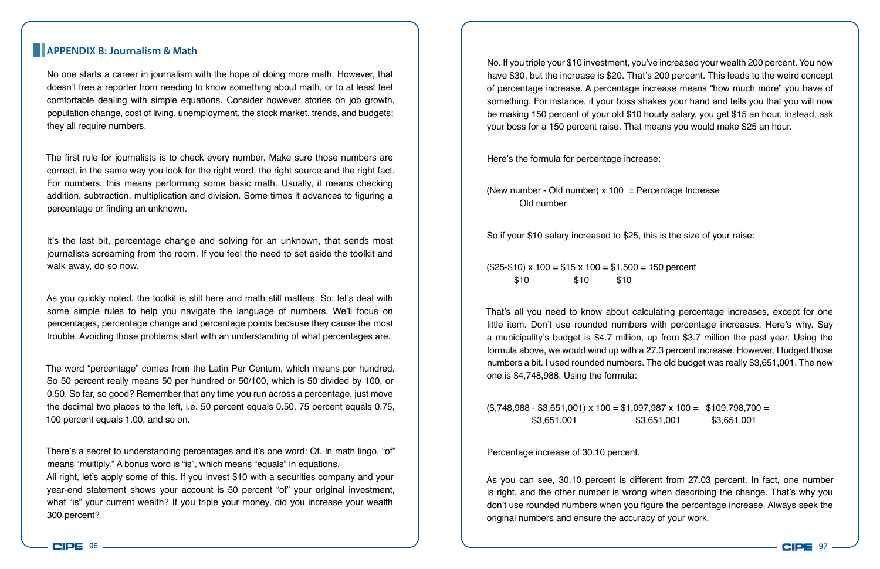## APPENDIX B: Journalism & Math

No one starts a career in journalism with the hope of doing more math. However, that doesn't free a reporter from needing to know something about math, or to at least feel comfortable dealing with simple equations. Consider however stories on job growth, population change, cost of living, unemployment, the stock market, trends, and budgets; they all require numbers.

The first rule for journalists is to check every number. Make sure those numbers are correct, in the same way you look for the right word, the right source and the right fact. For numbers, this means performing some basic math. Usually, it means checking addition, subtraction, multiplication and division. Some times it advances to figuring a percentage or finding an unknown.

It's the last bit, percentage change and solving for an unknown, that sends most journalists screaming from the room. If you feel the need to set aside the toolkit and walk away, do so now.

As you quickly noted, the toolkit is still here and math still matters. So, let's deal with some simple rules to help you navigate the language of numbers. We'll focus on percentages, percentage change and percentage points because they cause the most trouble. Avoiding those problems start with an understanding of what percentages are.

The word "percentage" comes from the Latin Per Centum, which means per hundred. So 50 percent really means 50 per hundred or 50/100, which is 50 divided by 100, or 0.50. So far, so good? Remember that any time you run across a percentage, just move the decimal two places to the left, i.e. 50 percent equals 0.50, 75 percent equals 0.75, 100 percent equals 1.00, and so on.

There's a secret to understanding percentages and it's one word: Of. In math lingo, "of" means "multiply." A bonus word is "is", which means "equals" in equations.
All right, let's apply some of this. If you invest $10 with a securities company and your year-end statement shows your account is 50 percent "of" your original investment, what "is" your current wealth? If you triple your money, did you increase your wealth 300 percent?

No. If you triple your $10 investment, you've increased your wealth 200 percent. You now have $30, but the increase is $20. That's 200 percent. This leads to the weird concept of percentage increase. A percentage increase means "how much more" you have of something. For instance, if your boss shakes your hand and tells you that you will now be making 150 percent of your old $10 hourly salary, you get $15 an hour. Instead, ask your boss for a 150 percent raise. That means you would make $25 an hour.

Here's the formula for percentage increase:

$$\frac{(\text{New number - Old number}) \times 100}{\text{Old number}} = \text{Percentage Increase}$$

So if your $10 salary increased to $25, this is the size of your raise:

$$\frac{(\$25\text{-}\$10) \times 100}{\$10} = \frac{\$15 \times 100}{\$10} = \frac{\$1{,}500}{\$10} = 150 \text{ percent}$$

That's all you need to know about calculating percentage increases, except for one little item. Don't use rounded numbers with percentage increases. Here's why. Say a municipality's budget is $4.7 million, up from $3.7 million the past year. Using the formula above, we would wind up with a 27.3 percent increase. However, I fudged those numbers a bit. I used rounded numbers. The old budget was really $3,651,001. The new one is $4,748,988. Using the formula:

$$\frac{(\$,748{,}988 - \$3{,}651{,}001) \times 100}{\$3{,}651{,}001} = \frac{\$1{,}097{,}987 \times 100}{\$3{,}651{,}001} = \frac{\$109{,}798{,}700}{\$3{,}651{,}001} =$$

Percentage increase of 30.10 percent.

As you can see, 30.10 percent is different from 27.03 percent. In fact, one number is right, and the other number is wrong when describing the change. That's why you don't use rounded numbers when you figure the percentage increase. Always seek the original numbers and ensure the accuracy of your work.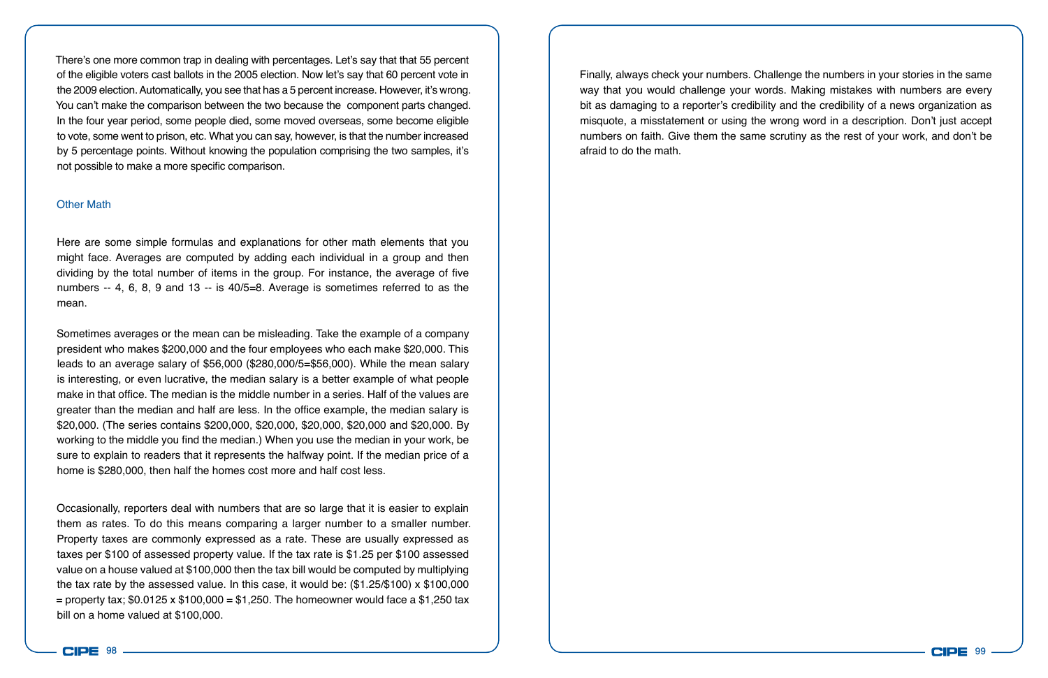There's one more common trap in dealing with percentages. Let's say that that 55 percent of the eligible voters cast ballots in the 2005 election. Now let's say that 60 percent vote in the 2009 election. Automatically, you see that has a 5 percent increase. However, it's wrong. You can't make the comparison between the two because the component parts changed. In the four year period, some people died, some moved overseas, some become eligible to vote, some went to prison, etc. What you can say, however, is that the number increased by 5 percentage points. Without knowing the population comprising the two samples, it's not possible to make a more specific comparison.

## Other Math

Here are some simple formulas and explanations for other math elements that you might face. Averages are computed by adding each individual in a group and then dividing by the total number of items in the group. For instance, the average of five numbers -- 4, 6, 8, 9 and 13 -- is 40/5=8. Average is sometimes referred to as the mean.

Sometimes averages or the mean can be misleading. Take the example of a company president who makes $200,000 and the four employees who each make $20,000. This leads to an average salary of $56,000 ($280,000/5=$56,000). While the mean salary is interesting, or even lucrative, the median salary is a better example of what people make in that office. The median is the middle number in a series. Half of the values are greater than the median and half are less. In the office example, the median salary is $20,000. (The series contains $200,000, $20,000, $20,000, $20,000 and $20,000. By working to the middle you find the median.) When you use the median in your work, be sure to explain to readers that it represents the halfway point. If the median price of a home is $280,000, then half the homes cost more and half cost less.

Occasionally, reporters deal with numbers that are so large that it is easier to explain them as rates. To do this means comparing a larger number to a smaller number. Property taxes are commonly expressed as a rate. These are usually expressed as taxes per $100 of assessed property value. If the tax rate is $1.25 per $100 assessed value on a house valued at $100,000 then the tax bill would be computed by multiplying the tax rate by the assessed value. In this case, it would be: ($1.25/$100) x $100,000 = property tax; $0.0125 x $100,000 = $1,250. The homeowner would face a $1,250 tax bill on a home valued at $100,000.

Finally, always check your numbers. Challenge the numbers in your stories in the same way that you would challenge your words. Making mistakes with numbers are every bit as damaging to a reporter's credibility and the credibility of a news organization as misquote, a misstatement or using the wrong word in a description. Don't just accept numbers on faith. Give them the same scrutiny as the rest of your work, and don't be afraid to do the math.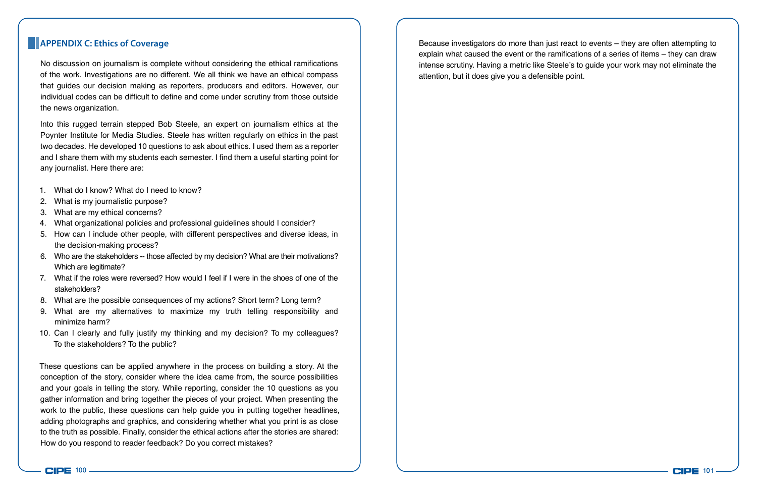## APPENDIX C: Ethics of Coverage

No discussion on journalism is complete without considering the ethical ramifications of the work. Investigations are no different. We all think we have an ethical compass that guides our decision making as reporters, producers and editors. However, our individual codes can be difficult to define and come under scrutiny from those outside the news organization.

Into this rugged terrain stepped Bob Steele, an expert on journalism ethics at the Poynter Institute for Media Studies. Steele has written regularly on ethics in the past two decades. He developed 10 questions to ask about ethics. I used them as a reporter and I share them with my students each semester. I find them a useful starting point for any journalist. Here there are:

1. What do I know? What do I need to know?
2. What is my journalistic purpose?
3. What are my ethical concerns?
4. What organizational policies and professional guidelines should I consider?
5. How can I include other people, with different perspectives and diverse ideas, in the decision-making process?
6. Who are the stakeholders -- those affected by my decision? What are their motivations? Which are legitimate?
7. What if the roles were reversed? How would I feel if I were in the shoes of one of the stakeholders?
8. What are the possible consequences of my actions? Short term? Long term?
9. What are my alternatives to maximize my truth telling responsibility and minimize harm?
10. Can I clearly and fully justify my thinking and my decision? To my colleagues? To the stakeholders? To the public?

These questions can be applied anywhere in the process on building a story. At the conception of the story, consider where the idea came from, the source possibilities and your goals in telling the story. While reporting, consider the 10 questions as you gather information and bring together the pieces of your project. When presenting the work to the public, these questions can help guide you in putting together headlines, adding photographs and graphics, and considering whether what you print is as close to the truth as possible. Finally, consider the ethical actions after the stories are shared: How do you respond to reader feedback? Do you correct mistakes?

Because investigators do more than just react to events – they are often attempting to explain what caused the event or the ramifications of a series of items – they can draw intense scrutiny. Having a metric like Steele's to guide your work may not eliminate the attention, but it does give you a defensible point.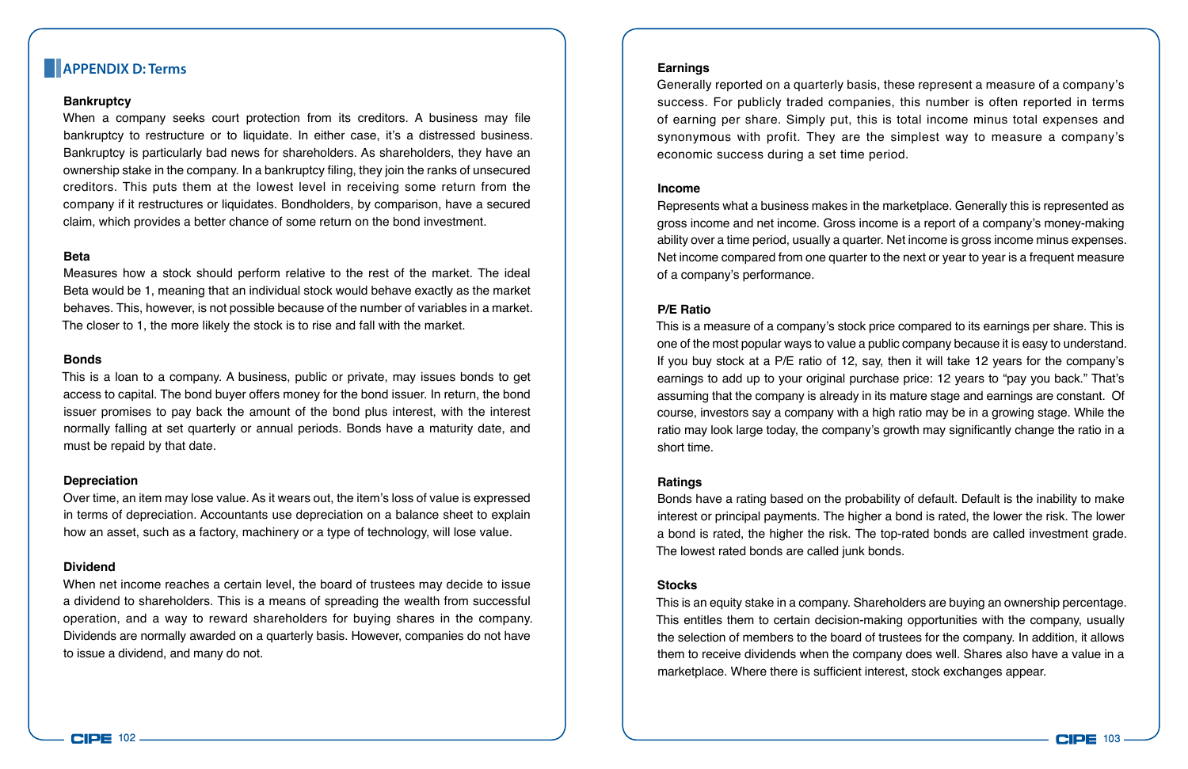## APPENDIX D: Terms

**Bankruptcy**
When a company seeks court protection from its creditors. A business may file bankruptcy to restructure or to liquidate. In either case, it's a distressed business. Bankruptcy is particularly bad news for shareholders. As shareholders, they have an ownership stake in the company. In a bankruptcy filing, they join the ranks of unsecured creditors. This puts them at the lowest level in receiving some return from the company if it restructures or liquidates. Bondholders, by comparison, have a secured claim, which provides a better chance of some return on the bond investment.

**Beta**
Measures how a stock should perform relative to the rest of the market. The ideal Beta would be 1, meaning that an individual stock would behave exactly as the market behaves. This, however, is not possible because of the number of variables in a market. The closer to 1, the more likely the stock is to rise and fall with the market.

**Bonds**
This is a loan to a company. A business, public or private, may issues bonds to get access to capital. The bond buyer offers money for the bond issuer. In return, the bond issuer promises to pay back the amount of the bond plus interest, with the interest normally falling at set quarterly or annual periods. Bonds have a maturity date, and must be repaid by that date.

**Depreciation**
Over time, an item may lose value. As it wears out, the item's loss of value is expressed in terms of depreciation. Accountants use depreciation on a balance sheet to explain how an asset, such as a factory, machinery or a type of technology, will lose value.

**Dividend**
When net income reaches a certain level, the board of trustees may decide to issue a dividend to shareholders. This is a means of spreading the wealth from successful operation, and a way to reward shareholders for buying shares in the company. Dividends are normally awarded on a quarterly basis. However, companies do not have to issue a dividend, and many do not.

**Earnings**
Generally reported on a quarterly basis, these represent a measure of a company's success. For publicly traded companies, this number is often reported in terms of earning per share. Simply put, this is total income minus total expenses and synonymous with profit. They are the simplest way to measure a company's economic success during a set time period.

**Income**
Represents what a business makes in the marketplace. Generally this is represented as gross income and net income. Gross income is a report of a company's money-making ability over a time period, usually a quarter. Net income is gross income minus expenses. Net income compared from one quarter to the next or year to year is a frequent measure of a company's performance.

**P/E Ratio**
This is a measure of a company's stock price compared to its earnings per share. This is one of the most popular ways to value a public company because it is easy to understand. If you buy stock at a P/E ratio of 12, say, then it will take 12 years for the company's earnings to add up to your original purchase price: 12 years to "pay you back." That's assuming that the company is already in its mature stage and earnings are constant. Of course, investors say a company with a high ratio may be in a growing stage. While the ratio may look large today, the company's growth may significantly change the ratio in a short time.

**Ratings**
Bonds have a rating based on the probability of default. Default is the inability to make interest or principal payments. The higher a bond is rated, the lower the risk. The lower a bond is rated, the higher the risk. The top-rated bonds are called investment grade. The lowest rated bonds are called junk bonds.

**Stocks**
This is an equity stake in a company. Shareholders are buying an ownership percentage. This entitles them to certain decision-making opportunities with the company, usually the selection of members to the board of trustees for the company. In addition, it allows them to receive dividends when the company does well. Shares also have a value in a marketplace. Where there is sufficient interest, stock exchanges appear.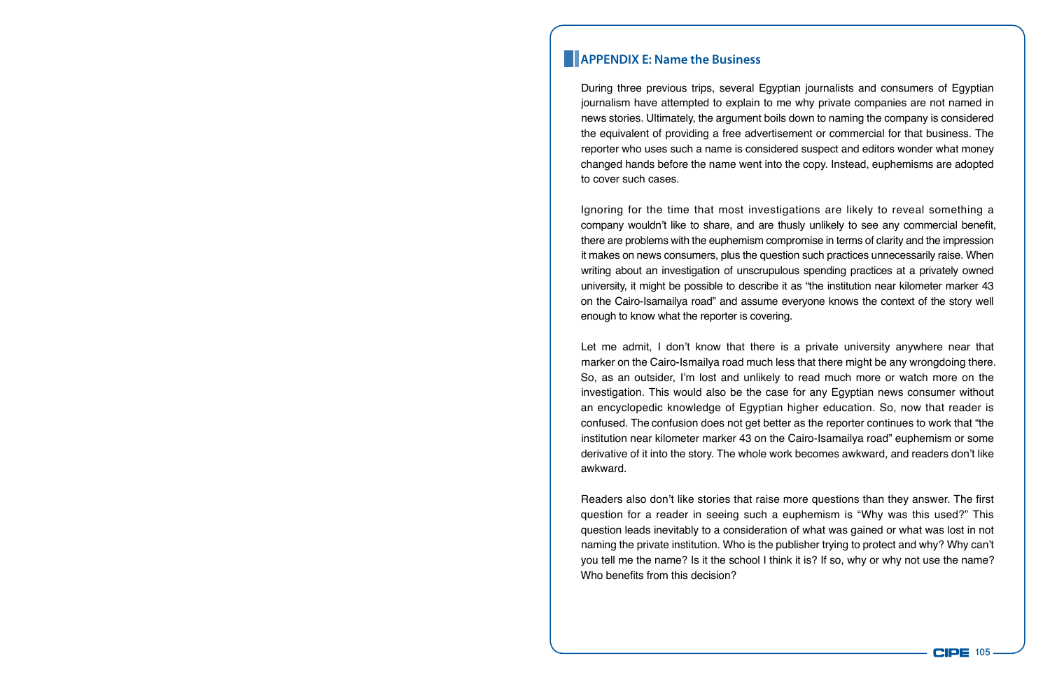## APPENDIX E: Name the Business

During three previous trips, several Egyptian journalists and consumers of Egyptian journalism have attempted to explain to me why private companies are not named in news stories. Ultimately, the argument boils down to naming the company is considered the equivalent of providing a free advertisement or commercial for that business. The reporter who uses such a name is considered suspect and editors wonder what money changed hands before the name went into the copy. Instead, euphemisms are adopted to cover such cases.

Ignoring for the time that most investigations are likely to reveal something a company wouldn't like to share, and are thusly unlikely to see any commercial benefit, there are problems with the euphemism compromise in terms of clarity and the impression it makes on news consumers, plus the question such practices unnecessarily raise. When writing about an investigation of unscrupulous spending practices at a privately owned university, it might be possible to describe it as "the institution near kilometer marker 43 on the Cairo-Isamailya road" and assume everyone knows the context of the story well enough to know what the reporter is covering.

Let me admit, I don't know that there is a private university anywhere near that marker on the Cairo-Ismailya road much less that there might be any wrongdoing there. So, as an outsider, I'm lost and unlikely to read much more or watch more on the investigation. This would also be the case for any Egyptian news consumer without an encyclopedic knowledge of Egyptian higher education. So, now that reader is confused. The confusion does not get better as the reporter continues to work that "the institution near kilometer marker 43 on the Cairo-Isamailya road" euphemism or some derivative of it into the story. The whole work becomes awkward, and readers don't like awkward.

Readers also don't like stories that raise more questions than they answer. The first question for a reader in seeing such a euphemism is "Why was this used?" This question leads inevitably to a consideration of what was gained or what was lost in not naming the private institution. Who is the publisher trying to protect and why? Why can't you tell me the name? Is it the school I think it is? If so, why or why not use the name? Who benefits from this decision?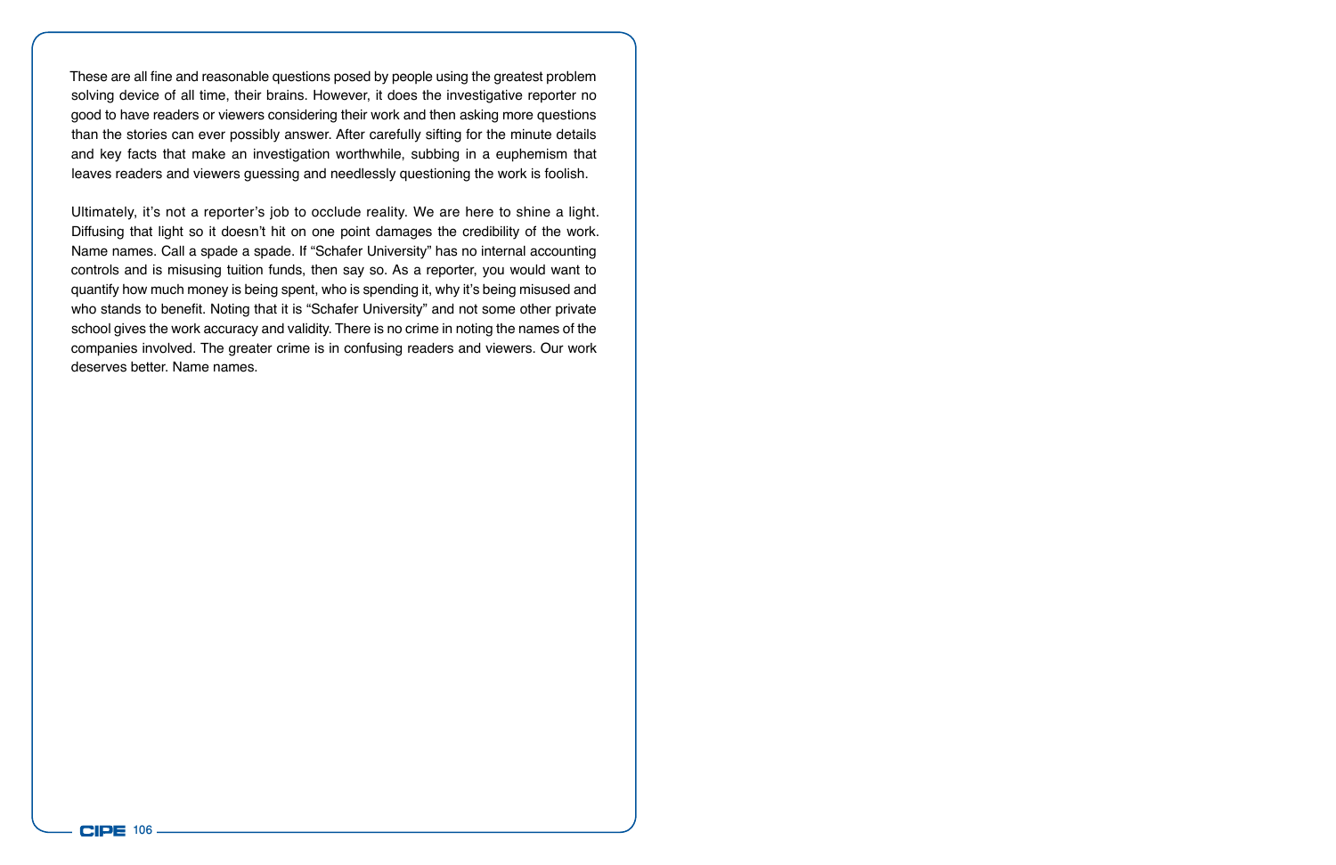These are all fine and reasonable questions posed by people using the greatest problem solving device of all time, their brains. However, it does the investigative reporter no good to have readers or viewers considering their work and then asking more questions than the stories can ever possibly answer. After carefully sifting for the minute details and key facts that make an investigation worthwhile, subbing in a euphemism that leaves readers and viewers guessing and needlessly questioning the work is foolish.

Ultimately, it's not a reporter's job to occlude reality. We are here to shine a light. Diffusing that light so it doesn't hit on one point damages the credibility of the work. Name names. Call a spade a spade. If "Schafer University" has no internal accounting controls and is misusing tuition funds, then say so. As a reporter, you would want to quantify how much money is being spent, who is spending it, why it's being misused and who stands to benefit. Noting that it is "Schafer University" and not some other private school gives the work accuracy and validity. There is no crime in noting the names of the companies involved. The greater crime is in confusing readers and viewers. Our work deserves better. Name names.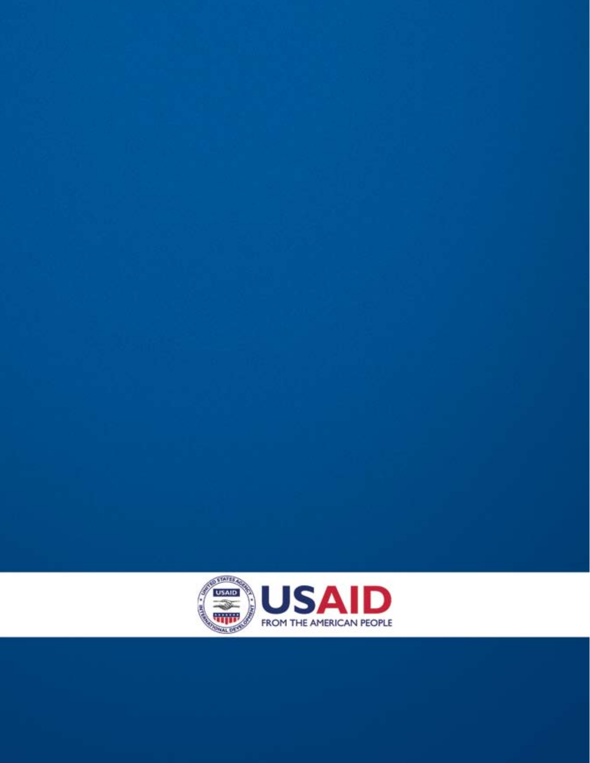USAID

FROM THE AMERICAN PEOPLE